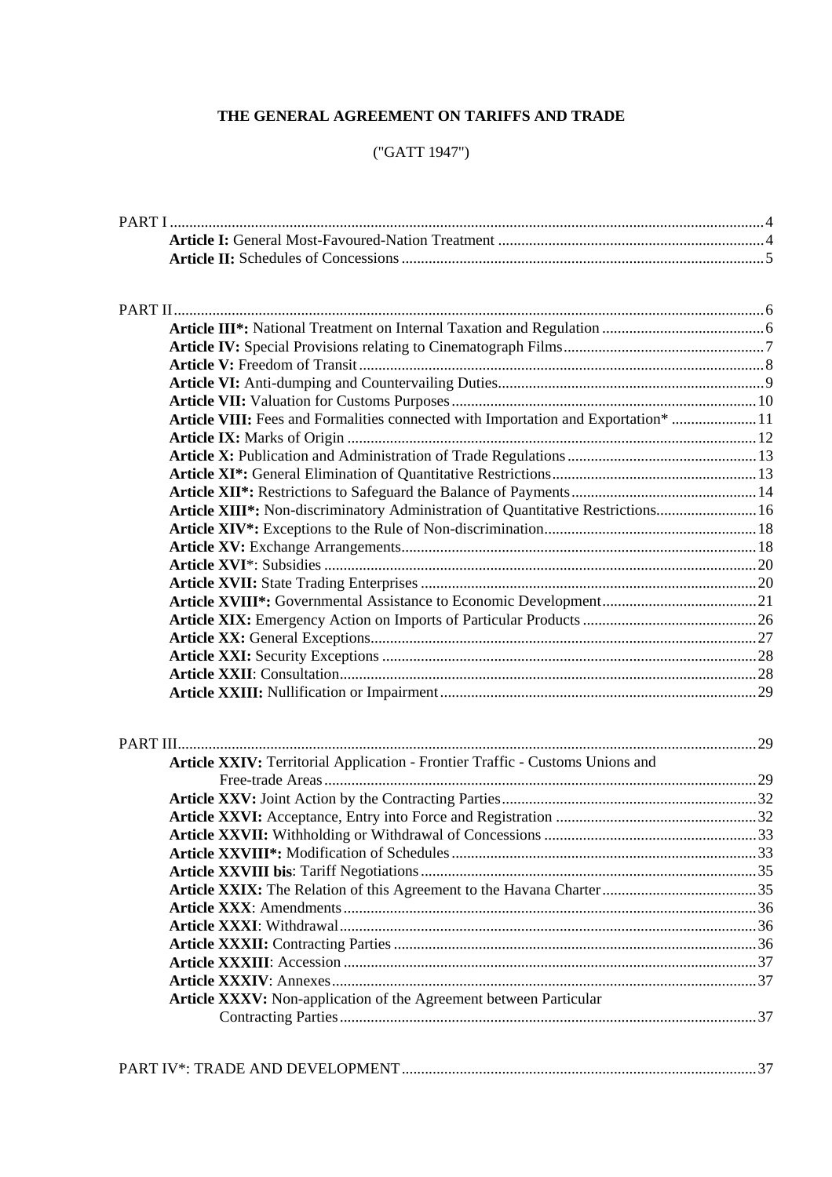# THE GENERAL AGREEMENT ON TARIFFS AND TRADE

("GATT 1947")

PART I ... 4
- **Article I:** General Most-Favoured-Nation Treatment ... 4
- **Article II:** Schedules of Concessions ... 5

PART II ... 6
- **Article III*:** National Treatment on Internal Taxation and Regulation ... 6
- **Article IV:** Special Provisions relating to Cinematograph Films ... 7
- **Article V:** Freedom of Transit ... 8
- **Article VI:** Anti-dumping and Countervailing Duties ... 9
- **Article VII:** Valuation for Customs Purposes ... 10
- **Article VIII:** Fees and Formalities connected with Importation and Exportation* ... 11
- **Article IX:** Marks of Origin ... 12
- **Article X:** Publication and Administration of Trade Regulations ... 13
- **Article XI*:** General Elimination of Quantitative Restrictions ... 13
- **Article XII*:** Restrictions to Safeguard the Balance of Payments ... 14
- **Article XIII*:** Non-discriminatory Administration of Quantitative Restrictions ... 16
- **Article XIV*:** Exceptions to the Rule of Non-discrimination ... 18
- **Article XV:** Exchange Arrangements ... 18
- **Article XVI***: Subsidies ... 20
- **Article XVII:** State Trading Enterprises ... 20
- **Article XVIII*:** Governmental Assistance to Economic Development ... 21
- **Article XIX:** Emergency Action on Imports of Particular Products ... 26
- **Article XX:** General Exceptions ... 27
- **Article XXI:** Security Exceptions ... 28
- **Article XXII**: Consultation ... 28
- **Article XXIII:** Nullification or Impairment ... 29

PART III ... 29
- **Article XXIV:** Territorial Application - Frontier Traffic - Customs Unions and Free-trade Areas ... 29
- **Article XXV:** Joint Action by the Contracting Parties ... 32
- **Article XXVI:** Acceptance, Entry into Force and Registration ... 32
- **Article XXVII:** Withholding or Withdrawal of Concessions ... 33
- **Article XXVIII*:** Modification of Schedules ... 33
- **Article XXVIII bis**: Tariff Negotiations ... 35
- **Article XXIX:** The Relation of this Agreement to the Havana Charter ... 35
- **Article XXX**: Amendments ... 36
- **Article XXXI**: Withdrawal ... 36
- **Article XXXII:** Contracting Parties ... 36
- **Article XXXIII**: Accession ... 37
- **Article XXXIV**: Annexes ... 37
- **Article XXXV:** Non-application of the Agreement between Particular Contracting Parties ... 37

PART IV*: TRADE AND DEVELOPMENT ... 37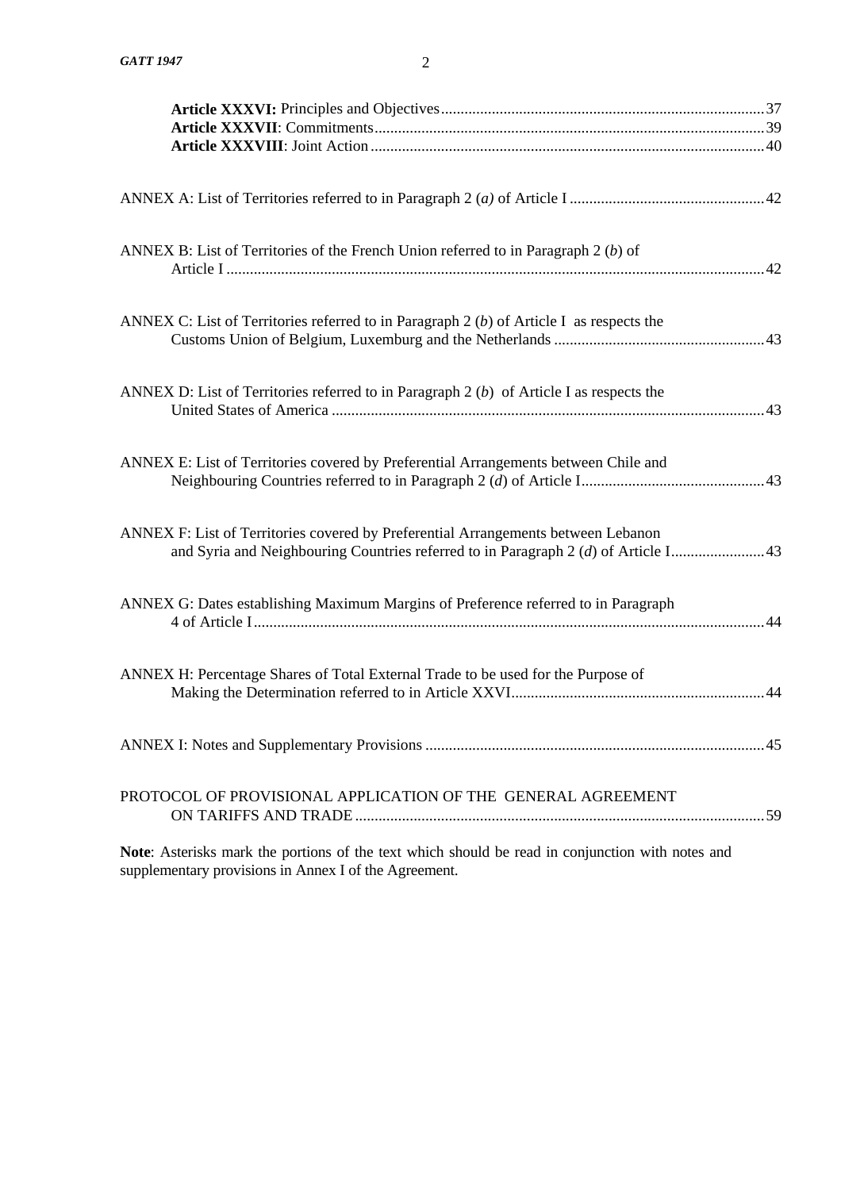**Article XXXVI:** Principles and Objectives .......... 37
**Article XXXVII**: Commitments .......... 39
**Article XXXVIII**: Joint Action .......... 40

ANNEX A: List of Territories referred to in Paragraph 2 (*a)* of Article I .......... 42

ANNEX B: List of Territories of the French Union referred to in Paragraph 2 (*b*) of Article I .......... 42

ANNEX C: List of Territories referred to in Paragraph 2 (*b*) of Article I as respects the Customs Union of Belgium, Luxemburg and the Netherlands .......... 43

ANNEX D: List of Territories referred to in Paragraph 2 (*b*) of Article I as respects the United States of America .......... 43

ANNEX E: List of Territories covered by Preferential Arrangements between Chile and Neighbouring Countries referred to in Paragraph 2 (*d*) of Article I .......... 43

ANNEX F: List of Territories covered by Preferential Arrangements between Lebanon and Syria and Neighbouring Countries referred to in Paragraph 2 (*d*) of Article I .......... 43

ANNEX G: Dates establishing Maximum Margins of Preference referred to in Paragraph 4 of Article I .......... 44

ANNEX H: Percentage Shares of Total External Trade to be used for the Purpose of Making the Determination referred to in Article XXVI .......... 44

ANNEX I: Notes and Supplementary Provisions .......... 45

PROTOCOL OF PROVISIONAL APPLICATION OF THE GENERAL AGREEMENT ON TARIFFS AND TRADE .......... 59

**Note**: Asterisks mark the portions of the text which should be read in conjunction with notes and supplementary provisions in Annex I of the Agreement.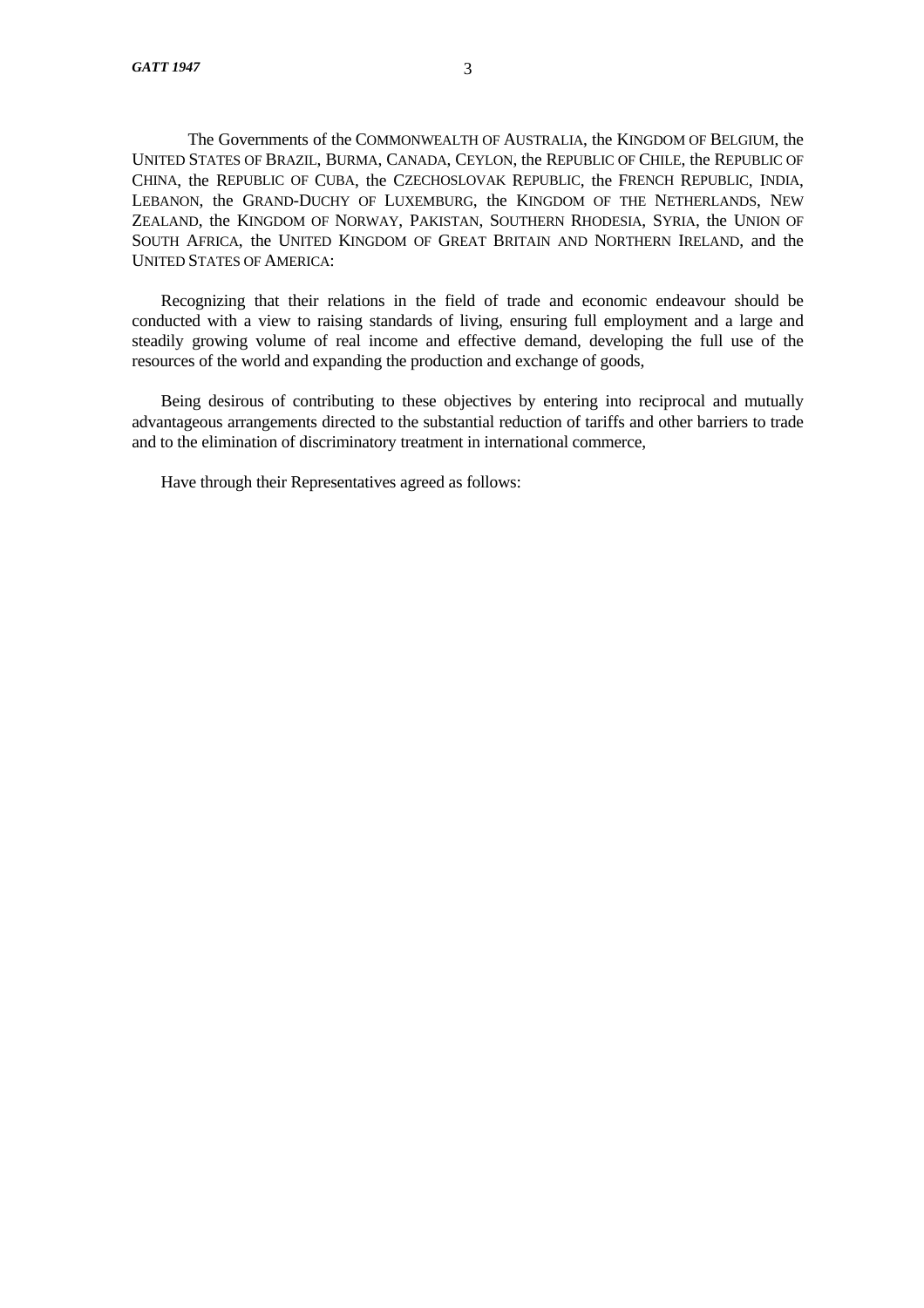The Governments of the COMMONWEALTH OF AUSTRALIA, the KINGDOM OF BELGIUM, the UNITED STATES OF BRAZIL, BURMA, CANADA, CEYLON, the REPUBLIC OF CHILE, the REPUBLIC OF CHINA, the REPUBLIC OF CUBA, the CZECHOSLOVAK REPUBLIC, the FRENCH REPUBLIC, INDIA, LEBANON, the GRAND-DUCHY OF LUXEMBURG, the KINGDOM OF THE NETHERLANDS, NEW ZEALAND, the KINGDOM OF NORWAY, PAKISTAN, SOUTHERN RHODESIA, SYRIA, the UNION OF SOUTH AFRICA, the UNITED KINGDOM OF GREAT BRITAIN AND NORTHERN IRELAND, and the UNITED STATES OF AMERICA:

Recognizing that their relations in the field of trade and economic endeavour should be conducted with a view to raising standards of living, ensuring full employment and a large and steadily growing volume of real income and effective demand, developing the full use of the resources of the world and expanding the production and exchange of goods,

Being desirous of contributing to these objectives by entering into reciprocal and mutually advantageous arrangements directed to the substantial reduction of tariffs and other barriers to trade and to the elimination of discriminatory treatment in international commerce,

Have through their Representatives agreed as follows: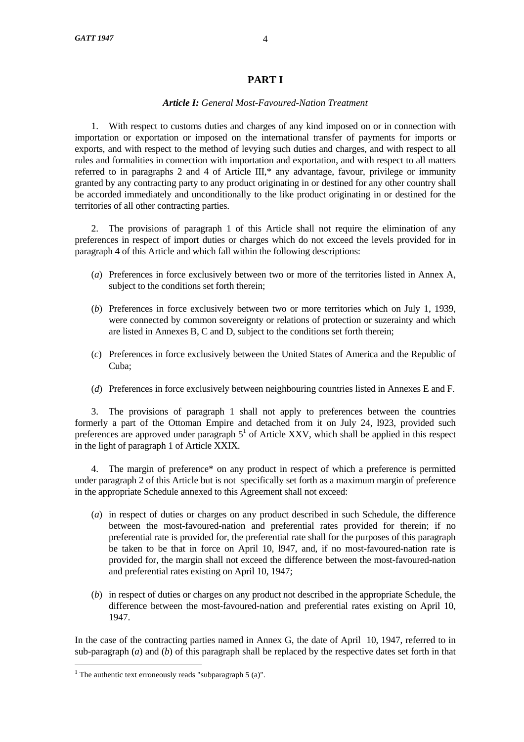# PART I

### *Article I:* *General Most-Favoured-Nation Treatment*

1. With respect to customs duties and charges of any kind imposed on or in connection with importation or exportation or imposed on the international transfer of payments for imports or exports, and with respect to the method of levying such duties and charges, and with respect to all rules and formalities in connection with importation and exportation, and with respect to all matters referred to in paragraphs 2 and 4 of Article III,* any advantage, favour, privilege or immunity granted by any contracting party to any product originating in or destined for any other country shall be accorded immediately and unconditionally to the like product originating in or destined for the territories of all other contracting parties.

2. The provisions of paragraph 1 of this Article shall not require the elimination of any preferences in respect of import duties or charges which do not exceed the levels provided for in paragraph 4 of this Article and which fall within the following descriptions:

(*a*) Preferences in force exclusively between two or more of the territories listed in Annex A, subject to the conditions set forth therein;

(*b*) Preferences in force exclusively between two or more territories which on July 1, 1939, were connected by common sovereignty or relations of protection or suzerainty and which are listed in Annexes B, C and D, subject to the conditions set forth therein;

(*c*) Preferences in force exclusively between the United States of America and the Republic of Cuba;

(*d*) Preferences in force exclusively between neighbouring countries listed in Annexes E and F.

3. The provisions of paragraph 1 shall not apply to preferences between the countries formerly a part of the Ottoman Empire and detached from it on July 24, l923, provided such preferences are approved under paragraph 5[1] of Article XXV, which shall be applied in this respect in the light of paragraph 1 of Article XXIX.

4. The margin of preference* on any product in respect of which a preference is permitted under paragraph 2 of this Article but is not specifically set forth as a maximum margin of preference in the appropriate Schedule annexed to this Agreement shall not exceed:

(*a*) in respect of duties or charges on any product described in such Schedule, the difference between the most-favoured-nation and preferential rates provided for therein; if no preferential rate is provided for, the preferential rate shall for the purposes of this paragraph be taken to be that in force on April 10, l947, and, if no most-favoured-nation rate is provided for, the margin shall not exceed the difference between the most-favoured-nation and preferential rates existing on April 10, 1947;

(*b*) in respect of duties or charges on any product not described in the appropriate Schedule, the difference between the most-favoured-nation and preferential rates existing on April 10, 1947.

In the case of the contracting parties named in Annex G, the date of April 10, 1947, referred to in sub-paragraph (*a*) and (*b*) of this paragraph shall be replaced by the respective dates set forth in that

[1] The authentic text erroneously reads "subparagraph 5 (a)".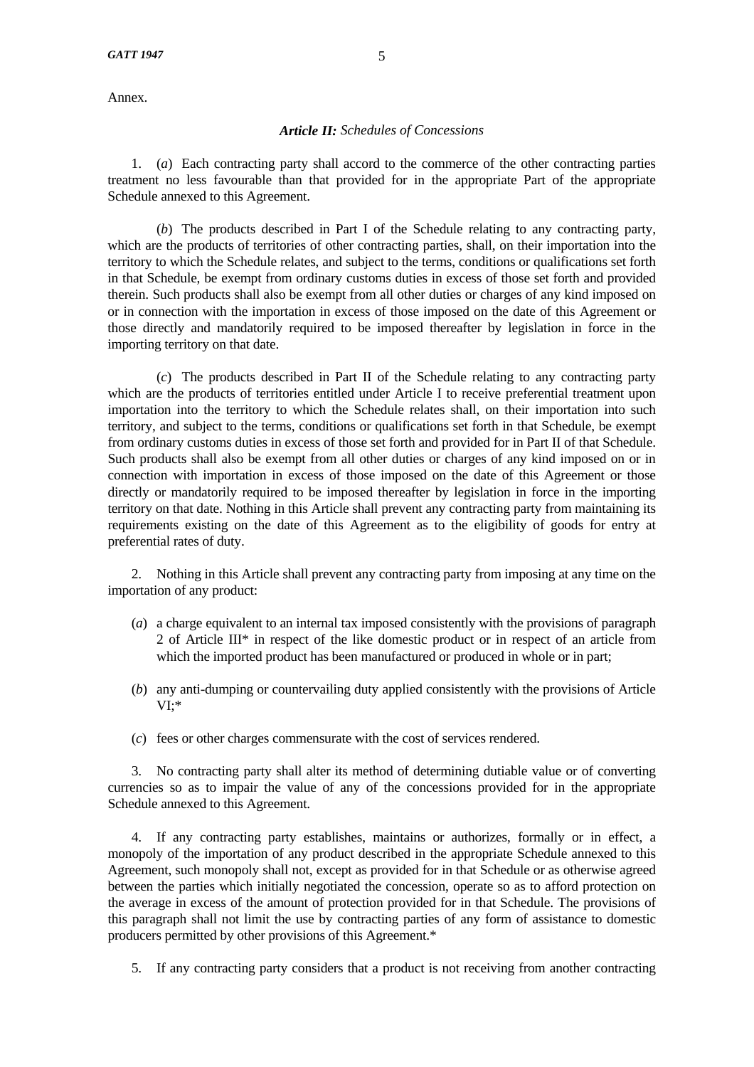Annex.

### *Article II: Schedules of Concessions*

1. (*a*) Each contracting party shall accord to the commerce of the other contracting parties treatment no less favourable than that provided for in the appropriate Part of the appropriate Schedule annexed to this Agreement.

(*b*) The products described in Part I of the Schedule relating to any contracting party, which are the products of territories of other contracting parties, shall, on their importation into the territory to which the Schedule relates, and subject to the terms, conditions or qualifications set forth in that Schedule, be exempt from ordinary customs duties in excess of those set forth and provided therein. Such products shall also be exempt from all other duties or charges of any kind imposed on or in connection with the importation in excess of those imposed on the date of this Agreement or those directly and mandatorily required to be imposed thereafter by legislation in force in the importing territory on that date.

(*c*) The products described in Part II of the Schedule relating to any contracting party which are the products of territories entitled under Article I to receive preferential treatment upon importation into the territory to which the Schedule relates shall, on their importation into such territory, and subject to the terms, conditions or qualifications set forth in that Schedule, be exempt from ordinary customs duties in excess of those set forth and provided for in Part II of that Schedule. Such products shall also be exempt from all other duties or charges of any kind imposed on or in connection with importation in excess of those imposed on the date of this Agreement or those directly or mandatorily required to be imposed thereafter by legislation in force in the importing territory on that date. Nothing in this Article shall prevent any contracting party from maintaining its requirements existing on the date of this Agreement as to the eligibility of goods for entry at preferential rates of duty.

2. Nothing in this Article shall prevent any contracting party from imposing at any time on the importation of any product:

(*a*) a charge equivalent to an internal tax imposed consistently with the provisions of paragraph 2 of Article III* in respect of the like domestic product or in respect of an article from which the imported product has been manufactured or produced in whole or in part;

(*b*) any anti-dumping or countervailing duty applied consistently with the provisions of Article VI;*

(*c*) fees or other charges commensurate with the cost of services rendered.

3. No contracting party shall alter its method of determining dutiable value or of converting currencies so as to impair the value of any of the concessions provided for in the appropriate Schedule annexed to this Agreement.

4. If any contracting party establishes, maintains or authorizes, formally or in effect, a monopoly of the importation of any product described in the appropriate Schedule annexed to this Agreement, such monopoly shall not, except as provided for in that Schedule or as otherwise agreed between the parties which initially negotiated the concession, operate so as to afford protection on the average in excess of the amount of protection provided for in that Schedule. The provisions of this paragraph shall not limit the use by contracting parties of any form of assistance to domestic producers permitted by other provisions of this Agreement.*

5. If any contracting party considers that a product is not receiving from another contracting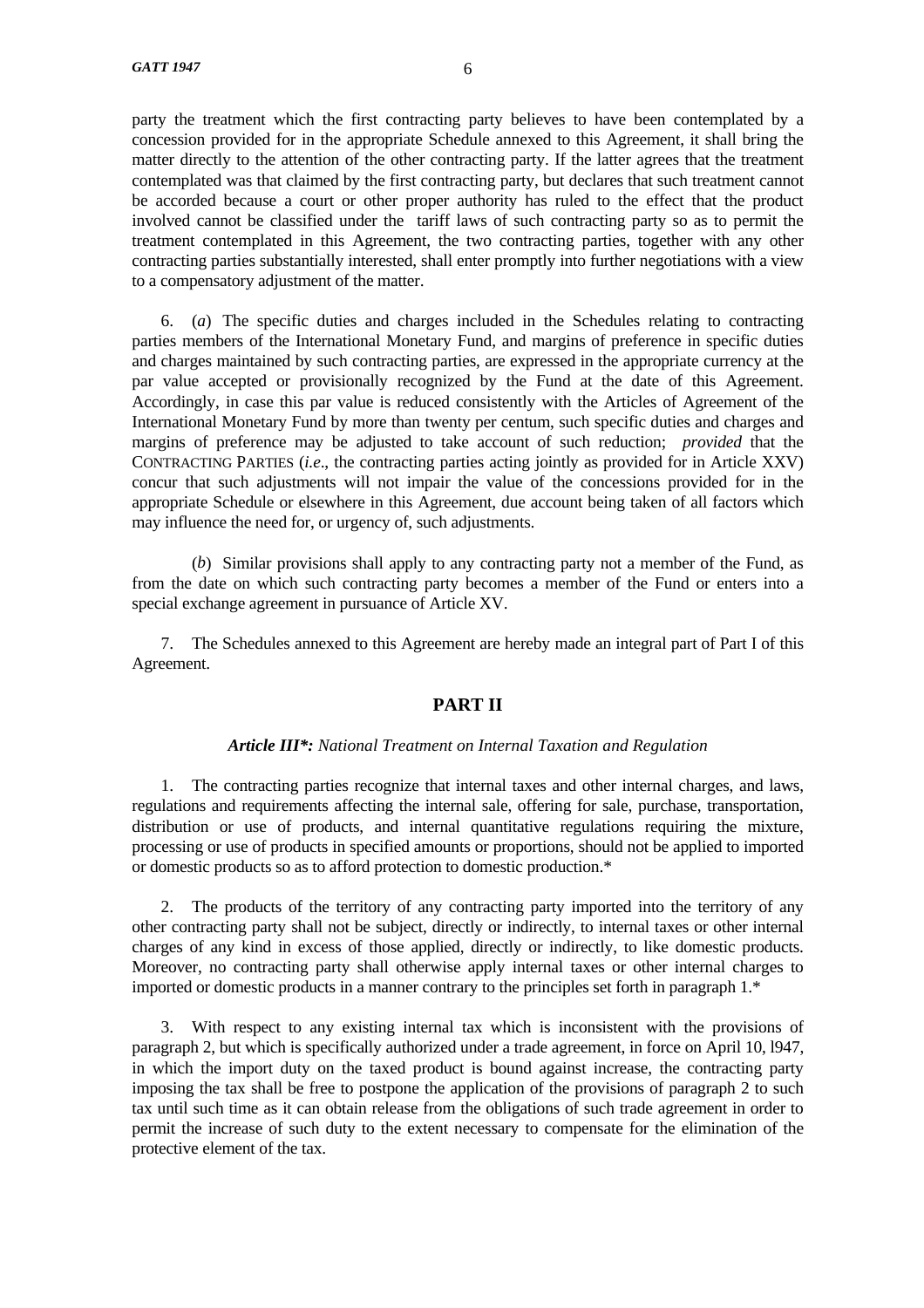party the treatment which the first contracting party believes to have been contemplated by a concession provided for in the appropriate Schedule annexed to this Agreement, it shall bring the matter directly to the attention of the other contracting party. If the latter agrees that the treatment contemplated was that claimed by the first contracting party, but declares that such treatment cannot be accorded because a court or other proper authority has ruled to the effect that the product involved cannot be classified under the tariff laws of such contracting party so as to permit the treatment contemplated in this Agreement, the two contracting parties, together with any other contracting parties substantially interested, shall enter promptly into further negotiations with a view to a compensatory adjustment of the matter.

6. (*a*) The specific duties and charges included in the Schedules relating to contracting parties members of the International Monetary Fund, and margins of preference in specific duties and charges maintained by such contracting parties, are expressed in the appropriate currency at the par value accepted or provisionally recognized by the Fund at the date of this Agreement. Accordingly, in case this par value is reduced consistently with the Articles of Agreement of the International Monetary Fund by more than twenty per centum, such specific duties and charges and margins of preference may be adjusted to take account of such reduction; *provided* that the CONTRACTING PARTIES (*i.e*., the contracting parties acting jointly as provided for in Article XXV) concur that such adjustments will not impair the value of the concessions provided for in the appropriate Schedule or elsewhere in this Agreement, due account being taken of all factors which may influence the need for, or urgency of, such adjustments.

(*b*) Similar provisions shall apply to any contracting party not a member of the Fund, as from the date on which such contracting party becomes a member of the Fund or enters into a special exchange agreement in pursuance of Article XV.

7. The Schedules annexed to this Agreement are hereby made an integral part of Part I of this Agreement.

## PART II

### *Article III\*: National Treatment on Internal Taxation and Regulation*

1. The contracting parties recognize that internal taxes and other internal charges, and laws, regulations and requirements affecting the internal sale, offering for sale, purchase, transportation, distribution or use of products, and internal quantitative regulations requiring the mixture, processing or use of products in specified amounts or proportions, should not be applied to imported or domestic products so as to afford protection to domestic production.*

2. The products of the territory of any contracting party imported into the territory of any other contracting party shall not be subject, directly or indirectly, to internal taxes or other internal charges of any kind in excess of those applied, directly or indirectly, to like domestic products. Moreover, no contracting party shall otherwise apply internal taxes or other internal charges to imported or domestic products in a manner contrary to the principles set forth in paragraph 1.*

3. With respect to any existing internal tax which is inconsistent with the provisions of paragraph 2, but which is specifically authorized under a trade agreement, in force on April 10, l947, in which the import duty on the taxed product is bound against increase, the contracting party imposing the tax shall be free to postpone the application of the provisions of paragraph 2 to such tax until such time as it can obtain release from the obligations of such trade agreement in order to permit the increase of such duty to the extent necessary to compensate for the elimination of the protective element of the tax.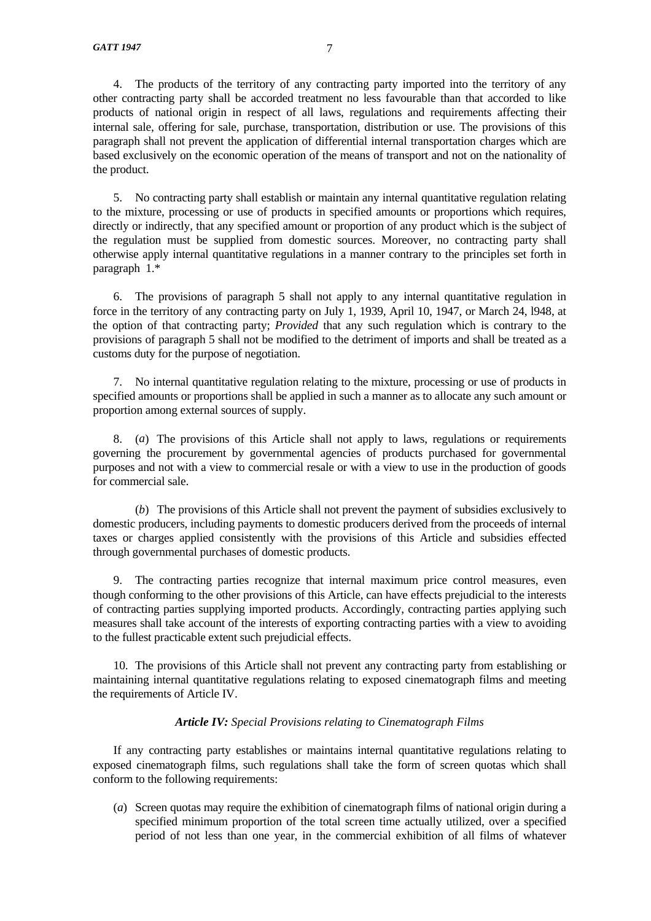4. The products of the territory of any contracting party imported into the territory of any other contracting party shall be accorded treatment no less favourable than that accorded to like products of national origin in respect of all laws, regulations and requirements affecting their internal sale, offering for sale, purchase, transportation, distribution or use. The provisions of this paragraph shall not prevent the application of differential internal transportation charges which are based exclusively on the economic operation of the means of transport and not on the nationality of the product.

5. No contracting party shall establish or maintain any internal quantitative regulation relating to the mixture, processing or use of products in specified amounts or proportions which requires, directly or indirectly, that any specified amount or proportion of any product which is the subject of the regulation must be supplied from domestic sources. Moreover, no contracting party shall otherwise apply internal quantitative regulations in a manner contrary to the principles set forth in paragraph 1.*

6. The provisions of paragraph 5 shall not apply to any internal quantitative regulation in force in the territory of any contracting party on July 1, 1939, April 10, 1947, or March 24, l948, at the option of that contracting party; *Provided* that any such regulation which is contrary to the provisions of paragraph 5 shall not be modified to the detriment of imports and shall be treated as a customs duty for the purpose of negotiation.

7. No internal quantitative regulation relating to the mixture, processing or use of products in specified amounts or proportions shall be applied in such a manner as to allocate any such amount or proportion among external sources of supply.

8. (*a*) The provisions of this Article shall not apply to laws, regulations or requirements governing the procurement by governmental agencies of products purchased for governmental purposes and not with a view to commercial resale or with a view to use in the production of goods for commercial sale.

(*b*) The provisions of this Article shall not prevent the payment of subsidies exclusively to domestic producers, including payments to domestic producers derived from the proceeds of internal taxes or charges applied consistently with the provisions of this Article and subsidies effected through governmental purchases of domestic products.

9. The contracting parties recognize that internal maximum price control measures, even though conforming to the other provisions of this Article, can have effects prejudicial to the interests of contracting parties supplying imported products. Accordingly, contracting parties applying such measures shall take account of the interests of exporting contracting parties with a view to avoiding to the fullest practicable extent such prejudicial effects.

10. The provisions of this Article shall not prevent any contracting party from establishing or maintaining internal quantitative regulations relating to exposed cinematograph films and meeting the requirements of Article IV.

### ***Article IV:*** *Special Provisions relating to Cinematograph Films*

If any contracting party establishes or maintains internal quantitative regulations relating to exposed cinematograph films, such regulations shall take the form of screen quotas which shall conform to the following requirements:

(*a*) Screen quotas may require the exhibition of cinematograph films of national origin during a specified minimum proportion of the total screen time actually utilized, over a specified period of not less than one year, in the commercial exhibition of all films of whatever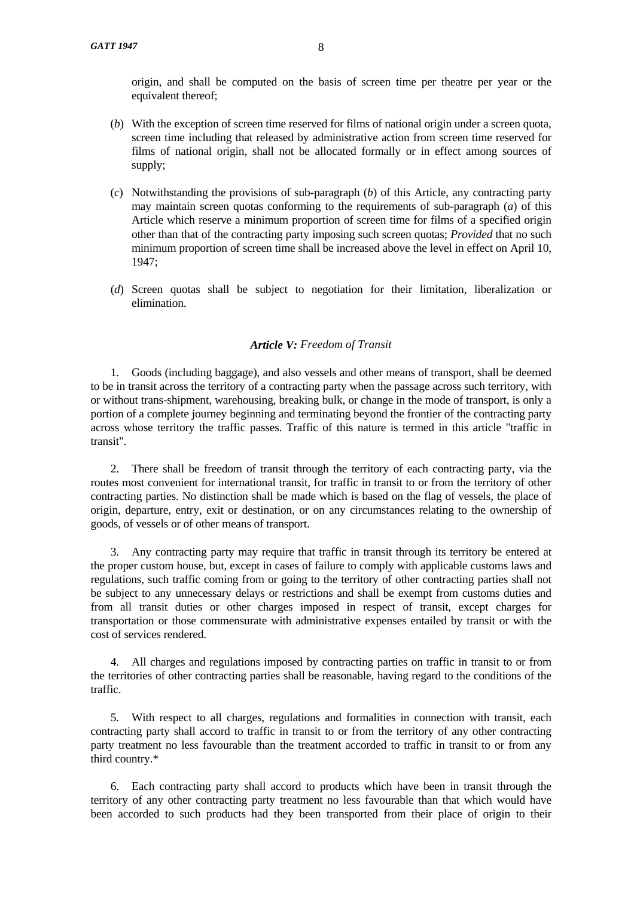origin, and shall be computed on the basis of screen time per theatre per year or the equivalent thereof;

(*b*) With the exception of screen time reserved for films of national origin under a screen quota, screen time including that released by administrative action from screen time reserved for films of national origin, shall not be allocated formally or in effect among sources of supply;

(*c*) Notwithstanding the provisions of sub-paragraph (*b*) of this Article, any contracting party may maintain screen quotas conforming to the requirements of sub-paragraph (*a*) of this Article which reserve a minimum proportion of screen time for films of a specified origin other than that of the contracting party imposing such screen quotas; *Provided* that no such minimum proportion of screen time shall be increased above the level in effect on April 10, 1947;

(*d*) Screen quotas shall be subject to negotiation for their limitation, liberalization or elimination.

### ***Article V:*** *Freedom of Transit*

1. Goods (including baggage), and also vessels and other means of transport, shall be deemed to be in transit across the territory of a contracting party when the passage across such territory, with or without trans-shipment, warehousing, breaking bulk, or change in the mode of transport, is only a portion of a complete journey beginning and terminating beyond the frontier of the contracting party across whose territory the traffic passes. Traffic of this nature is termed in this article "traffic in transit".

2. There shall be freedom of transit through the territory of each contracting party, via the routes most convenient for international transit, for traffic in transit to or from the territory of other contracting parties. No distinction shall be made which is based on the flag of vessels, the place of origin, departure, entry, exit or destination, or on any circumstances relating to the ownership of goods, of vessels or of other means of transport.

3. Any contracting party may require that traffic in transit through its territory be entered at the proper custom house, but, except in cases of failure to comply with applicable customs laws and regulations, such traffic coming from or going to the territory of other contracting parties shall not be subject to any unnecessary delays or restrictions and shall be exempt from customs duties and from all transit duties or other charges imposed in respect of transit, except charges for transportation or those commensurate with administrative expenses entailed by transit or with the cost of services rendered.

4. All charges and regulations imposed by contracting parties on traffic in transit to or from the territories of other contracting parties shall be reasonable, having regard to the conditions of the traffic.

5. With respect to all charges, regulations and formalities in connection with transit, each contracting party shall accord to traffic in transit to or from the territory of any other contracting party treatment no less favourable than the treatment accorded to traffic in transit to or from any third country.*

6. Each contracting party shall accord to products which have been in transit through the territory of any other contracting party treatment no less favourable than that which would have been accorded to such products had they been transported from their place of origin to their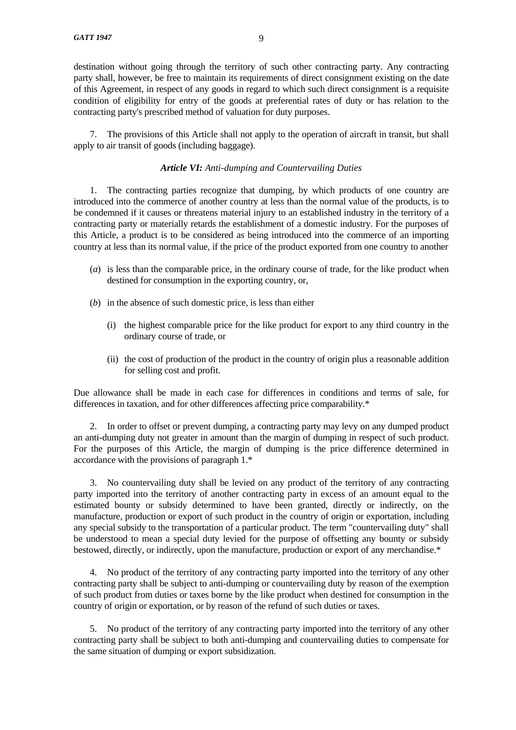destination without going through the territory of such other contracting party. Any contracting party shall, however, be free to maintain its requirements of direct consignment existing on the date of this Agreement, in respect of any goods in regard to which such direct consignment is a requisite condition of eligibility for entry of the goods at preferential rates of duty or has relation to the contracting party's prescribed method of valuation for duty purposes.

7. The provisions of this Article shall not apply to the operation of aircraft in transit, but shall apply to air transit of goods (including baggage).

### ***Article VI:*** *Anti-dumping and Countervailing Duties*

1. The contracting parties recognize that dumping, by which products of one country are introduced into the commerce of another country at less than the normal value of the products, is to be condemned if it causes or threatens material injury to an established industry in the territory of a contracting party or materially retards the establishment of a domestic industry. For the purposes of this Article, a product is to be considered as being introduced into the commerce of an importing country at less than its normal value, if the price of the product exported from one country to another

(*a*) is less than the comparable price, in the ordinary course of trade, for the like product when destined for consumption in the exporting country, or,

(*b*) in the absence of such domestic price, is less than either

  (i) the highest comparable price for the like product for export to any third country in the ordinary course of trade, or

  (ii) the cost of production of the product in the country of origin plus a reasonable addition for selling cost and profit.

Due allowance shall be made in each case for differences in conditions and terms of sale, for differences in taxation, and for other differences affecting price comparability.*

2. In order to offset or prevent dumping, a contracting party may levy on any dumped product an anti-dumping duty not greater in amount than the margin of dumping in respect of such product. For the purposes of this Article, the margin of dumping is the price difference determined in accordance with the provisions of paragraph 1.*

3. No countervailing duty shall be levied on any product of the territory of any contracting party imported into the territory of another contracting party in excess of an amount equal to the estimated bounty or subsidy determined to have been granted, directly or indirectly, on the manufacture, production or export of such product in the country of origin or exportation, including any special subsidy to the transportation of a particular product. The term "countervailing duty" shall be understood to mean a special duty levied for the purpose of offsetting any bounty or subsidy bestowed, directly, or indirectly, upon the manufacture, production or export of any merchandise.*

4. No product of the territory of any contracting party imported into the territory of any other contracting party shall be subject to anti-dumping or countervailing duty by reason of the exemption of such product from duties or taxes borne by the like product when destined for consumption in the country of origin or exportation, or by reason of the refund of such duties or taxes.

5. No product of the territory of any contracting party imported into the territory of any other contracting party shall be subject to both anti-dumping and countervailing duties to compensate for the same situation of dumping or export subsidization.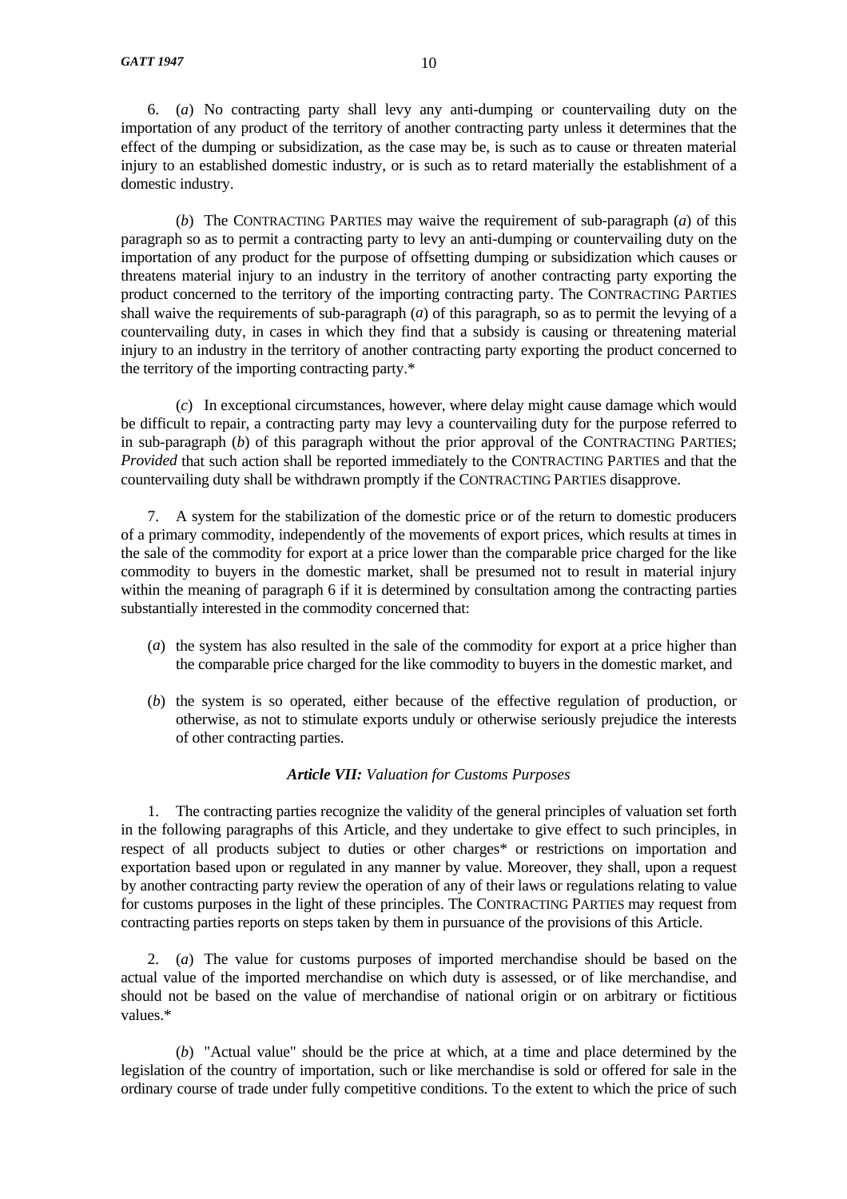6. (*a*) No contracting party shall levy any anti-dumping or countervailing duty on the importation of any product of the territory of another contracting party unless it determines that the effect of the dumping or subsidization, as the case may be, is such as to cause or threaten material injury to an established domestic industry, or is such as to retard materially the establishment of a domestic industry.

(*b*) The CONTRACTING PARTIES may waive the requirement of sub-paragraph (*a*) of this paragraph so as to permit a contracting party to levy an anti-dumping or countervailing duty on the importation of any product for the purpose of offsetting dumping or subsidization which causes or threatens material injury to an industry in the territory of another contracting party exporting the product concerned to the territory of the importing contracting party. The CONTRACTING PARTIES shall waive the requirements of sub-paragraph (*a*) of this paragraph, so as to permit the levying of a countervailing duty, in cases in which they find that a subsidy is causing or threatening material injury to an industry in the territory of another contracting party exporting the product concerned to the territory of the importing contracting party.*

(*c*) In exceptional circumstances, however, where delay might cause damage which would be difficult to repair, a contracting party may levy a countervailing duty for the purpose referred to in sub-paragraph (*b*) of this paragraph without the prior approval of the CONTRACTING PARTIES; *Provided* that such action shall be reported immediately to the CONTRACTING PARTIES and that the countervailing duty shall be withdrawn promptly if the CONTRACTING PARTIES disapprove.

7. A system for the stabilization of the domestic price or of the return to domestic producers of a primary commodity, independently of the movements of export prices, which results at times in the sale of the commodity for export at a price lower than the comparable price charged for the like commodity to buyers in the domestic market, shall be presumed not to result in material injury within the meaning of paragraph 6 if it is determined by consultation among the contracting parties substantially interested in the commodity concerned that:

(*a*) the system has also resulted in the sale of the commodity for export at a price higher than the comparable price charged for the like commodity to buyers in the domestic market, and

(*b*) the system is so operated, either because of the effective regulation of production, or otherwise, as not to stimulate exports unduly or otherwise seriously prejudice the interests of other contracting parties.

### ***Article VII:*** *Valuation for Customs Purposes*

1. The contracting parties recognize the validity of the general principles of valuation set forth in the following paragraphs of this Article, and they undertake to give effect to such principles, in respect of all products subject to duties or other charges* or restrictions on importation and exportation based upon or regulated in any manner by value. Moreover, they shall, upon a request by another contracting party review the operation of any of their laws or regulations relating to value for customs purposes in the light of these principles. The CONTRACTING PARTIES may request from contracting parties reports on steps taken by them in pursuance of the provisions of this Article.

2. (*a*) The value for customs purposes of imported merchandise should be based on the actual value of the imported merchandise on which duty is assessed, or of like merchandise, and should not be based on the value of merchandise of national origin or on arbitrary or fictitious values.*

(*b*) "Actual value" should be the price at which, at a time and place determined by the legislation of the country of importation, such or like merchandise is sold or offered for sale in the ordinary course of trade under fully competitive conditions. To the extent to which the price of such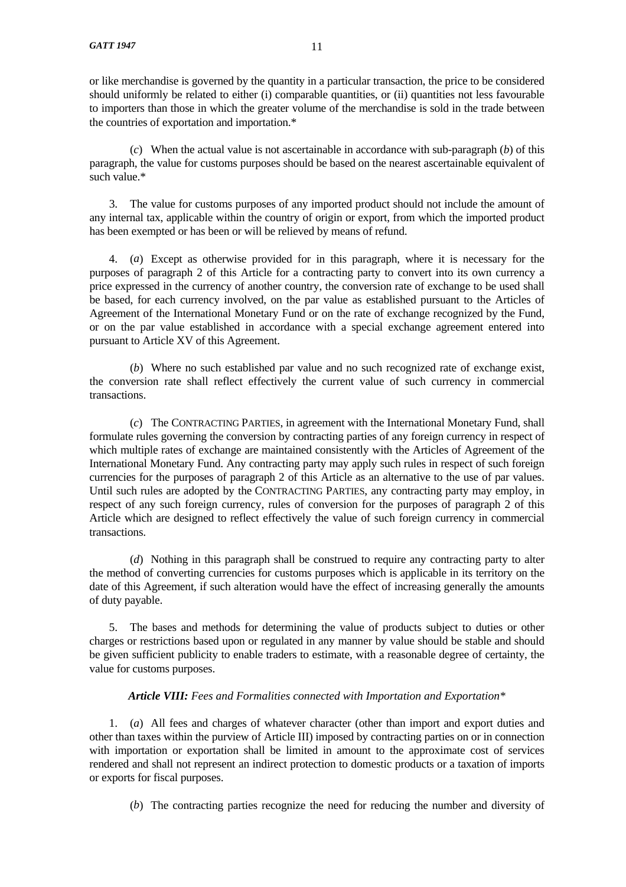or like merchandise is governed by the quantity in a particular transaction, the price to be considered should uniformly be related to either (i) comparable quantities, or (ii) quantities not less favourable to importers than those in which the greater volume of the merchandise is sold in the trade between the countries of exportation and importation.*

(*c*) When the actual value is not ascertainable in accordance with sub-paragraph (*b*) of this paragraph, the value for customs purposes should be based on the nearest ascertainable equivalent of such value.*

3. The value for customs purposes of any imported product should not include the amount of any internal tax, applicable within the country of origin or export, from which the imported product has been exempted or has been or will be relieved by means of refund.

4. (*a*) Except as otherwise provided for in this paragraph, where it is necessary for the purposes of paragraph 2 of this Article for a contracting party to convert into its own currency a price expressed in the currency of another country, the conversion rate of exchange to be used shall be based, for each currency involved, on the par value as established pursuant to the Articles of Agreement of the International Monetary Fund or on the rate of exchange recognized by the Fund, or on the par value established in accordance with a special exchange agreement entered into pursuant to Article XV of this Agreement.

(*b*) Where no such established par value and no such recognized rate of exchange exist, the conversion rate shall reflect effectively the current value of such currency in commercial transactions.

(*c*) The CONTRACTING PARTIES, in agreement with the International Monetary Fund, shall formulate rules governing the conversion by contracting parties of any foreign currency in respect of which multiple rates of exchange are maintained consistently with the Articles of Agreement of the International Monetary Fund. Any contracting party may apply such rules in respect of such foreign currencies for the purposes of paragraph 2 of this Article as an alternative to the use of par values. Until such rules are adopted by the CONTRACTING PARTIES, any contracting party may employ, in respect of any such foreign currency, rules of conversion for the purposes of paragraph 2 of this Article which are designed to reflect effectively the value of such foreign currency in commercial transactions.

(*d*) Nothing in this paragraph shall be construed to require any contracting party to alter the method of converting currencies for customs purposes which is applicable in its territory on the date of this Agreement, if such alteration would have the effect of increasing generally the amounts of duty payable.

5. The bases and methods for determining the value of products subject to duties or other charges or restrictions based upon or regulated in any manner by value should be stable and should be given sufficient publicity to enable traders to estimate, with a reasonable degree of certainty, the value for customs purposes.

### ***Article VIII:*** *Fees and Formalities connected with Importation and Exportation**

1. (*a*) All fees and charges of whatever character (other than import and export duties and other than taxes within the purview of Article III) imposed by contracting parties on or in connection with importation or exportation shall be limited in amount to the approximate cost of services rendered and shall not represent an indirect protection to domestic products or a taxation of imports or exports for fiscal purposes.

(*b*) The contracting parties recognize the need for reducing the number and diversity of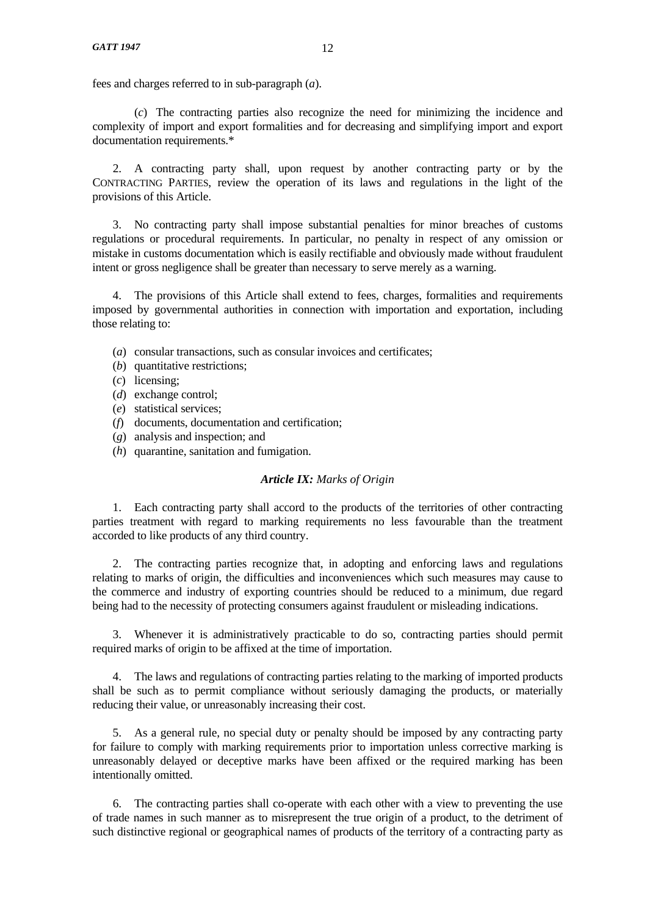fees and charges referred to in sub-paragraph (*a*).

(*c*) The contracting parties also recognize the need for minimizing the incidence and complexity of import and export formalities and for decreasing and simplifying import and export documentation requirements.*

2. A contracting party shall, upon request by another contracting party or by the CONTRACTING PARTIES, review the operation of its laws and regulations in the light of the provisions of this Article.

3. No contracting party shall impose substantial penalties for minor breaches of customs regulations or procedural requirements. In particular, no penalty in respect of any omission or mistake in customs documentation which is easily rectifiable and obviously made without fraudulent intent or gross negligence shall be greater than necessary to serve merely as a warning.

4. The provisions of this Article shall extend to fees, charges, formalities and requirements imposed by governmental authorities in connection with importation and exportation, including those relating to:

(*a*) consular transactions, such as consular invoices and certificates;
(*b*) quantitative restrictions;
(*c*) licensing;
(*d*) exchange control;
(*e*) statistical services;
(*f*) documents, documentation and certification;
(*g*) analysis and inspection; and
(*h*) quarantine, sanitation and fumigation.

### *Article IX: Marks of Origin*

1. Each contracting party shall accord to the products of the territories of other contracting parties treatment with regard to marking requirements no less favourable than the treatment accorded to like products of any third country.

2. The contracting parties recognize that, in adopting and enforcing laws and regulations relating to marks of origin, the difficulties and inconveniences which such measures may cause to the commerce and industry of exporting countries should be reduced to a minimum, due regard being had to the necessity of protecting consumers against fraudulent or misleading indications.

3. Whenever it is administratively practicable to do so, contracting parties should permit required marks of origin to be affixed at the time of importation.

4. The laws and regulations of contracting parties relating to the marking of imported products shall be such as to permit compliance without seriously damaging the products, or materially reducing their value, or unreasonably increasing their cost.

5. As a general rule, no special duty or penalty should be imposed by any contracting party for failure to comply with marking requirements prior to importation unless corrective marking is unreasonably delayed or deceptive marks have been affixed or the required marking has been intentionally omitted.

6. The contracting parties shall co-operate with each other with a view to preventing the use of trade names in such manner as to misrepresent the true origin of a product, to the detriment of such distinctive regional or geographical names of products of the territory of a contracting party as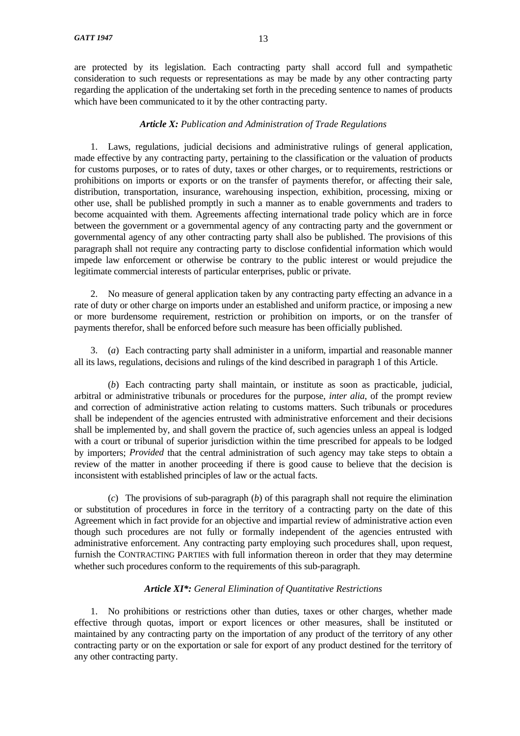are protected by its legislation. Each contracting party shall accord full and sympathetic consideration to such requests or representations as may be made by any other contracting party regarding the application of the undertaking set forth in the preceding sentence to names of products which have been communicated to it by the other contracting party.

### ***Article X:*** *Publication and Administration of Trade Regulations*

1. Laws, regulations, judicial decisions and administrative rulings of general application, made effective by any contracting party, pertaining to the classification or the valuation of products for customs purposes, or to rates of duty, taxes or other charges, or to requirements, restrictions or prohibitions on imports or exports or on the transfer of payments therefor, or affecting their sale, distribution, transportation, insurance, warehousing inspection, exhibition, processing, mixing or other use, shall be published promptly in such a manner as to enable governments and traders to become acquainted with them. Agreements affecting international trade policy which are in force between the government or a governmental agency of any contracting party and the government or governmental agency of any other contracting party shall also be published. The provisions of this paragraph shall not require any contracting party to disclose confidential information which would impede law enforcement or otherwise be contrary to the public interest or would prejudice the legitimate commercial interests of particular enterprises, public or private.

2. No measure of general application taken by any contracting party effecting an advance in a rate of duty or other charge on imports under an established and uniform practice, or imposing a new or more burdensome requirement, restriction or prohibition on imports, or on the transfer of payments therefor, shall be enforced before such measure has been officially published.

3. (*a*) Each contracting party shall administer in a uniform, impartial and reasonable manner all its laws, regulations, decisions and rulings of the kind described in paragraph 1 of this Article.

(*b*) Each contracting party shall maintain, or institute as soon as practicable, judicial, arbitral or administrative tribunals or procedures for the purpose, *inter alia*, of the prompt review and correction of administrative action relating to customs matters. Such tribunals or procedures shall be independent of the agencies entrusted with administrative enforcement and their decisions shall be implemented by, and shall govern the practice of, such agencies unless an appeal is lodged with a court or tribunal of superior jurisdiction within the time prescribed for appeals to be lodged by importers; *Provided* that the central administration of such agency may take steps to obtain a review of the matter in another proceeding if there is good cause to believe that the decision is inconsistent with established principles of law or the actual facts.

(*c*) The provisions of sub-paragraph (*b*) of this paragraph shall not require the elimination or substitution of procedures in force in the territory of a contracting party on the date of this Agreement which in fact provide for an objective and impartial review of administrative action even though such procedures are not fully or formally independent of the agencies entrusted with administrative enforcement. Any contracting party employing such procedures shall, upon request, furnish the CONTRACTING PARTIES with full information thereon in order that they may determine whether such procedures conform to the requirements of this sub-paragraph.

### ***Article XI\*:*** *General Elimination of Quantitative Restrictions*

1. No prohibitions or restrictions other than duties, taxes or other charges, whether made effective through quotas, import or export licences or other measures, shall be instituted or maintained by any contracting party on the importation of any product of the territory of any other contracting party or on the exportation or sale for export of any product destined for the territory of any other contracting party.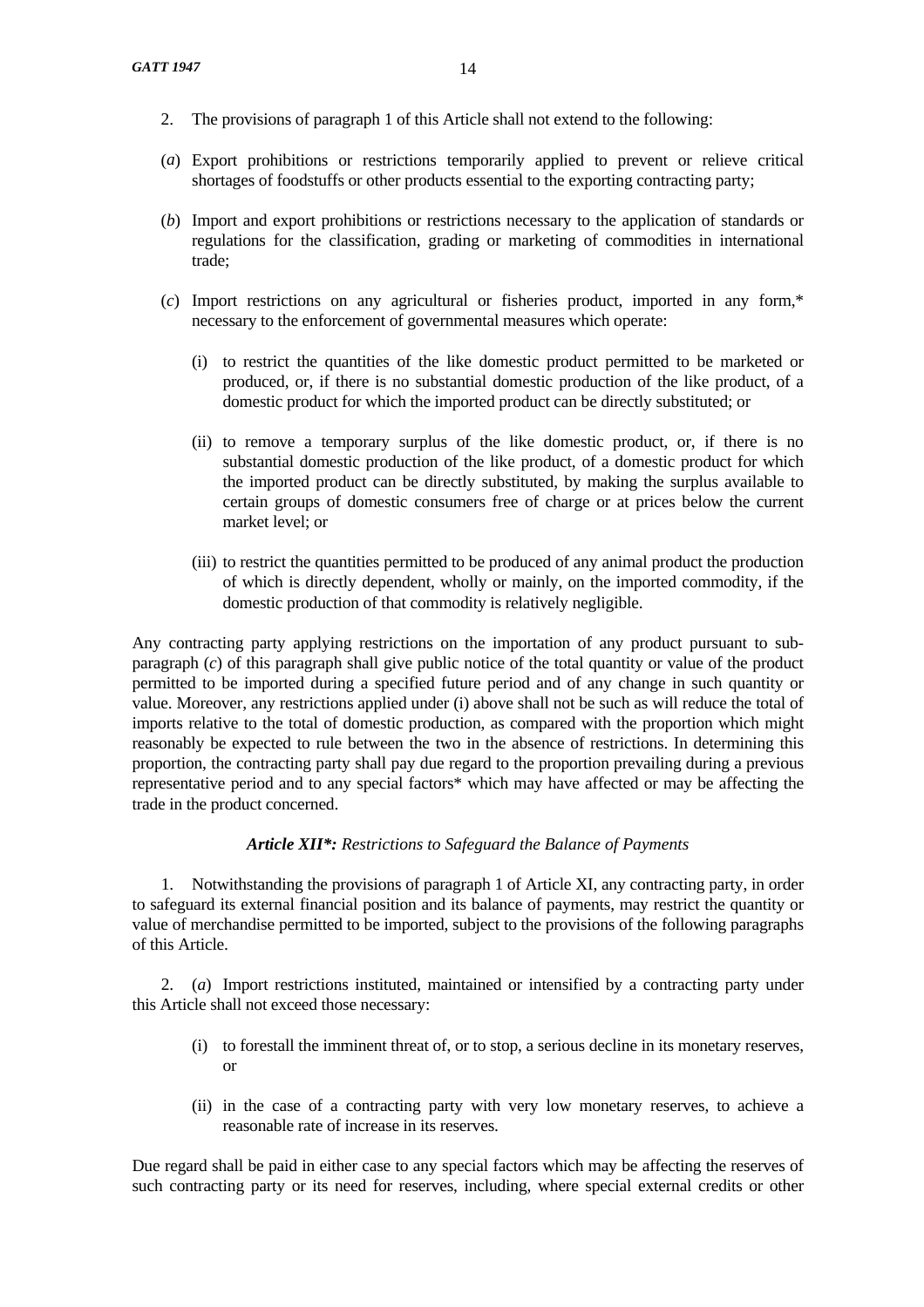2. The provisions of paragraph 1 of this Article shall not extend to the following:

(*a*) Export prohibitions or restrictions temporarily applied to prevent or relieve critical shortages of foodstuffs or other products essential to the exporting contracting party;

(*b*) Import and export prohibitions or restrictions necessary to the application of standards or regulations for the classification, grading or marketing of commodities in international trade;

(*c*) Import restrictions on any agricultural or fisheries product, imported in any form,* necessary to the enforcement of governmental measures which operate:

(i) to restrict the quantities of the like domestic product permitted to be marketed or produced, or, if there is no substantial domestic production of the like product, of a domestic product for which the imported product can be directly substituted; or

(ii) to remove a temporary surplus of the like domestic product, or, if there is no substantial domestic production of the like product, of a domestic product for which the imported product can be directly substituted, by making the surplus available to certain groups of domestic consumers free of charge or at prices below the current market level; or

(iii) to restrict the quantities permitted to be produced of any animal product the production of which is directly dependent, wholly or mainly, on the imported commodity, if the domestic production of that commodity is relatively negligible.

Any contracting party applying restrictions on the importation of any product pursuant to sub-paragraph (*c*) of this paragraph shall give public notice of the total quantity or value of the product permitted to be imported during a specified future period and of any change in such quantity or value. Moreover, any restrictions applied under (i) above shall not be such as will reduce the total of imports relative to the total of domestic production, as compared with the proportion which might reasonably be expected to rule between the two in the absence of restrictions. In determining this proportion, the contracting party shall pay due regard to the proportion prevailing during a previous representative period and to any special factors* which may have affected or may be affecting the trade in the product concerned.

### ***Article XII\*:*** *Restrictions to Safeguard the Balance of Payments*

1. Notwithstanding the provisions of paragraph 1 of Article XI, any contracting party, in order to safeguard its external financial position and its balance of payments, may restrict the quantity or value of merchandise permitted to be imported, subject to the provisions of the following paragraphs of this Article.

2. (*a*) Import restrictions instituted, maintained or intensified by a contracting party under this Article shall not exceed those necessary:

(i) to forestall the imminent threat of, or to stop, a serious decline in its monetary reserves, or

(ii) in the case of a contracting party with very low monetary reserves, to achieve a reasonable rate of increase in its reserves.

Due regard shall be paid in either case to any special factors which may be affecting the reserves of such contracting party or its need for reserves, including, where special external credits or other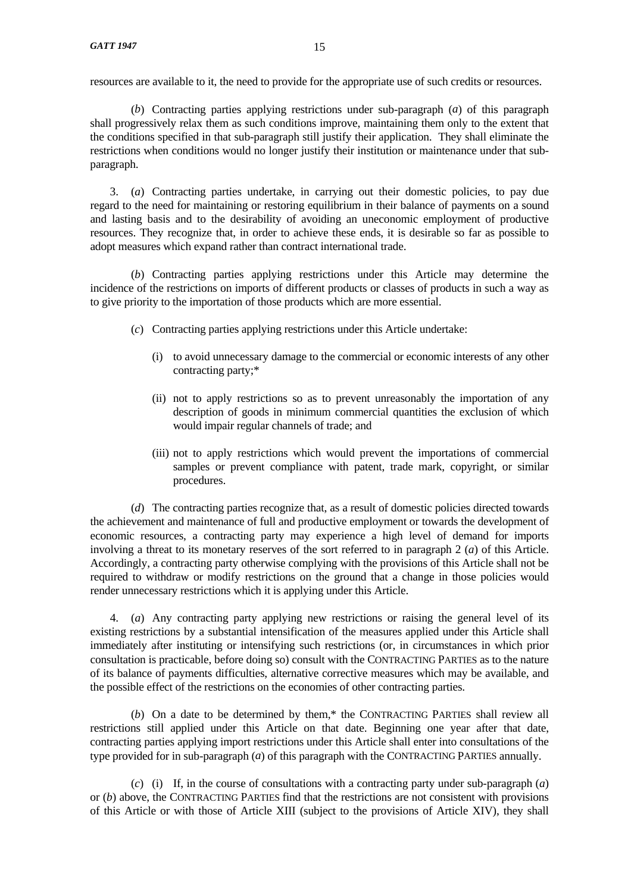resources are available to it, the need to provide for the appropriate use of such credits or resources.

(*b*) Contracting parties applying restrictions under sub-paragraph (*a*) of this paragraph shall progressively relax them as such conditions improve, maintaining them only to the extent that the conditions specified in that sub-paragraph still justify their application. They shall eliminate the restrictions when conditions would no longer justify their institution or maintenance under that sub-paragraph.

3. (*a*) Contracting parties undertake, in carrying out their domestic policies, to pay due regard to the need for maintaining or restoring equilibrium in their balance of payments on a sound and lasting basis and to the desirability of avoiding an uneconomic employment of productive resources. They recognize that, in order to achieve these ends, it is desirable so far as possible to adopt measures which expand rather than contract international trade.

(*b*) Contracting parties applying restrictions under this Article may determine the incidence of the restrictions on imports of different products or classes of products in such a way as to give priority to the importation of those products which are more essential.

(*c*) Contracting parties applying restrictions under this Article undertake:

(i) to avoid unnecessary damage to the commercial or economic interests of any other contracting party;*

(ii) not to apply restrictions so as to prevent unreasonably the importation of any description of goods in minimum commercial quantities the exclusion of which would impair regular channels of trade; and

(iii) not to apply restrictions which would prevent the importations of commercial samples or prevent compliance with patent, trade mark, copyright, or similar procedures.

(*d*) The contracting parties recognize that, as a result of domestic policies directed towards the achievement and maintenance of full and productive employment or towards the development of economic resources, a contracting party may experience a high level of demand for imports involving a threat to its monetary reserves of the sort referred to in paragraph 2 (*a*) of this Article. Accordingly, a contracting party otherwise complying with the provisions of this Article shall not be required to withdraw or modify restrictions on the ground that a change in those policies would render unnecessary restrictions which it is applying under this Article.

4. (*a*) Any contracting party applying new restrictions or raising the general level of its existing restrictions by a substantial intensification of the measures applied under this Article shall immediately after instituting or intensifying such restrictions (or, in circumstances in which prior consultation is practicable, before doing so) consult with the CONTRACTING PARTIES as to the nature of its balance of payments difficulties, alternative corrective measures which may be available, and the possible effect of the restrictions on the economies of other contracting parties.

(*b*) On a date to be determined by them,* the CONTRACTING PARTIES shall review all restrictions still applied under this Article on that date. Beginning one year after that date, contracting parties applying import restrictions under this Article shall enter into consultations of the type provided for in sub-paragraph (*a*) of this paragraph with the CONTRACTING PARTIES annually.

(*c*) (i) If, in the course of consultations with a contracting party under sub-paragraph (*a*) or (*b*) above, the CONTRACTING PARTIES find that the restrictions are not consistent with provisions of this Article or with those of Article XIII (subject to the provisions of Article XIV), they shall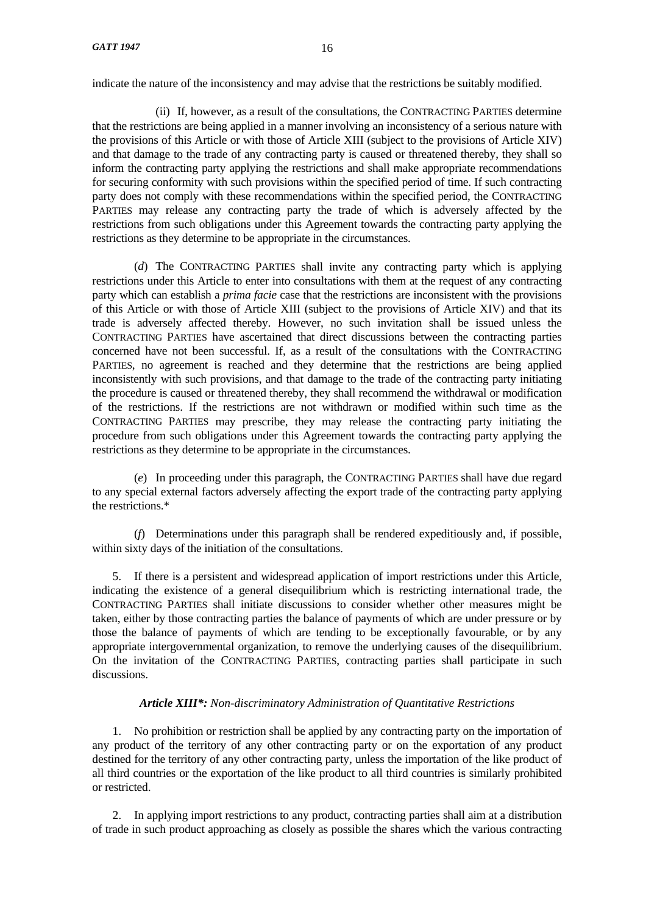indicate the nature of the inconsistency and may advise that the restrictions be suitably modified.

(ii) If, however, as a result of the consultations, the CONTRACTING PARTIES determine that the restrictions are being applied in a manner involving an inconsistency of a serious nature with the provisions of this Article or with those of Article XIII (subject to the provisions of Article XIV) and that damage to the trade of any contracting party is caused or threatened thereby, they shall so inform the contracting party applying the restrictions and shall make appropriate recommendations for securing conformity with such provisions within the specified period of time. If such contracting party does not comply with these recommendations within the specified period, the CONTRACTING PARTIES may release any contracting party the trade of which is adversely affected by the restrictions from such obligations under this Agreement towards the contracting party applying the restrictions as they determine to be appropriate in the circumstances.

(*d*) The CONTRACTING PARTIES shall invite any contracting party which is applying restrictions under this Article to enter into consultations with them at the request of any contracting party which can establish a *prima facie* case that the restrictions are inconsistent with the provisions of this Article or with those of Article XIII (subject to the provisions of Article XIV) and that its trade is adversely affected thereby. However, no such invitation shall be issued unless the CONTRACTING PARTIES have ascertained that direct discussions between the contracting parties concerned have not been successful. If, as a result of the consultations with the CONTRACTING PARTIES, no agreement is reached and they determine that the restrictions are being applied inconsistently with such provisions, and that damage to the trade of the contracting party initiating the procedure is caused or threatened thereby, they shall recommend the withdrawal or modification of the restrictions. If the restrictions are not withdrawn or modified within such time as the CONTRACTING PARTIES may prescribe, they may release the contracting party initiating the procedure from such obligations under this Agreement towards the contracting party applying the restrictions as they determine to be appropriate in the circumstances.

(*e*) In proceeding under this paragraph, the CONTRACTING PARTIES shall have due regard to any special external factors adversely affecting the export trade of the contracting party applying the restrictions.*

(*f*) Determinations under this paragraph shall be rendered expeditiously and, if possible, within sixty days of the initiation of the consultations.

5. If there is a persistent and widespread application of import restrictions under this Article, indicating the existence of a general disequilibrium which is restricting international trade, the CONTRACTING PARTIES shall initiate discussions to consider whether other measures might be taken, either by those contracting parties the balance of payments of which are under pressure or by those the balance of payments of which are tending to be exceptionally favourable, or by any appropriate intergovernmental organization, to remove the underlying causes of the disequilibrium. On the invitation of the CONTRACTING PARTIES, contracting parties shall participate in such discussions.

### ***Article XIII*:*** *Non-discriminatory Administration of Quantitative Restrictions*

1. No prohibition or restriction shall be applied by any contracting party on the importation of any product of the territory of any other contracting party or on the exportation of any product destined for the territory of any other contracting party, unless the importation of the like product of all third countries or the exportation of the like product to all third countries is similarly prohibited or restricted.

2. In applying import restrictions to any product, contracting parties shall aim at a distribution of trade in such product approaching as closely as possible the shares which the various contracting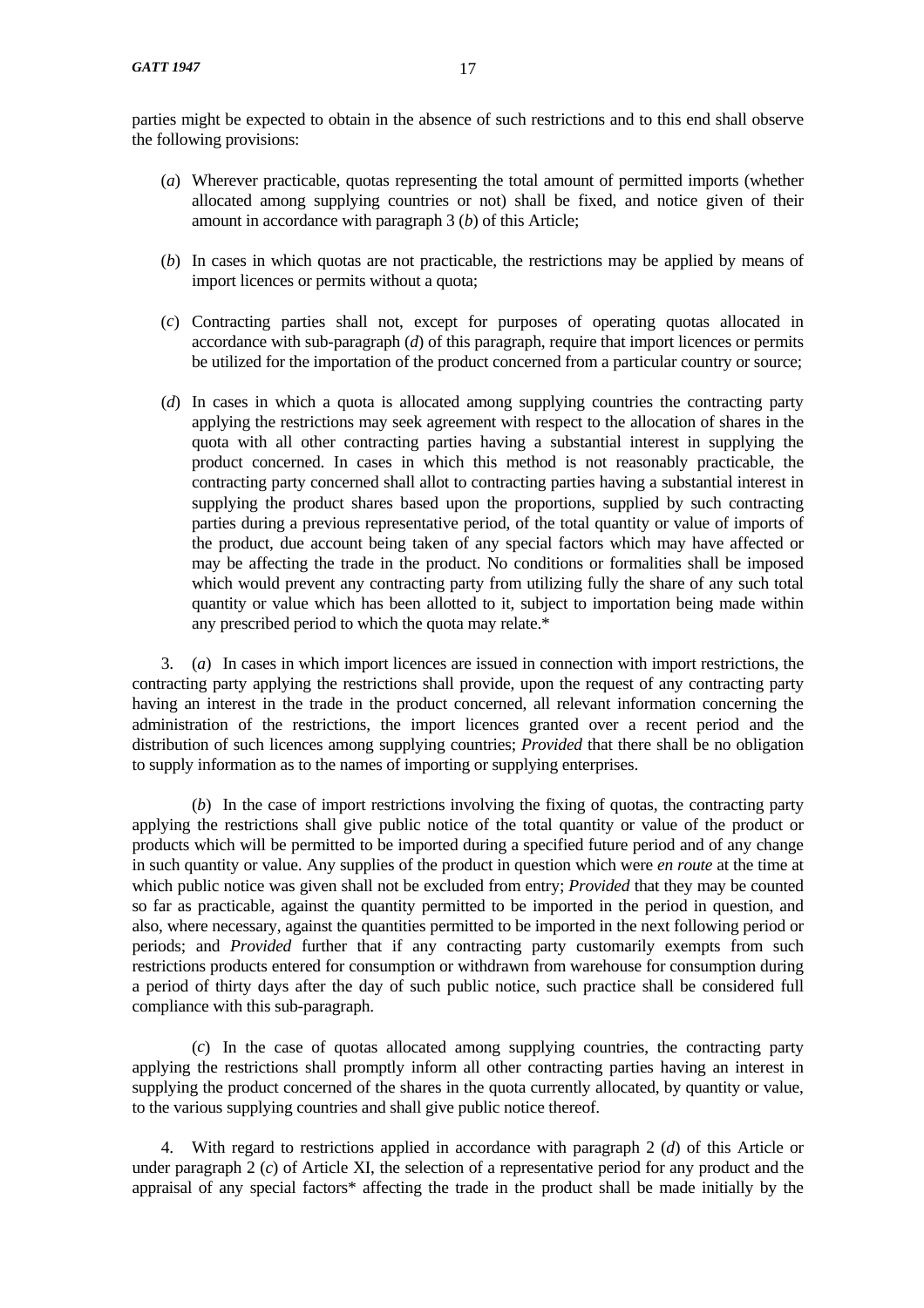parties might be expected to obtain in the absence of such restrictions and to this end shall observe the following provisions:

(*a*) Wherever practicable, quotas representing the total amount of permitted imports (whether allocated among supplying countries or not) shall be fixed, and notice given of their amount in accordance with paragraph 3 (*b*) of this Article;

(*b*) In cases in which quotas are not practicable, the restrictions may be applied by means of import licences or permits without a quota;

(*c*) Contracting parties shall not, except for purposes of operating quotas allocated in accordance with sub-paragraph (*d*) of this paragraph, require that import licences or permits be utilized for the importation of the product concerned from a particular country or source;

(*d*) In cases in which a quota is allocated among supplying countries the contracting party applying the restrictions may seek agreement with respect to the allocation of shares in the quota with all other contracting parties having a substantial interest in supplying the product concerned. In cases in which this method is not reasonably practicable, the contracting party concerned shall allot to contracting parties having a substantial interest in supplying the product shares based upon the proportions, supplied by such contracting parties during a previous representative period, of the total quantity or value of imports of the product, due account being taken of any special factors which may have affected or may be affecting the trade in the product. No conditions or formalities shall be imposed which would prevent any contracting party from utilizing fully the share of any such total quantity or value which has been allotted to it, subject to importation being made within any prescribed period to which the quota may relate.*

3. (*a*) In cases in which import licences are issued in connection with import restrictions, the contracting party applying the restrictions shall provide, upon the request of any contracting party having an interest in the trade in the product concerned, all relevant information concerning the administration of the restrictions, the import licences granted over a recent period and the distribution of such licences among supplying countries; *Provided* that there shall be no obligation to supply information as to the names of importing or supplying enterprises.

(*b*) In the case of import restrictions involving the fixing of quotas, the contracting party applying the restrictions shall give public notice of the total quantity or value of the product or products which will be permitted to be imported during a specified future period and of any change in such quantity or value. Any supplies of the product in question which were *en route* at the time at which public notice was given shall not be excluded from entry; *Provided* that they may be counted so far as practicable, against the quantity permitted to be imported in the period in question, and also, where necessary, against the quantities permitted to be imported in the next following period or periods; and *Provided* further that if any contracting party customarily exempts from such restrictions products entered for consumption or withdrawn from warehouse for consumption during a period of thirty days after the day of such public notice, such practice shall be considered full compliance with this sub-paragraph.

(*c*) In the case of quotas allocated among supplying countries, the contracting party applying the restrictions shall promptly inform all other contracting parties having an interest in supplying the product concerned of the shares in the quota currently allocated, by quantity or value, to the various supplying countries and shall give public notice thereof.

4. With regard to restrictions applied in accordance with paragraph 2 (*d*) of this Article or under paragraph 2 (*c*) of Article XI, the selection of a representative period for any product and the appraisal of any special factors* affecting the trade in the product shall be made initially by the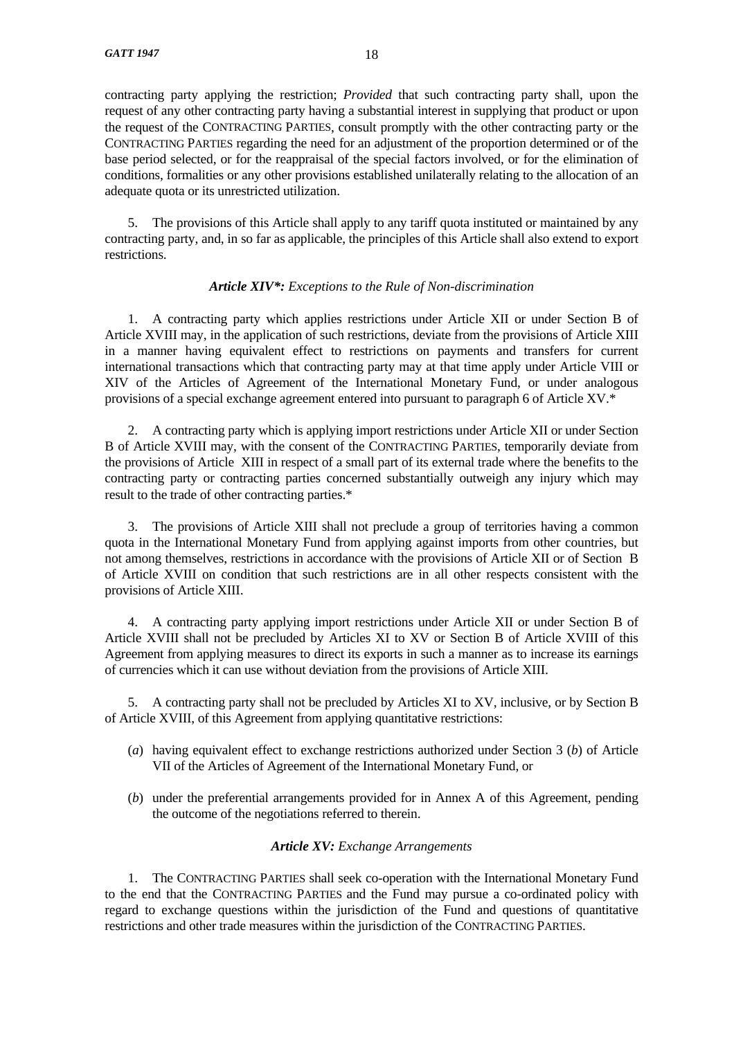contracting party applying the restriction; *Provided* that such contracting party shall, upon the request of any other contracting party having a substantial interest in supplying that product or upon the request of the CONTRACTING PARTIES, consult promptly with the other contracting party or the CONTRACTING PARTIES regarding the need for an adjustment of the proportion determined or of the base period selected, or for the reappraisal of the special factors involved, or for the elimination of conditions, formalities or any other provisions established unilaterally relating to the allocation of an adequate quota or its unrestricted utilization.

5. The provisions of this Article shall apply to any tariff quota instituted or maintained by any contracting party, and, in so far as applicable, the principles of this Article shall also extend to export restrictions.

### ***Article XIV\*:*** *Exceptions to the Rule of Non-discrimination*

1. A contracting party which applies restrictions under Article XII or under Section B of Article XVIII may, in the application of such restrictions, deviate from the provisions of Article XIII in a manner having equivalent effect to restrictions on payments and transfers for current international transactions which that contracting party may at that time apply under Article VIII or XIV of the Articles of Agreement of the International Monetary Fund, or under analogous provisions of a special exchange agreement entered into pursuant to paragraph 6 of Article XV.*

2. A contracting party which is applying import restrictions under Article XII or under Section B of Article XVIII may, with the consent of the CONTRACTING PARTIES, temporarily deviate from the provisions of Article XIII in respect of a small part of its external trade where the benefits to the contracting party or contracting parties concerned substantially outweigh any injury which may result to the trade of other contracting parties.*

3. The provisions of Article XIII shall not preclude a group of territories having a common quota in the International Monetary Fund from applying against imports from other countries, but not among themselves, restrictions in accordance with the provisions of Article XII or of Section B of Article XVIII on condition that such restrictions are in all other respects consistent with the provisions of Article XIII.

4. A contracting party applying import restrictions under Article XII or under Section B of Article XVIII shall not be precluded by Articles XI to XV or Section B of Article XVIII of this Agreement from applying measures to direct its exports in such a manner as to increase its earnings of currencies which it can use without deviation from the provisions of Article XIII.

5. A contracting party shall not be precluded by Articles XI to XV, inclusive, or by Section B of Article XVIII, of this Agreement from applying quantitative restrictions:

(*a*) having equivalent effect to exchange restrictions authorized under Section 3 (*b*) of Article VII of the Articles of Agreement of the International Monetary Fund, or

(*b*) under the preferential arrangements provided for in Annex A of this Agreement, pending the outcome of the negotiations referred to therein.

### ***Article XV:*** *Exchange Arrangements*

1. The CONTRACTING PARTIES shall seek co-operation with the International Monetary Fund to the end that the CONTRACTING PARTIES and the Fund may pursue a co-ordinated policy with regard to exchange questions within the jurisdiction of the Fund and questions of quantitative restrictions and other trade measures within the jurisdiction of the CONTRACTING PARTIES.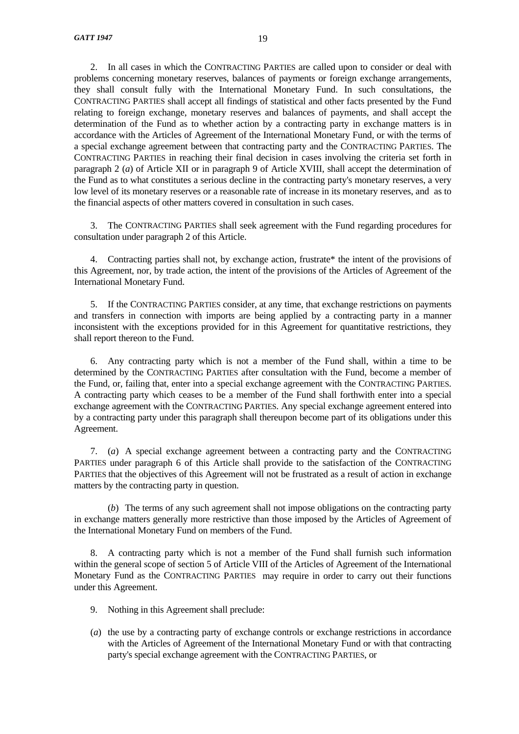2. In all cases in which the CONTRACTING PARTIES are called upon to consider or deal with problems concerning monetary reserves, balances of payments or foreign exchange arrangements, they shall consult fully with the International Monetary Fund. In such consultations, the CONTRACTING PARTIES shall accept all findings of statistical and other facts presented by the Fund relating to foreign exchange, monetary reserves and balances of payments, and shall accept the determination of the Fund as to whether action by a contracting party in exchange matters is in accordance with the Articles of Agreement of the International Monetary Fund, or with the terms of a special exchange agreement between that contracting party and the CONTRACTING PARTIES. The CONTRACTING PARTIES in reaching their final decision in cases involving the criteria set forth in paragraph 2 (*a*) of Article XII or in paragraph 9 of Article XVIII, shall accept the determination of the Fund as to what constitutes a serious decline in the contracting party's monetary reserves, a very low level of its monetary reserves or a reasonable rate of increase in its monetary reserves, and as to the financial aspects of other matters covered in consultation in such cases.

3. The CONTRACTING PARTIES shall seek agreement with the Fund regarding procedures for consultation under paragraph 2 of this Article.

4. Contracting parties shall not, by exchange action, frustrate* the intent of the provisions of this Agreement, nor, by trade action, the intent of the provisions of the Articles of Agreement of the International Monetary Fund.

5. If the CONTRACTING PARTIES consider, at any time, that exchange restrictions on payments and transfers in connection with imports are being applied by a contracting party in a manner inconsistent with the exceptions provided for in this Agreement for quantitative restrictions, they shall report thereon to the Fund.

6. Any contracting party which is not a member of the Fund shall, within a time to be determined by the CONTRACTING PARTIES after consultation with the Fund, become a member of the Fund, or, failing that, enter into a special exchange agreement with the CONTRACTING PARTIES. A contracting party which ceases to be a member of the Fund shall forthwith enter into a special exchange agreement with the CONTRACTING PARTIES. Any special exchange agreement entered into by a contracting party under this paragraph shall thereupon become part of its obligations under this Agreement.

7. (*a*) A special exchange agreement between a contracting party and the CONTRACTING PARTIES under paragraph 6 of this Article shall provide to the satisfaction of the CONTRACTING PARTIES that the objectives of this Agreement will not be frustrated as a result of action in exchange matters by the contracting party in question.

(*b*) The terms of any such agreement shall not impose obligations on the contracting party in exchange matters generally more restrictive than those imposed by the Articles of Agreement of the International Monetary Fund on members of the Fund.

8. A contracting party which is not a member of the Fund shall furnish such information within the general scope of section 5 of Article VIII of the Articles of Agreement of the International Monetary Fund as the CONTRACTING PARTIES may require in order to carry out their functions under this Agreement.

9. Nothing in this Agreement shall preclude:

(*a*) the use by a contracting party of exchange controls or exchange restrictions in accordance with the Articles of Agreement of the International Monetary Fund or with that contracting party's special exchange agreement with the CONTRACTING PARTIES, or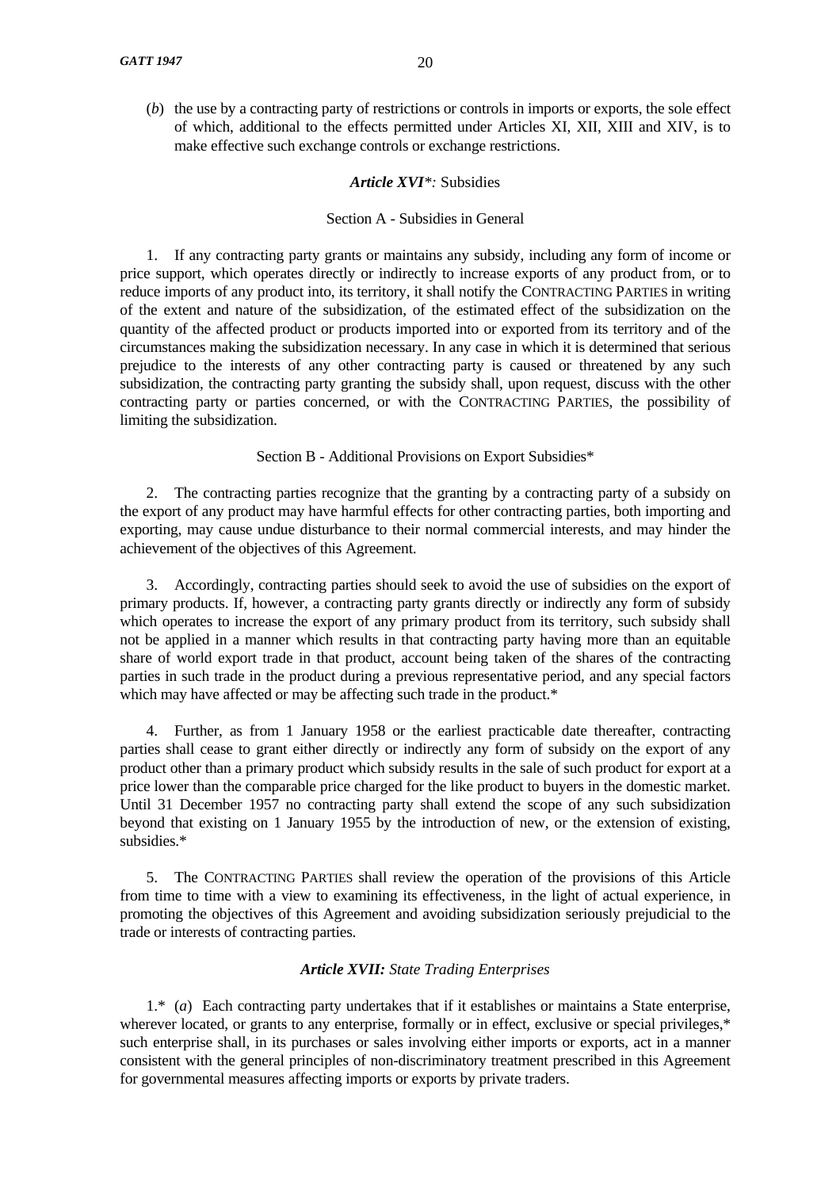(*b*) the use by a contracting party of restrictions or controls in imports or exports, the sole effect of which, additional to the effects permitted under Articles XI, XII, XIII and XIV, is to make effective such exchange controls or exchange restrictions.

### ***Article XVI**\*:* Subsidies

#### Section A - Subsidies in General

1. If any contracting party grants or maintains any subsidy, including any form of income or price support, which operates directly or indirectly to increase exports of any product from, or to reduce imports of any product into, its territory, it shall notify the CONTRACTING PARTIES in writing of the extent and nature of the subsidization, of the estimated effect of the subsidization on the quantity of the affected product or products imported into or exported from its territory and of the circumstances making the subsidization necessary. In any case in which it is determined that serious prejudice to the interests of any other contracting party is caused or threatened by any such subsidization, the contracting party granting the subsidy shall, upon request, discuss with the other contracting party or parties concerned, or with the CONTRACTING PARTIES, the possibility of limiting the subsidization.

#### Section B - Additional Provisions on Export Subsidies*

2. The contracting parties recognize that the granting by a contracting party of a subsidy on the export of any product may have harmful effects for other contracting parties, both importing and exporting, may cause undue disturbance to their normal commercial interests, and may hinder the achievement of the objectives of this Agreement.

3. Accordingly, contracting parties should seek to avoid the use of subsidies on the export of primary products. If, however, a contracting party grants directly or indirectly any form of subsidy which operates to increase the export of any primary product from its territory, such subsidy shall not be applied in a manner which results in that contracting party having more than an equitable share of world export trade in that product, account being taken of the shares of the contracting parties in such trade in the product during a previous representative period, and any special factors which may have affected or may be affecting such trade in the product.*

4. Further, as from 1 January 1958 or the earliest practicable date thereafter, contracting parties shall cease to grant either directly or indirectly any form of subsidy on the export of any product other than a primary product which subsidy results in the sale of such product for export at a price lower than the comparable price charged for the like product to buyers in the domestic market. Until 31 December 1957 no contracting party shall extend the scope of any such subsidization beyond that existing on 1 January 1955 by the introduction of new, or the extension of existing, subsidies.*

5. The CONTRACTING PARTIES shall review the operation of the provisions of this Article from time to time with a view to examining its effectiveness, in the light of actual experience, in promoting the objectives of this Agreement and avoiding subsidization seriously prejudicial to the trade or interests of contracting parties.

### ***Article XVII:*** *State Trading Enterprises*

1.\* (*a*) Each contracting party undertakes that if it establishes or maintains a State enterprise, wherever located, or grants to any enterprise, formally or in effect, exclusive or special privileges,* such enterprise shall, in its purchases or sales involving either imports or exports, act in a manner consistent with the general principles of non-discriminatory treatment prescribed in this Agreement for governmental measures affecting imports or exports by private traders.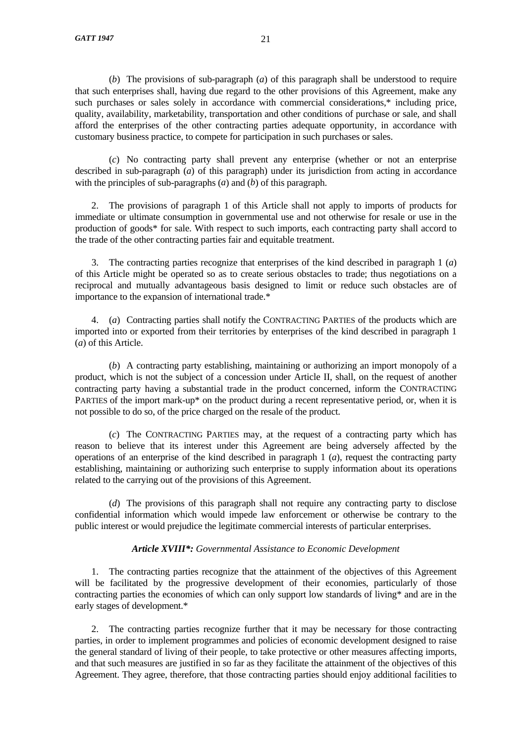(*b*) The provisions of sub-paragraph (*a*) of this paragraph shall be understood to require that such enterprises shall, having due regard to the other provisions of this Agreement, make any such purchases or sales solely in accordance with commercial considerations,* including price, quality, availability, marketability, transportation and other conditions of purchase or sale, and shall afford the enterprises of the other contracting parties adequate opportunity, in accordance with customary business practice, to compete for participation in such purchases or sales.

(*c*) No contracting party shall prevent any enterprise (whether or not an enterprise described in sub-paragraph (*a*) of this paragraph) under its jurisdiction from acting in accordance with the principles of sub-paragraphs (*a*) and (*b*) of this paragraph.

2. The provisions of paragraph 1 of this Article shall not apply to imports of products for immediate or ultimate consumption in governmental use and not otherwise for resale or use in the production of goods* for sale. With respect to such imports, each contracting party shall accord to the trade of the other contracting parties fair and equitable treatment.

3. The contracting parties recognize that enterprises of the kind described in paragraph 1 (*a*) of this Article might be operated so as to create serious obstacles to trade; thus negotiations on a reciprocal and mutually advantageous basis designed to limit or reduce such obstacles are of importance to the expansion of international trade.*

4. (*a*) Contracting parties shall notify the CONTRACTING PARTIES of the products which are imported into or exported from their territories by enterprises of the kind described in paragraph 1 (*a*) of this Article.

(*b*) A contracting party establishing, maintaining or authorizing an import monopoly of a product, which is not the subject of a concession under Article II, shall, on the request of another contracting party having a substantial trade in the product concerned, inform the CONTRACTING PARTIES of the import mark-up* on the product during a recent representative period, or, when it is not possible to do so, of the price charged on the resale of the product.

(*c*) The CONTRACTING PARTIES may, at the request of a contracting party which has reason to believe that its interest under this Agreement are being adversely affected by the operations of an enterprise of the kind described in paragraph 1 (*a*), request the contracting party establishing, maintaining or authorizing such enterprise to supply information about its operations related to the carrying out of the provisions of this Agreement.

(*d*) The provisions of this paragraph shall not require any contracting party to disclose confidential information which would impede law enforcement or otherwise be contrary to the public interest or would prejudice the legitimate commercial interests of particular enterprises.

### ***Article XVIII*:*** *Governmental Assistance to Economic Development*

1. The contracting parties recognize that the attainment of the objectives of this Agreement will be facilitated by the progressive development of their economies, particularly of those contracting parties the economies of which can only support low standards of living* and are in the early stages of development.*

2. The contracting parties recognize further that it may be necessary for those contracting parties, in order to implement programmes and policies of economic development designed to raise the general standard of living of their people, to take protective or other measures affecting imports, and that such measures are justified in so far as they facilitate the attainment of the objectives of this Agreement. They agree, therefore, that those contracting parties should enjoy additional facilities to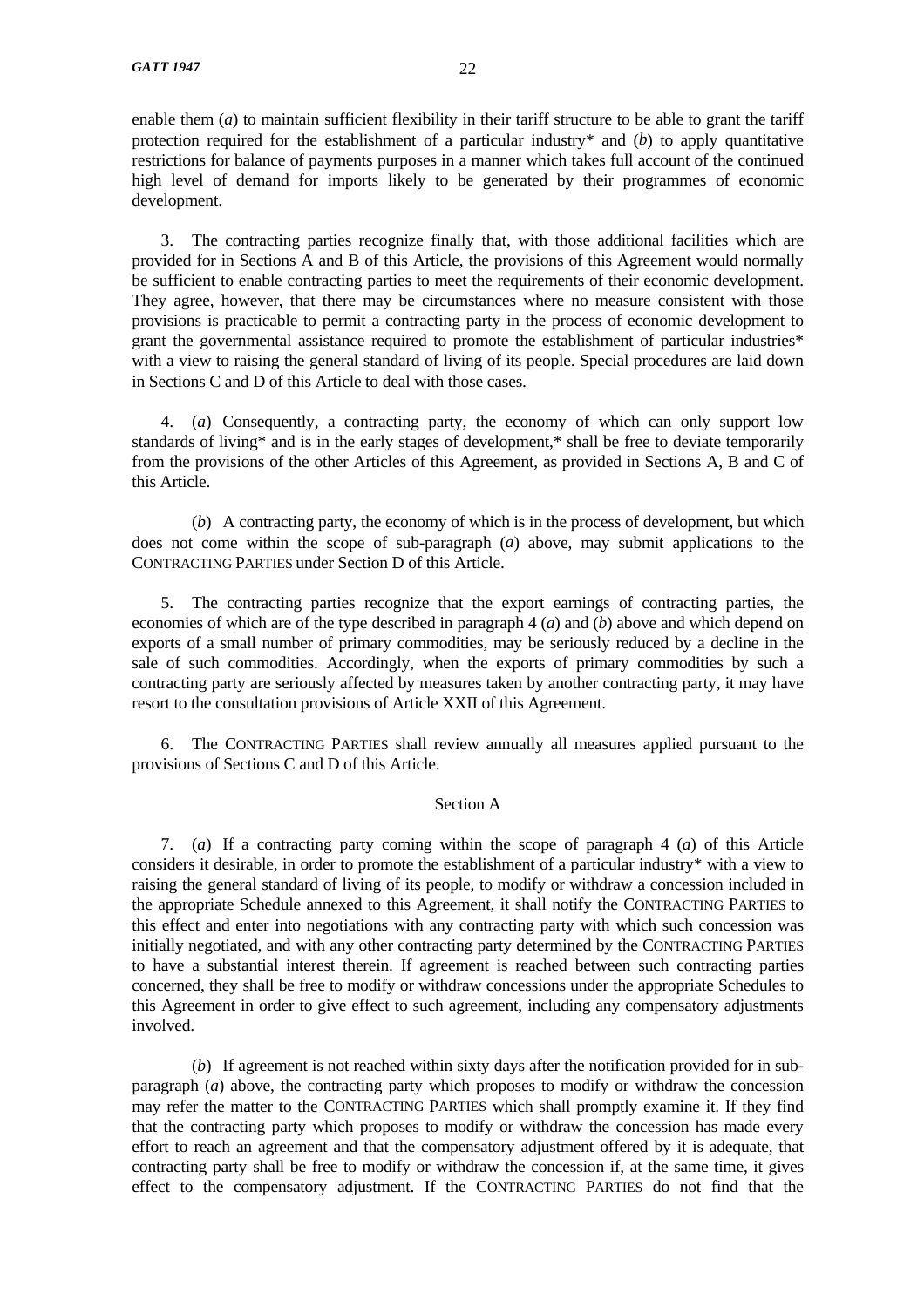enable them (*a*) to maintain sufficient flexibility in their tariff structure to be able to grant the tariff protection required for the establishment of a particular industry* and (*b*) to apply quantitative restrictions for balance of payments purposes in a manner which takes full account of the continued high level of demand for imports likely to be generated by their programmes of economic development.

3. The contracting parties recognize finally that, with those additional facilities which are provided for in Sections A and B of this Article, the provisions of this Agreement would normally be sufficient to enable contracting parties to meet the requirements of their economic development. They agree, however, that there may be circumstances where no measure consistent with those provisions is practicable to permit a contracting party in the process of economic development to grant the governmental assistance required to promote the establishment of particular industries* with a view to raising the general standard of living of its people. Special procedures are laid down in Sections C and D of this Article to deal with those cases.

4. (*a*) Consequently, a contracting party, the economy of which can only support low standards of living* and is in the early stages of development,* shall be free to deviate temporarily from the provisions of the other Articles of this Agreement, as provided in Sections A, B and C of this Article.

(*b*) A contracting party, the economy of which is in the process of development, but which does not come within the scope of sub-paragraph (*a*) above, may submit applications to the CONTRACTING PARTIES under Section D of this Article.

5. The contracting parties recognize that the export earnings of contracting parties, the economies of which are of the type described in paragraph 4 (*a*) and (*b*) above and which depend on exports of a small number of primary commodities, may be seriously reduced by a decline in the sale of such commodities. Accordingly, when the exports of primary commodities by such a contracting party are seriously affected by measures taken by another contracting party, it may have resort to the consultation provisions of Article XXII of this Agreement.

6. The CONTRACTING PARTIES shall review annually all measures applied pursuant to the provisions of Sections C and D of this Article.

### Section A

7. (*a*) If a contracting party coming within the scope of paragraph 4 (*a*) of this Article considers it desirable, in order to promote the establishment of a particular industry* with a view to raising the general standard of living of its people, to modify or withdraw a concession included in the appropriate Schedule annexed to this Agreement, it shall notify the CONTRACTING PARTIES to this effect and enter into negotiations with any contracting party with which such concession was initially negotiated, and with any other contracting party determined by the CONTRACTING PARTIES to have a substantial interest therein. If agreement is reached between such contracting parties concerned, they shall be free to modify or withdraw concessions under the appropriate Schedules to this Agreement in order to give effect to such agreement, including any compensatory adjustments involved.

(*b*) If agreement is not reached within sixty days after the notification provided for in sub-paragraph (*a*) above, the contracting party which proposes to modify or withdraw the concession may refer the matter to the CONTRACTING PARTIES which shall promptly examine it. If they find that the contracting party which proposes to modify or withdraw the concession has made every effort to reach an agreement and that the compensatory adjustment offered by it is adequate, that contracting party shall be free to modify or withdraw the concession if, at the same time, it gives effect to the compensatory adjustment. If the CONTRACTING PARTIES do not find that the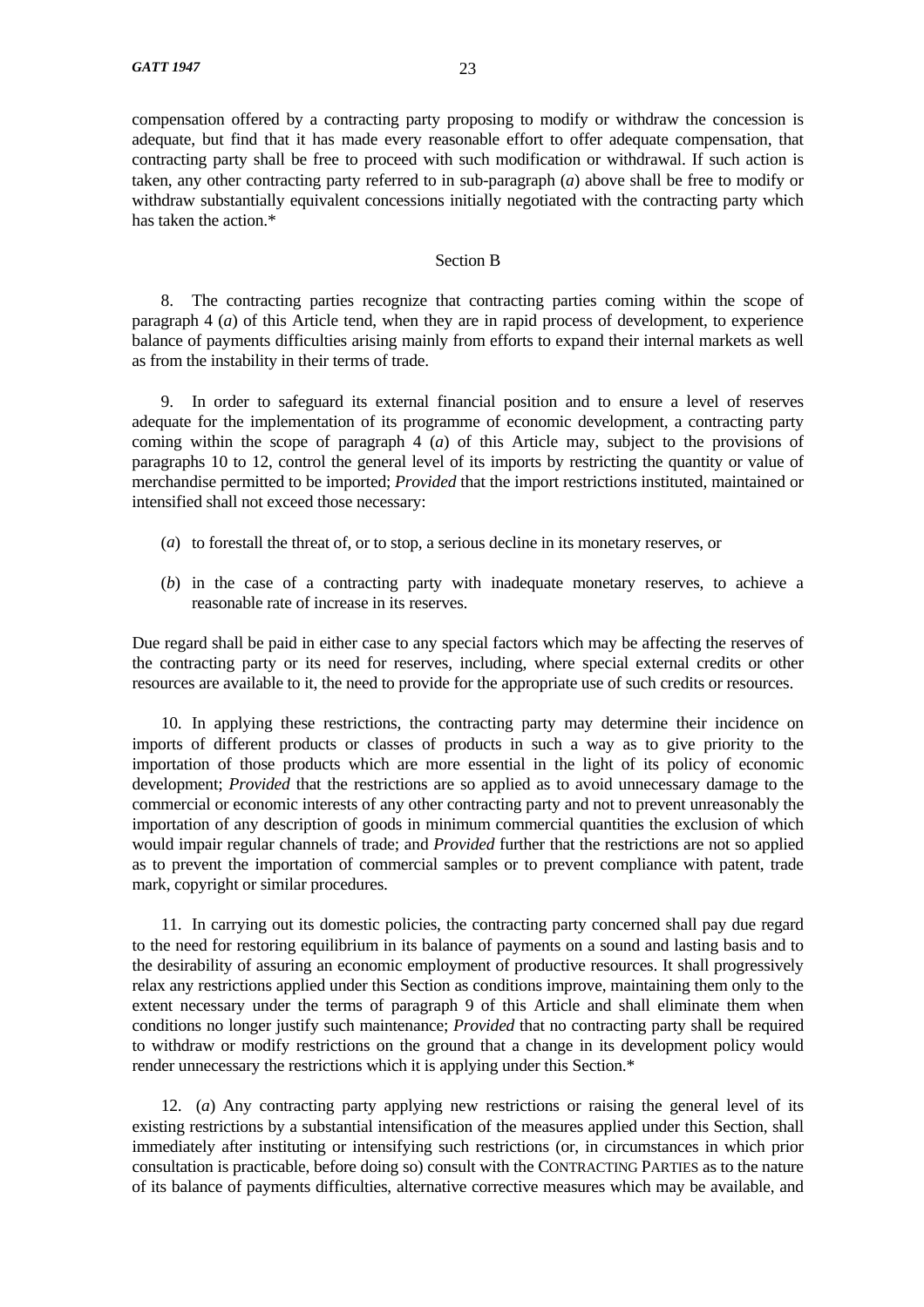compensation offered by a contracting party proposing to modify or withdraw the concession is adequate, but find that it has made every reasonable effort to offer adequate compensation, that contracting party shall be free to proceed with such modification or withdrawal. If such action is taken, any other contracting party referred to in sub-paragraph (*a*) above shall be free to modify or withdraw substantially equivalent concessions initially negotiated with the contracting party which has taken the action.*

Section B

8. The contracting parties recognize that contracting parties coming within the scope of paragraph 4 (*a*) of this Article tend, when they are in rapid process of development, to experience balance of payments difficulties arising mainly from efforts to expand their internal markets as well as from the instability in their terms of trade.

9. In order to safeguard its external financial position and to ensure a level of reserves adequate for the implementation of its programme of economic development, a contracting party coming within the scope of paragraph 4 (*a*) of this Article may, subject to the provisions of paragraphs 10 to 12, control the general level of its imports by restricting the quantity or value of merchandise permitted to be imported; *Provided* that the import restrictions instituted, maintained or intensified shall not exceed those necessary:

(*a*) to forestall the threat of, or to stop, a serious decline in its monetary reserves, or

(*b*) in the case of a contracting party with inadequate monetary reserves, to achieve a reasonable rate of increase in its reserves.

Due regard shall be paid in either case to any special factors which may be affecting the reserves of the contracting party or its need for reserves, including, where special external credits or other resources are available to it, the need to provide for the appropriate use of such credits or resources.

10. In applying these restrictions, the contracting party may determine their incidence on imports of different products or classes of products in such a way as to give priority to the importation of those products which are more essential in the light of its policy of economic development; *Provided* that the restrictions are so applied as to avoid unnecessary damage to the commercial or economic interests of any other contracting party and not to prevent unreasonably the importation of any description of goods in minimum commercial quantities the exclusion of which would impair regular channels of trade; and *Provided* further that the restrictions are not so applied as to prevent the importation of commercial samples or to prevent compliance with patent, trade mark, copyright or similar procedures.

11. In carrying out its domestic policies, the contracting party concerned shall pay due regard to the need for restoring equilibrium in its balance of payments on a sound and lasting basis and to the desirability of assuring an economic employment of productive resources. It shall progressively relax any restrictions applied under this Section as conditions improve, maintaining them only to the extent necessary under the terms of paragraph 9 of this Article and shall eliminate them when conditions no longer justify such maintenance; *Provided* that no contracting party shall be required to withdraw or modify restrictions on the ground that a change in its development policy would render unnecessary the restrictions which it is applying under this Section.*

12. (*a*) Any contracting party applying new restrictions or raising the general level of its existing restrictions by a substantial intensification of the measures applied under this Section, shall immediately after instituting or intensifying such restrictions (or, in circumstances in which prior consultation is practicable, before doing so) consult with the CONTRACTING PARTIES as to the nature of its balance of payments difficulties, alternative corrective measures which may be available, and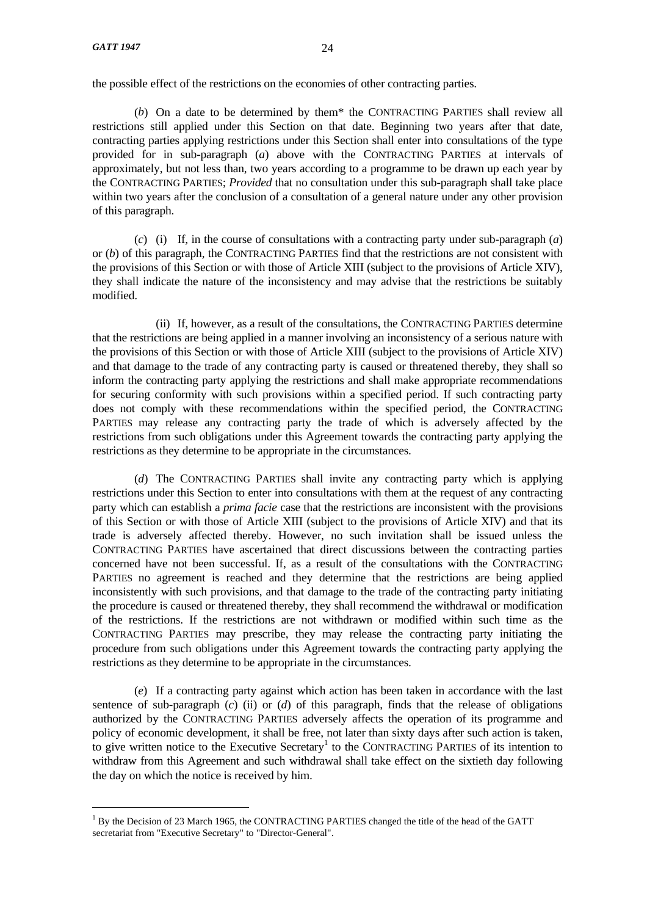the possible effect of the restrictions on the economies of other contracting parties.

(*b*) On a date to be determined by them* the CONTRACTING PARTIES shall review all restrictions still applied under this Section on that date. Beginning two years after that date, contracting parties applying restrictions under this Section shall enter into consultations of the type provided for in sub-paragraph (*a*) above with the CONTRACTING PARTIES at intervals of approximately, but not less than, two years according to a programme to be drawn up each year by the CONTRACTING PARTIES; *Provided* that no consultation under this sub-paragraph shall take place within two years after the conclusion of a consultation of a general nature under any other provision of this paragraph.

(*c*) (i) If, in the course of consultations with a contracting party under sub-paragraph (*a*) or (*b*) of this paragraph, the CONTRACTING PARTIES find that the restrictions are not consistent with the provisions of this Section or with those of Article XIII (subject to the provisions of Article XIV), they shall indicate the nature of the inconsistency and may advise that the restrictions be suitably modified.

(ii) If, however, as a result of the consultations, the CONTRACTING PARTIES determine that the restrictions are being applied in a manner involving an inconsistency of a serious nature with the provisions of this Section or with those of Article XIII (subject to the provisions of Article XIV) and that damage to the trade of any contracting party is caused or threatened thereby, they shall so inform the contracting party applying the restrictions and shall make appropriate recommendations for securing conformity with such provisions within a specified period. If such contracting party does not comply with these recommendations within the specified period, the CONTRACTING PARTIES may release any contracting party the trade of which is adversely affected by the restrictions from such obligations under this Agreement towards the contracting party applying the restrictions as they determine to be appropriate in the circumstances.

(*d*) The CONTRACTING PARTIES shall invite any contracting party which is applying restrictions under this Section to enter into consultations with them at the request of any contracting party which can establish a *prima facie* case that the restrictions are inconsistent with the provisions of this Section or with those of Article XIII (subject to the provisions of Article XIV) and that its trade is adversely affected thereby. However, no such invitation shall be issued unless the CONTRACTING PARTIES have ascertained that direct discussions between the contracting parties concerned have not been successful. If, as a result of the consultations with the CONTRACTING PARTIES no agreement is reached and they determine that the restrictions are being applied inconsistently with such provisions, and that damage to the trade of the contracting party initiating the procedure is caused or threatened thereby, they shall recommend the withdrawal or modification of the restrictions. If the restrictions are not withdrawn or modified within such time as the CONTRACTING PARTIES may prescribe, they may release the contracting party initiating the procedure from such obligations under this Agreement towards the contracting party applying the restrictions as they determine to be appropriate in the circumstances.

(*e*) If a contracting party against which action has been taken in accordance with the last sentence of sub-paragraph (*c*) (ii) or (*d*) of this paragraph, finds that the release of obligations authorized by the CONTRACTING PARTIES adversely affects the operation of its programme and policy of economic development, it shall be free, not later than sixty days after such action is taken, to give written notice to the Executive Secretary[1] to the CONTRACTING PARTIES of its intention to withdraw from this Agreement and such withdrawal shall take effect on the sixtieth day following the day on which the notice is received by him.

---

[1] By the Decision of 23 March 1965, the CONTRACTING PARTIES changed the title of the head of the GATT secretariat from "Executive Secretary" to "Director-General".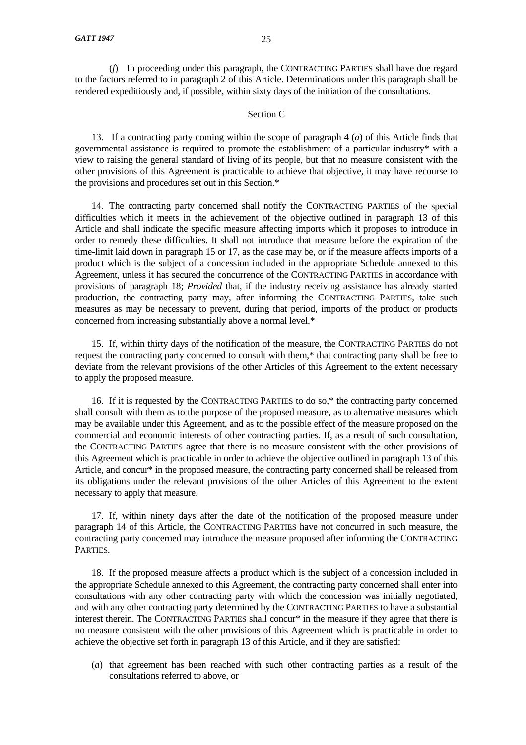(*f*) In proceeding under this paragraph, the CONTRACTING PARTIES shall have due regard to the factors referred to in paragraph 2 of this Article. Determinations under this paragraph shall be rendered expeditiously and, if possible, within sixty days of the initiation of the consultations.

### Section C

13. If a contracting party coming within the scope of paragraph 4 (*a*) of this Article finds that governmental assistance is required to promote the establishment of a particular industry* with a view to raising the general standard of living of its people, but that no measure consistent with the other provisions of this Agreement is practicable to achieve that objective, it may have recourse to the provisions and procedures set out in this Section.*

14. The contracting party concerned shall notify the CONTRACTING PARTIES of the special difficulties which it meets in the achievement of the objective outlined in paragraph 13 of this Article and shall indicate the specific measure affecting imports which it proposes to introduce in order to remedy these difficulties. It shall not introduce that measure before the expiration of the time-limit laid down in paragraph 15 or 17, as the case may be, or if the measure affects imports of a product which is the subject of a concession included in the appropriate Schedule annexed to this Agreement, unless it has secured the concurrence of the CONTRACTING PARTIES in accordance with provisions of paragraph 18; *Provided* that, if the industry receiving assistance has already started production, the contracting party may, after informing the CONTRACTING PARTIES, take such measures as may be necessary to prevent, during that period, imports of the product or products concerned from increasing substantially above a normal level.*

15. If, within thirty days of the notification of the measure, the CONTRACTING PARTIES do not request the contracting party concerned to consult with them,* that contracting party shall be free to deviate from the relevant provisions of the other Articles of this Agreement to the extent necessary to apply the proposed measure.

16. If it is requested by the CONTRACTING PARTIES to do so,* the contracting party concerned shall consult with them as to the purpose of the proposed measure, as to alternative measures which may be available under this Agreement, and as to the possible effect of the measure proposed on the commercial and economic interests of other contracting parties. If, as a result of such consultation, the CONTRACTING PARTIES agree that there is no measure consistent with the other provisions of this Agreement which is practicable in order to achieve the objective outlined in paragraph 13 of this Article, and concur* in the proposed measure, the contracting party concerned shall be released from its obligations under the relevant provisions of the other Articles of this Agreement to the extent necessary to apply that measure.

17. If, within ninety days after the date of the notification of the proposed measure under paragraph 14 of this Article, the CONTRACTING PARTIES have not concurred in such measure, the contracting party concerned may introduce the measure proposed after informing the CONTRACTING PARTIES.

18. If the proposed measure affects a product which is the subject of a concession included in the appropriate Schedule annexed to this Agreement, the contracting party concerned shall enter into consultations with any other contracting party with which the concession was initially negotiated, and with any other contracting party determined by the CONTRACTING PARTIES to have a substantial interest therein. The CONTRACTING PARTIES shall concur* in the measure if they agree that there is no measure consistent with the other provisions of this Agreement which is practicable in order to achieve the objective set forth in paragraph 13 of this Article, and if they are satisfied:

(*a*) that agreement has been reached with such other contracting parties as a result of the consultations referred to above, or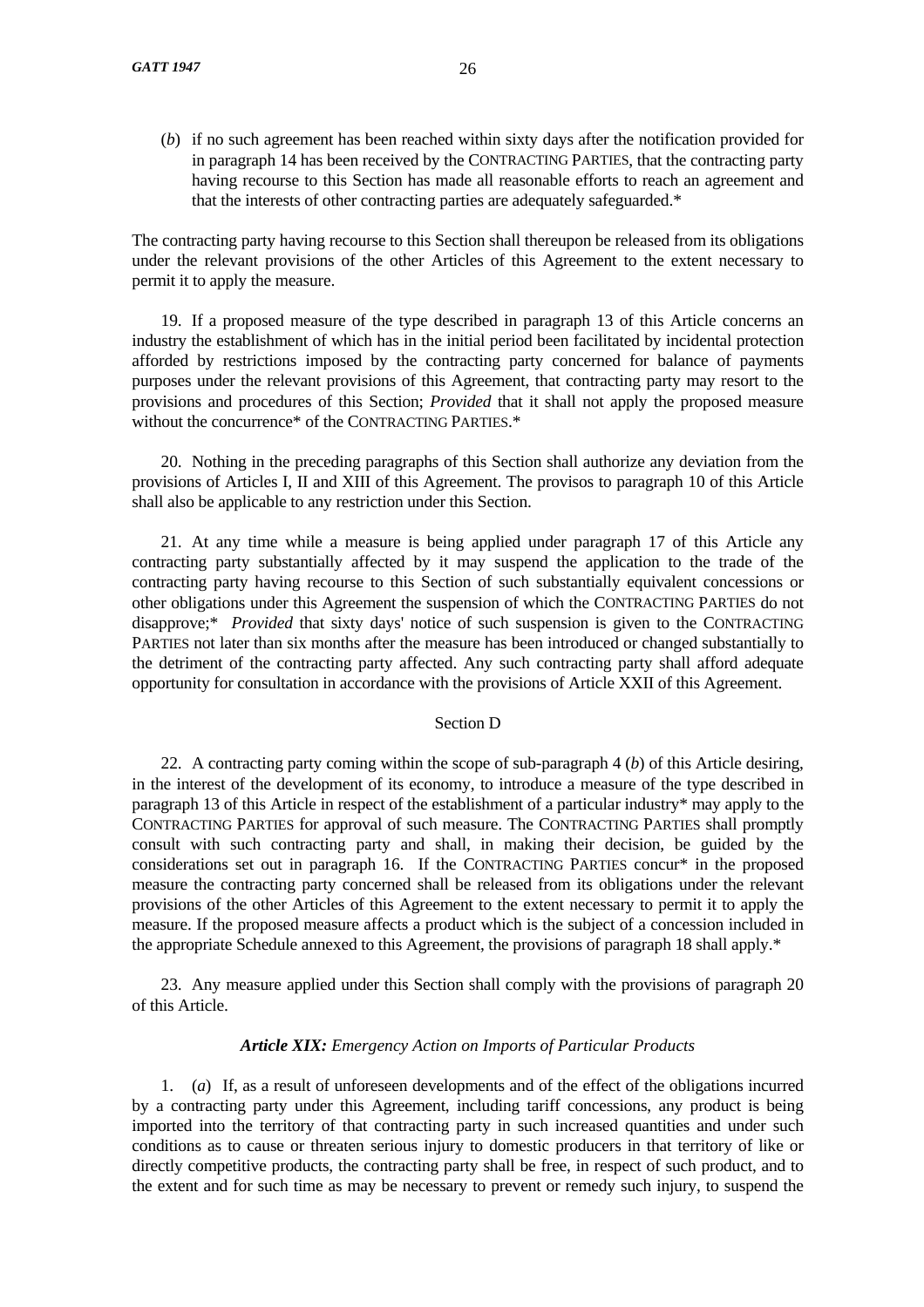(*b*) if no such agreement has been reached within sixty days after the notification provided for in paragraph 14 has been received by the CONTRACTING PARTIES, that the contracting party having recourse to this Section has made all reasonable efforts to reach an agreement and that the interests of other contracting parties are adequately safeguarded.*

The contracting party having recourse to this Section shall thereupon be released from its obligations under the relevant provisions of the other Articles of this Agreement to the extent necessary to permit it to apply the measure.

19. If a proposed measure of the type described in paragraph 13 of this Article concerns an industry the establishment of which has in the initial period been facilitated by incidental protection afforded by restrictions imposed by the contracting party concerned for balance of payments purposes under the relevant provisions of this Agreement, that contracting party may resort to the provisions and procedures of this Section; *Provided* that it shall not apply the proposed measure without the concurrence* of the CONTRACTING PARTIES.*

20. Nothing in the preceding paragraphs of this Section shall authorize any deviation from the provisions of Articles I, II and XIII of this Agreement. The provisos to paragraph 10 of this Article shall also be applicable to any restriction under this Section.

21. At any time while a measure is being applied under paragraph 17 of this Article any contracting party substantially affected by it may suspend the application to the trade of the contracting party having recourse to this Section of such substantially equivalent concessions or other obligations under this Agreement the suspension of which the CONTRACTING PARTIES do not disapprove;* *Provided* that sixty days' notice of such suspension is given to the CONTRACTING PARTIES not later than six months after the measure has been introduced or changed substantially to the detriment of the contracting party affected. Any such contracting party shall afford adequate opportunity for consultation in accordance with the provisions of Article XXII of this Agreement.

### Section D

22. A contracting party coming within the scope of sub-paragraph 4 (*b*) of this Article desiring, in the interest of the development of its economy, to introduce a measure of the type described in paragraph 13 of this Article in respect of the establishment of a particular industry* may apply to the CONTRACTING PARTIES for approval of such measure. The CONTRACTING PARTIES shall promptly consult with such contracting party and shall, in making their decision, be guided by the considerations set out in paragraph 16. If the CONTRACTING PARTIES concur* in the proposed measure the contracting party concerned shall be released from its obligations under the relevant provisions of the other Articles of this Agreement to the extent necessary to permit it to apply the measure. If the proposed measure affects a product which is the subject of a concession included in the appropriate Schedule annexed to this Agreement, the provisions of paragraph 18 shall apply.*

23. Any measure applied under this Section shall comply with the provisions of paragraph 20 of this Article.

## *Article XIX: Emergency Action on Imports of Particular Products*

1. (*a*) If, as a result of unforeseen developments and of the effect of the obligations incurred by a contracting party under this Agreement, including tariff concessions, any product is being imported into the territory of that contracting party in such increased quantities and under such conditions as to cause or threaten serious injury to domestic producers in that territory of like or directly competitive products, the contracting party shall be free, in respect of such product, and to the extent and for such time as may be necessary to prevent or remedy such injury, to suspend the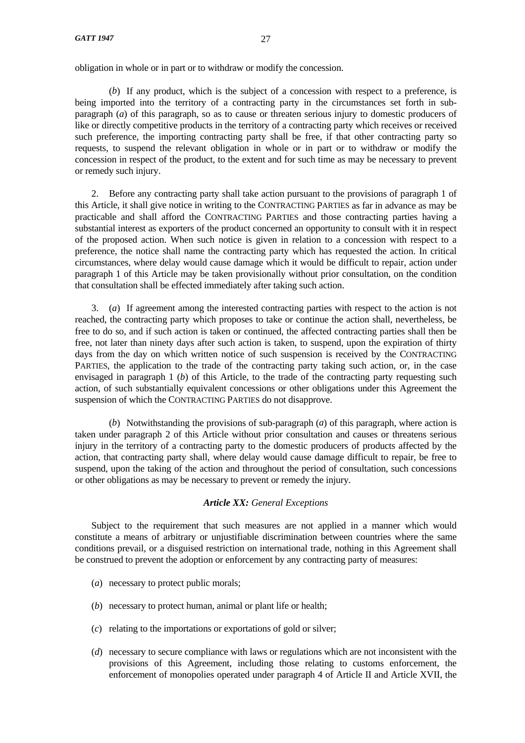obligation in whole or in part or to withdraw or modify the concession.

(*b*) If any product, which is the subject of a concession with respect to a preference, is being imported into the territory of a contracting party in the circumstances set forth in sub-paragraph (*a*) of this paragraph, so as to cause or threaten serious injury to domestic producers of like or directly competitive products in the territory of a contracting party which receives or received such preference, the importing contracting party shall be free, if that other contracting party so requests, to suspend the relevant obligation in whole or in part or to withdraw or modify the concession in respect of the product, to the extent and for such time as may be necessary to prevent or remedy such injury.

2. Before any contracting party shall take action pursuant to the provisions of paragraph 1 of this Article, it shall give notice in writing to the CONTRACTING PARTIES as far in advance as may be practicable and shall afford the CONTRACTING PARTIES and those contracting parties having a substantial interest as exporters of the product concerned an opportunity to consult with it in respect of the proposed action. When such notice is given in relation to a concession with respect to a preference, the notice shall name the contracting party which has requested the action. In critical circumstances, where delay would cause damage which it would be difficult to repair, action under paragraph 1 of this Article may be taken provisionally without prior consultation, on the condition that consultation shall be effected immediately after taking such action.

3. (*a*) If agreement among the interested contracting parties with respect to the action is not reached, the contracting party which proposes to take or continue the action shall, nevertheless, be free to do so, and if such action is taken or continued, the affected contracting parties shall then be free, not later than ninety days after such action is taken, to suspend, upon the expiration of thirty days from the day on which written notice of such suspension is received by the CONTRACTING PARTIES, the application to the trade of the contracting party taking such action, or, in the case envisaged in paragraph 1 (*b*) of this Article, to the trade of the contracting party requesting such action, of such substantially equivalent concessions or other obligations under this Agreement the suspension of which the CONTRACTING PARTIES do not disapprove.

(*b*) Notwithstanding the provisions of sub-paragraph (*a*) of this paragraph, where action is taken under paragraph 2 of this Article without prior consultation and causes or threatens serious injury in the territory of a contracting party to the domestic producers of products affected by the action, that contracting party shall, where delay would cause damage difficult to repair, be free to suspend, upon the taking of the action and throughout the period of consultation, such concessions or other obligations as may be necessary to prevent or remedy the injury.

### ***Article XX:*** *General Exceptions*

Subject to the requirement that such measures are not applied in a manner which would constitute a means of arbitrary or unjustifiable discrimination between countries where the same conditions prevail, or a disguised restriction on international trade, nothing in this Agreement shall be construed to prevent the adoption or enforcement by any contracting party of measures:

(*a*) necessary to protect public morals;

(*b*) necessary to protect human, animal or plant life or health;

(*c*) relating to the importations or exportations of gold or silver;

(*d*) necessary to secure compliance with laws or regulations which are not inconsistent with the provisions of this Agreement, including those relating to customs enforcement, the enforcement of monopolies operated under paragraph 4 of Article II and Article XVII, the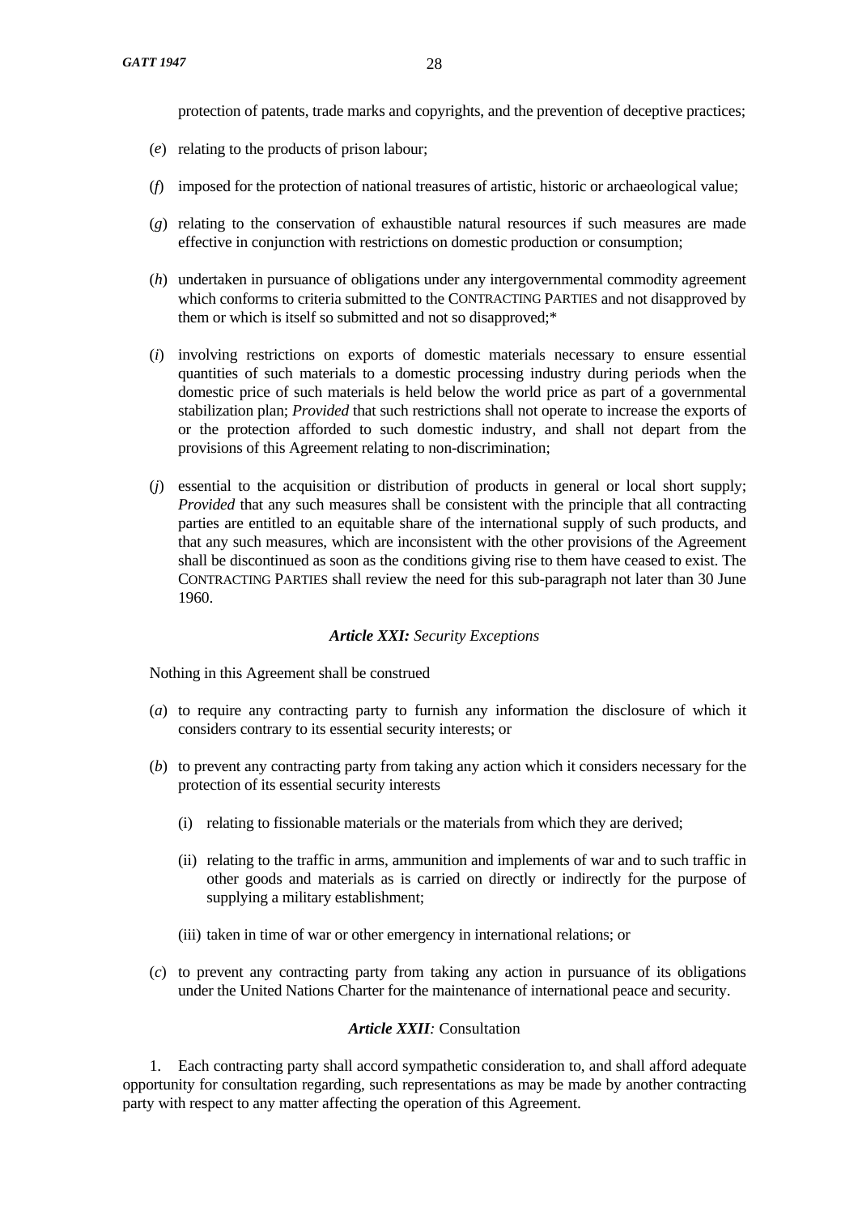protection of patents, trade marks and copyrights, and the prevention of deceptive practices;

(*e*) relating to the products of prison labour;

(*f*) imposed for the protection of national treasures of artistic, historic or archaeological value;

(*g*) relating to the conservation of exhaustible natural resources if such measures are made effective in conjunction with restrictions on domestic production or consumption;

(*h*) undertaken in pursuance of obligations under any intergovernmental commodity agreement which conforms to criteria submitted to the CONTRACTING PARTIES and not disapproved by them or which is itself so submitted and not so disapproved;*

(*i*) involving restrictions on exports of domestic materials necessary to ensure essential quantities of such materials to a domestic processing industry during periods when the domestic price of such materials is held below the world price as part of a governmental stabilization plan; *Provided* that such restrictions shall not operate to increase the exports of or the protection afforded to such domestic industry, and shall not depart from the provisions of this Agreement relating to non-discrimination;

(*j*) essential to the acquisition or distribution of products in general or local short supply; *Provided* that any such measures shall be consistent with the principle that all contracting parties are entitled to an equitable share of the international supply of such products, and that any such measures, which are inconsistent with the other provisions of the Agreement shall be discontinued as soon as the conditions giving rise to them have ceased to exist. The CONTRACTING PARTIES shall review the need for this sub-paragraph not later than 30 June 1960.

### ***Article XXI:*** *Security Exceptions*

Nothing in this Agreement shall be construed

(*a*) to require any contracting party to furnish any information the disclosure of which it considers contrary to its essential security interests; or

(*b*) to prevent any contracting party from taking any action which it considers necessary for the protection of its essential security interests

  (i) relating to fissionable materials or the materials from which they are derived;

  (ii) relating to the traffic in arms, ammunition and implements of war and to such traffic in other goods and materials as is carried on directly or indirectly for the purpose of supplying a military establishment;

  (iii) taken in time of war or other emergency in international relations; or

(*c*) to prevent any contracting party from taking any action in pursuance of its obligations under the United Nations Charter for the maintenance of international peace and security.

### ***Article XXII****:* Consultation

1. Each contracting party shall accord sympathetic consideration to, and shall afford adequate opportunity for consultation regarding, such representations as may be made by another contracting party with respect to any matter affecting the operation of this Agreement.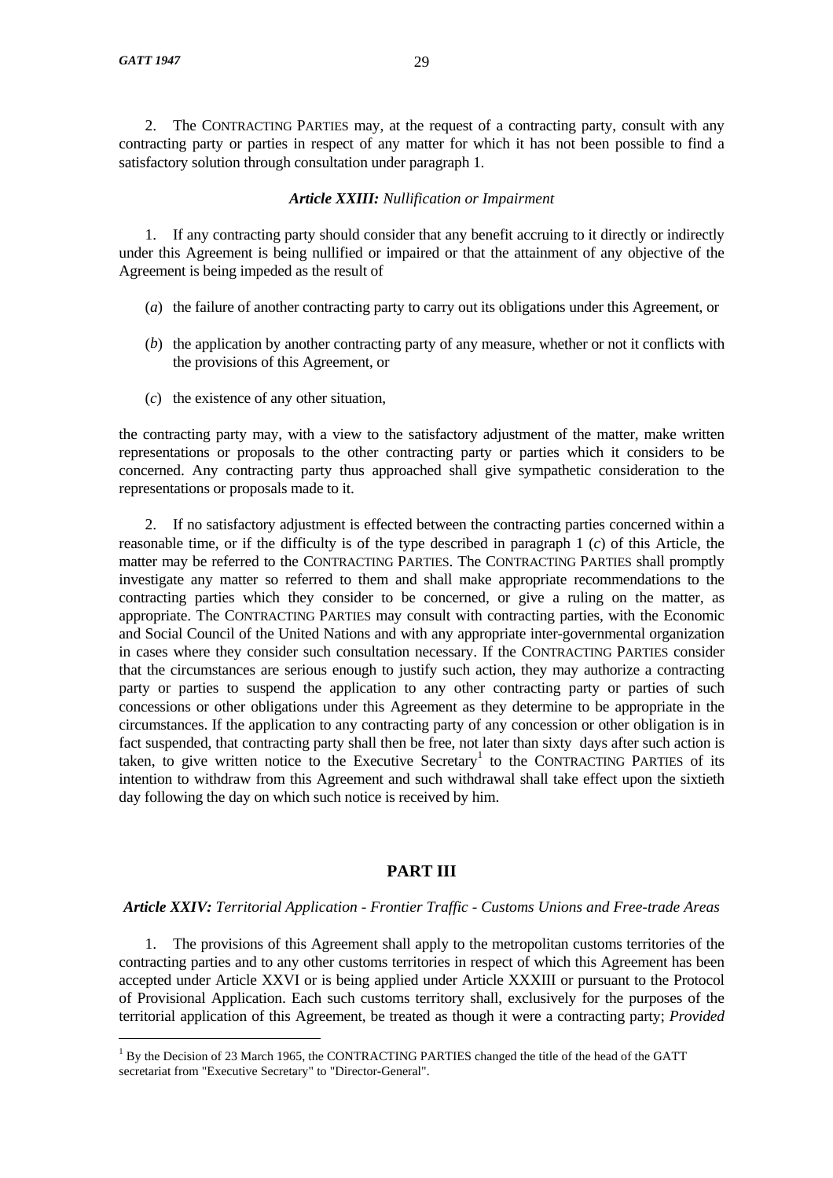2. The CONTRACTING PARTIES may, at the request of a contracting party, consult with any contracting party or parties in respect of any matter for which it has not been possible to find a satisfactory solution through consultation under paragraph 1.

### ***Article XXIII:*** *Nullification or Impairment*

1. If any contracting party should consider that any benefit accruing to it directly or indirectly under this Agreement is being nullified or impaired or that the attainment of any objective of the Agreement is being impeded as the result of

(*a*) the failure of another contracting party to carry out its obligations under this Agreement, or

(*b*) the application by another contracting party of any measure, whether or not it conflicts with the provisions of this Agreement, or

(*c*) the existence of any other situation,

the contracting party may, with a view to the satisfactory adjustment of the matter, make written representations or proposals to the other contracting party or parties which it considers to be concerned. Any contracting party thus approached shall give sympathetic consideration to the representations or proposals made to it.

2. If no satisfactory adjustment is effected between the contracting parties concerned within a reasonable time, or if the difficulty is of the type described in paragraph 1 (*c*) of this Article, the matter may be referred to the CONTRACTING PARTIES. The CONTRACTING PARTIES shall promptly investigate any matter so referred to them and shall make appropriate recommendations to the contracting parties which they consider to be concerned, or give a ruling on the matter, as appropriate. The CONTRACTING PARTIES may consult with contracting parties, with the Economic and Social Council of the United Nations and with any appropriate inter-governmental organization in cases where they consider such consultation necessary. If the CONTRACTING PARTIES consider that the circumstances are serious enough to justify such action, they may authorize a contracting party or parties to suspend the application to any other contracting party or parties of such concessions or other obligations under this Agreement as they determine to be appropriate in the circumstances. If the application to any contracting party of any concession or other obligation is in fact suspended, that contracting party shall then be free, not later than sixty days after such action is taken, to give written notice to the Executive Secretary[1] to the CONTRACTING PARTIES of its intention to withdraw from this Agreement and such withdrawal shall take effect upon the sixtieth day following the day on which such notice is received by him.

## PART III

### ***Article XXIV:*** *Territorial Application - Frontier Traffic - Customs Unions and Free-trade Areas*

1. The provisions of this Agreement shall apply to the metropolitan customs territories of the contracting parties and to any other customs territories in respect of which this Agreement has been accepted under Article XXVI or is being applied under Article XXXIII or pursuant to the Protocol of Provisional Application. Each such customs territory shall, exclusively for the purposes of the territorial application of this Agreement, be treated as though it were a contracting party; *Provided*

[1] By the Decision of 23 March 1965, the CONTRACTING PARTIES changed the title of the head of the GATT secretariat from "Executive Secretary" to "Director-General".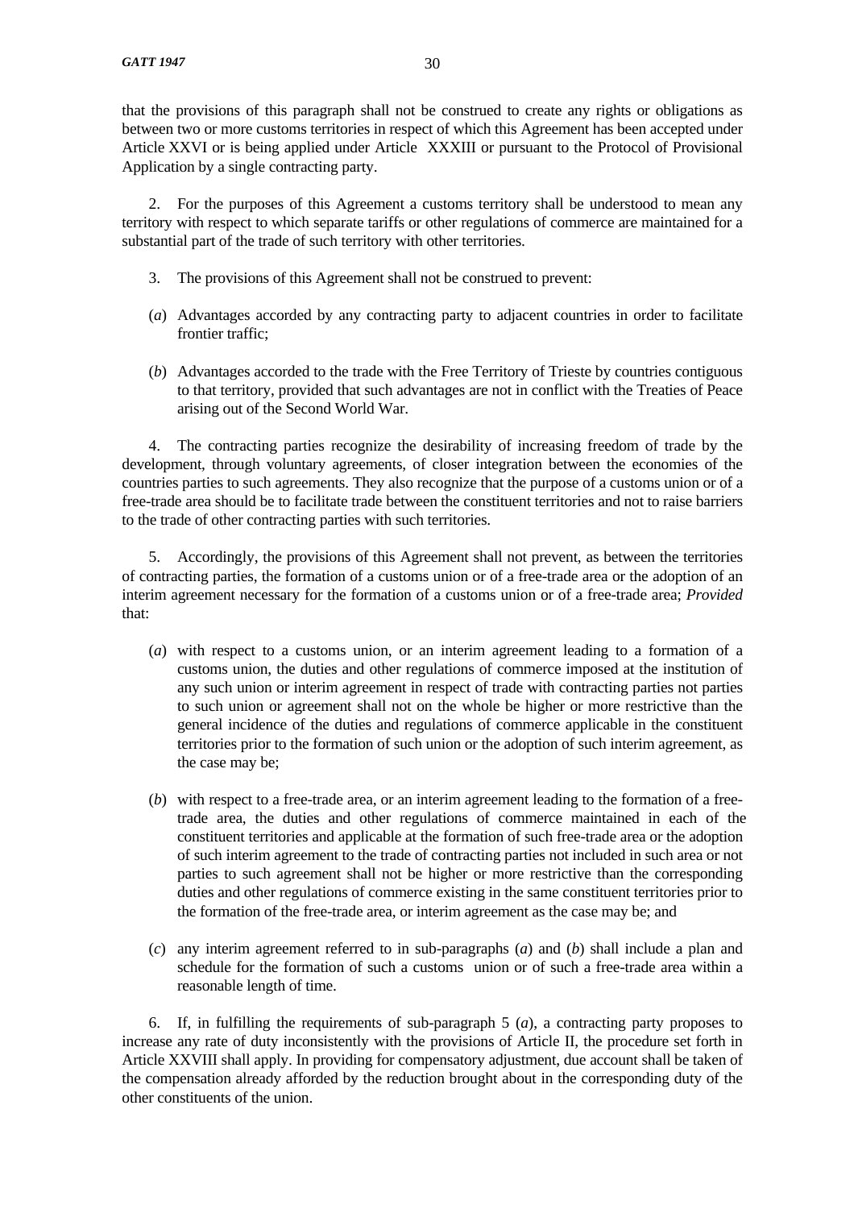that the provisions of this paragraph shall not be construed to create any rights or obligations as between two or more customs territories in respect of which this Agreement has been accepted under Article XXVI or is being applied under Article XXXIII or pursuant to the Protocol of Provisional Application by a single contracting party.

2. For the purposes of this Agreement a customs territory shall be understood to mean any territory with respect to which separate tariffs or other regulations of commerce are maintained for a substantial part of the trade of such territory with other territories.

3. The provisions of this Agreement shall not be construed to prevent:

(*a*) Advantages accorded by any contracting party to adjacent countries in order to facilitate frontier traffic;

(*b*) Advantages accorded to the trade with the Free Territory of Trieste by countries contiguous to that territory, provided that such advantages are not in conflict with the Treaties of Peace arising out of the Second World War.

4. The contracting parties recognize the desirability of increasing freedom of trade by the development, through voluntary agreements, of closer integration between the economies of the countries parties to such agreements. They also recognize that the purpose of a customs union or of a free-trade area should be to facilitate trade between the constituent territories and not to raise barriers to the trade of other contracting parties with such territories.

5. Accordingly, the provisions of this Agreement shall not prevent, as between the territories of contracting parties, the formation of a customs union or of a free-trade area or the adoption of an interim agreement necessary for the formation of a customs union or of a free-trade area; *Provided* that:

(*a*) with respect to a customs union, or an interim agreement leading to a formation of a customs union, the duties and other regulations of commerce imposed at the institution of any such union or interim agreement in respect of trade with contracting parties not parties to such union or agreement shall not on the whole be higher or more restrictive than the general incidence of the duties and regulations of commerce applicable in the constituent territories prior to the formation of such union or the adoption of such interim agreement, as the case may be;

(*b*) with respect to a free-trade area, or an interim agreement leading to the formation of a free-trade area, the duties and other regulations of commerce maintained in each of the constituent territories and applicable at the formation of such free-trade area or the adoption of such interim agreement to the trade of contracting parties not included in such area or not parties to such agreement shall not be higher or more restrictive than the corresponding duties and other regulations of commerce existing in the same constituent territories prior to the formation of the free-trade area, or interim agreement as the case may be; and

(*c*) any interim agreement referred to in sub-paragraphs (*a*) and (*b*) shall include a plan and schedule for the formation of such a customs union or of such a free-trade area within a reasonable length of time.

6. If, in fulfilling the requirements of sub-paragraph 5 (*a*), a contracting party proposes to increase any rate of duty inconsistently with the provisions of Article II, the procedure set forth in Article XXVIII shall apply. In providing for compensatory adjustment, due account shall be taken of the compensation already afforded by the reduction brought about in the corresponding duty of the other constituents of the union.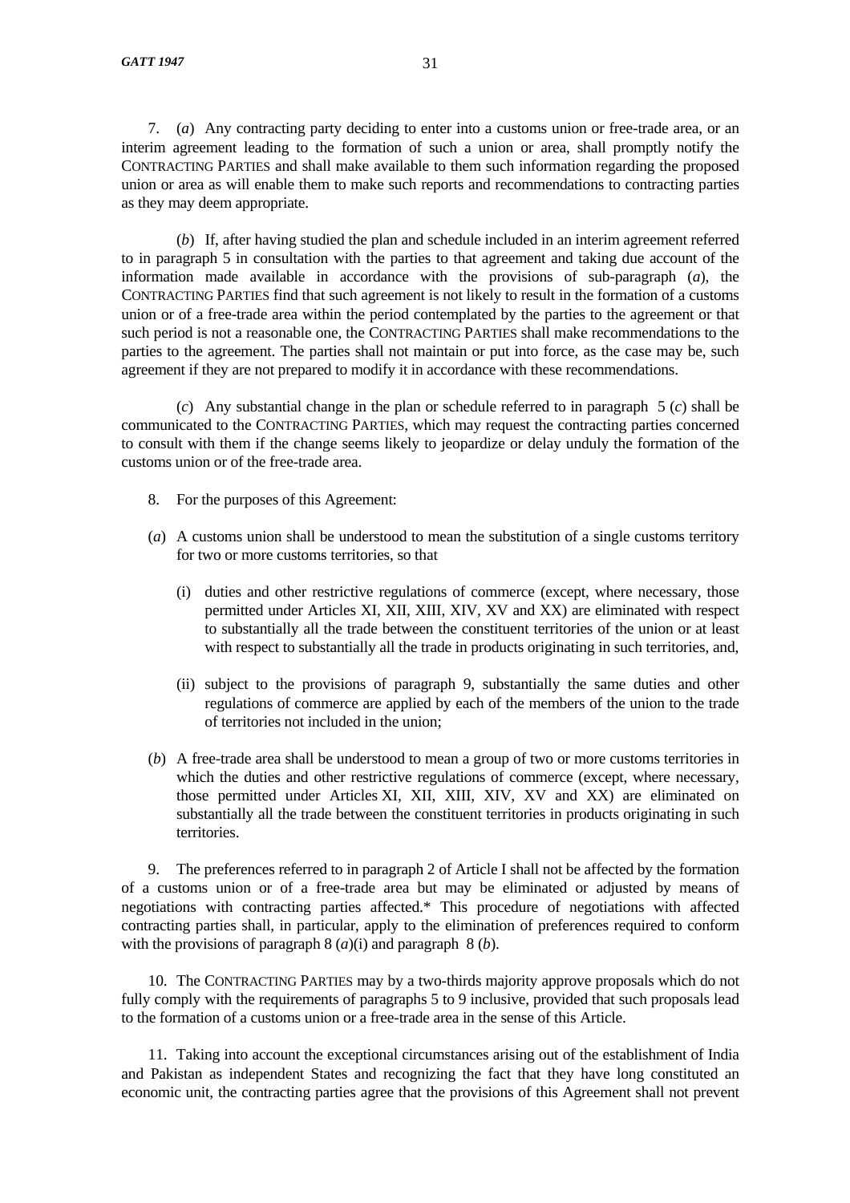7. (*a*) Any contracting party deciding to enter into a customs union or free-trade area, or an interim agreement leading to the formation of such a union or area, shall promptly notify the CONTRACTING PARTIES and shall make available to them such information regarding the proposed union or area as will enable them to make such reports and recommendations to contracting parties as they may deem appropriate.

(*b*) If, after having studied the plan and schedule included in an interim agreement referred to in paragraph 5 in consultation with the parties to that agreement and taking due account of the information made available in accordance with the provisions of sub-paragraph (*a*), the CONTRACTING PARTIES find that such agreement is not likely to result in the formation of a customs union or of a free-trade area within the period contemplated by the parties to the agreement or that such period is not a reasonable one, the CONTRACTING PARTIES shall make recommendations to the parties to the agreement. The parties shall not maintain or put into force, as the case may be, such agreement if they are not prepared to modify it in accordance with these recommendations.

(*c*) Any substantial change in the plan or schedule referred to in paragraph 5 (*c*) shall be communicated to the CONTRACTING PARTIES, which may request the contracting parties concerned to consult with them if the change seems likely to jeopardize or delay unduly the formation of the customs union or of the free-trade area.

8. For the purposes of this Agreement:

(*a*) A customs union shall be understood to mean the substitution of a single customs territory for two or more customs territories, so that

(i) duties and other restrictive regulations of commerce (except, where necessary, those permitted under Articles XI, XII, XIII, XIV, XV and XX) are eliminated with respect to substantially all the trade between the constituent territories of the union or at least with respect to substantially all the trade in products originating in such territories, and,

(ii) subject to the provisions of paragraph 9, substantially the same duties and other regulations of commerce are applied by each of the members of the union to the trade of territories not included in the union;

(*b*) A free-trade area shall be understood to mean a group of two or more customs territories in which the duties and other restrictive regulations of commerce (except, where necessary, those permitted under Articles XI, XII, XIII, XIV, XV and XX) are eliminated on substantially all the trade between the constituent territories in products originating in such territories.

9. The preferences referred to in paragraph 2 of Article I shall not be affected by the formation of a customs union or of a free-trade area but may be eliminated or adjusted by means of negotiations with contracting parties affected.* This procedure of negotiations with affected contracting parties shall, in particular, apply to the elimination of preferences required to conform with the provisions of paragraph 8 (*a*)(i) and paragraph 8 (*b*).

10. The CONTRACTING PARTIES may by a two-thirds majority approve proposals which do not fully comply with the requirements of paragraphs 5 to 9 inclusive, provided that such proposals lead to the formation of a customs union or a free-trade area in the sense of this Article.

11. Taking into account the exceptional circumstances arising out of the establishment of India and Pakistan as independent States and recognizing the fact that they have long constituted an economic unit, the contracting parties agree that the provisions of this Agreement shall not prevent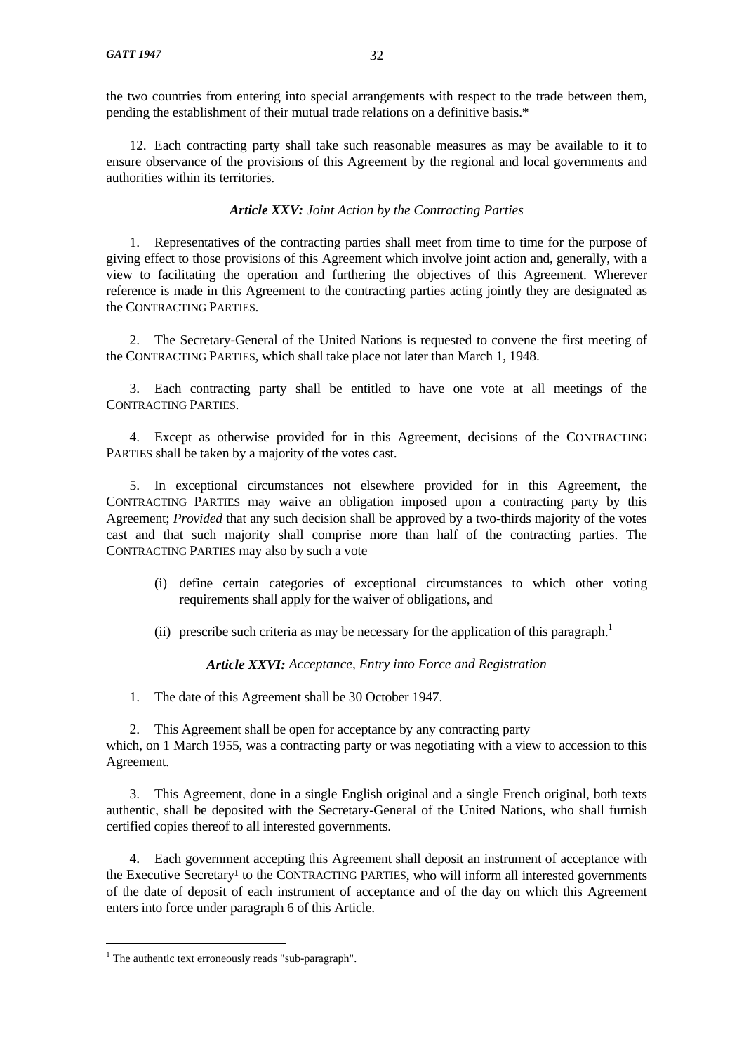the two countries from entering into special arrangements with respect to the trade between them, pending the establishment of their mutual trade relations on a definitive basis.*

12. Each contracting party shall take such reasonable measures as may be available to it to ensure observance of the provisions of this Agreement by the regional and local governments and authorities within its territories.

### ***Article XXV:*** *Joint Action by the Contracting Parties*

1. Representatives of the contracting parties shall meet from time to time for the purpose of giving effect to those provisions of this Agreement which involve joint action and, generally, with a view to facilitating the operation and furthering the objectives of this Agreement. Wherever reference is made in this Agreement to the contracting parties acting jointly they are designated as the CONTRACTING PARTIES.

2. The Secretary-General of the United Nations is requested to convene the first meeting of the CONTRACTING PARTIES, which shall take place not later than March 1, 1948.

3. Each contracting party shall be entitled to have one vote at all meetings of the CONTRACTING PARTIES.

4. Except as otherwise provided for in this Agreement, decisions of the CONTRACTING PARTIES shall be taken by a majority of the votes cast.

5. In exceptional circumstances not elsewhere provided for in this Agreement, the CONTRACTING PARTIES may waive an obligation imposed upon a contracting party by this Agreement; *Provided* that any such decision shall be approved by a two-thirds majority of the votes cast and that such majority shall comprise more than half of the contracting parties. The CONTRACTING PARTIES may also by such a vote

(i) define certain categories of exceptional circumstances to which other voting requirements shall apply for the waiver of obligations, and

(ii) prescribe such criteria as may be necessary for the application of this paragraph.[1]

### ***Article XXVI:*** *Acceptance, Entry into Force and Registration*

1. The date of this Agreement shall be 30 October 1947.

2. This Agreement shall be open for acceptance by any contracting party which, on 1 March 1955, was a contracting party or was negotiating with a view to accession to this Agreement.

3. This Agreement, done in a single English original and a single French original, both texts authentic, shall be deposited with the Secretary-General of the United Nations, who shall furnish certified copies thereof to all interested governments.

4. Each government accepting this Agreement shall deposit an instrument of acceptance with the Executive Secretary[1] to the CONTRACTING PARTIES, who will inform all interested governments of the date of deposit of each instrument of acceptance and of the day on which this Agreement enters into force under paragraph 6 of this Article.

---

[1] The authentic text erroneously reads "sub-paragraph".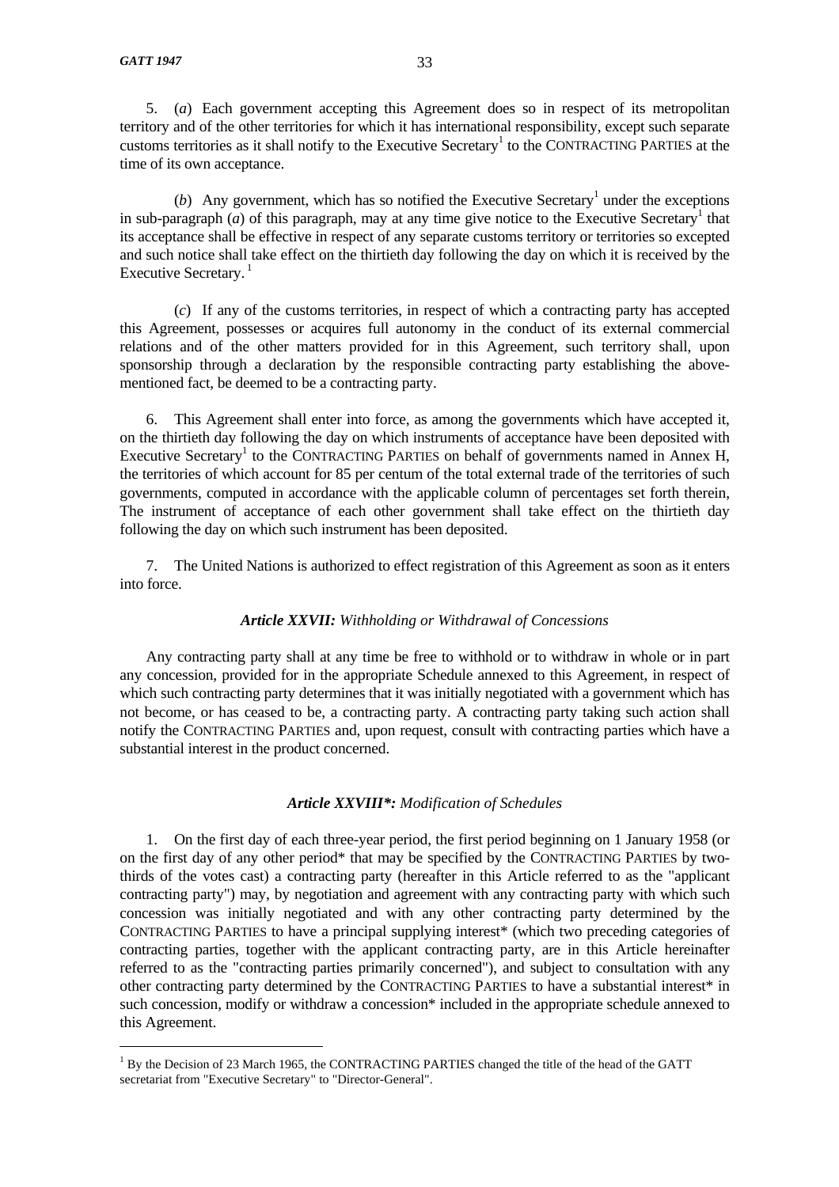5. (*a*) Each government accepting this Agreement does so in respect of its metropolitan territory and of the other territories for which it has international responsibility, except such separate customs territories as it shall notify to the Executive Secretary[1] to the CONTRACTING PARTIES at the time of its own acceptance.

(*b*) Any government, which has so notified the Executive Secretary[1] under the exceptions in sub-paragraph (*a*) of this paragraph, may at any time give notice to the Executive Secretary[1] that its acceptance shall be effective in respect of any separate customs territory or territories so excepted and such notice shall take effect on the thirtieth day following the day on which it is received by the Executive Secretary.[1]

(*c*) If any of the customs territories, in respect of which a contracting party has accepted this Agreement, possesses or acquires full autonomy in the conduct of its external commercial relations and of the other matters provided for in this Agreement, such territory shall, upon sponsorship through a declaration by the responsible contracting party establishing the above-mentioned fact, be deemed to be a contracting party.

6. This Agreement shall enter into force, as among the governments which have accepted it, on the thirtieth day following the day on which instruments of acceptance have been deposited with Executive Secretary[1] to the CONTRACTING PARTIES on behalf of governments named in Annex H, the territories of which account for 85 per centum of the total external trade of the territories of such governments, computed in accordance with the applicable column of percentages set forth therein, The instrument of acceptance of each other government shall take effect on the thirtieth day following the day on which such instrument has been deposited.

7. The United Nations is authorized to effect registration of this Agreement as soon as it enters into force.

### ***Article XXVII:*** *Withholding or Withdrawal of Concessions*

Any contracting party shall at any time be free to withhold or to withdraw in whole or in part any concession, provided for in the appropriate Schedule annexed to this Agreement, in respect of which such contracting party determines that it was initially negotiated with a government which has not become, or has ceased to be, a contracting party. A contracting party taking such action shall notify the CONTRACTING PARTIES and, upon request, consult with contracting parties which have a substantial interest in the product concerned.

### ***Article XXVIII\*:*** *Modification of Schedules*

1. On the first day of each three-year period, the first period beginning on 1 January 1958 (or on the first day of any other period* that may be specified by the CONTRACTING PARTIES by two-thirds of the votes cast) a contracting party (hereafter in this Article referred to as the "applicant contracting party") may, by negotiation and agreement with any contracting party with which such concession was initially negotiated and with any other contracting party determined by the CONTRACTING PARTIES to have a principal supplying interest* (which two preceding categories of contracting parties, together with the applicant contracting party, are in this Article hereinafter referred to as the "contracting parties primarily concerned"), and subject to consultation with any other contracting party determined by the CONTRACTING PARTIES to have a substantial interest* in such concession, modify or withdraw a concession* included in the appropriate schedule annexed to this Agreement.

---

[1] By the Decision of 23 March 1965, the CONTRACTING PARTIES changed the title of the head of the GATT secretariat from "Executive Secretary" to "Director-General".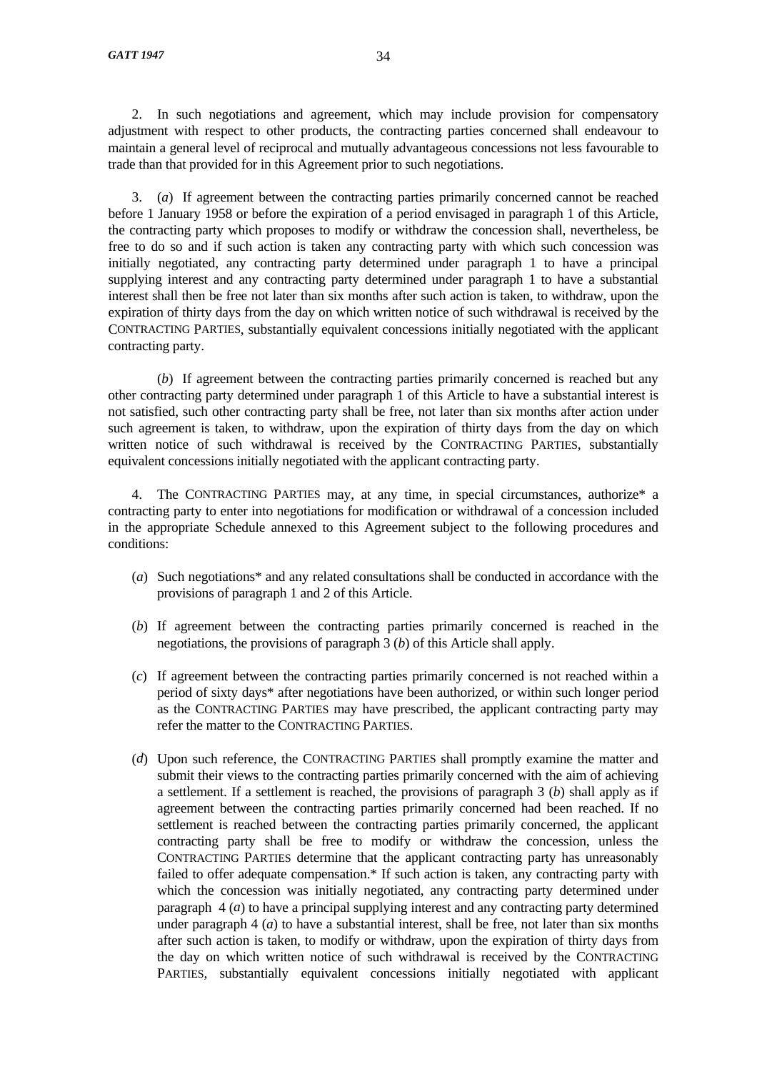2. In such negotiations and agreement, which may include provision for compensatory adjustment with respect to other products, the contracting parties concerned shall endeavour to maintain a general level of reciprocal and mutually advantageous concessions not less favourable to trade than that provided for in this Agreement prior to such negotiations.

3. (*a*) If agreement between the contracting parties primarily concerned cannot be reached before 1 January 1958 or before the expiration of a period envisaged in paragraph 1 of this Article, the contracting party which proposes to modify or withdraw the concession shall, nevertheless, be free to do so and if such action is taken any contracting party with which such concession was initially negotiated, any contracting party determined under paragraph 1 to have a principal supplying interest and any contracting party determined under paragraph 1 to have a substantial interest shall then be free not later than six months after such action is taken, to withdraw, upon the expiration of thirty days from the day on which written notice of such withdrawal is received by the CONTRACTING PARTIES, substantially equivalent concessions initially negotiated with the applicant contracting party.

(*b*) If agreement between the contracting parties primarily concerned is reached but any other contracting party determined under paragraph 1 of this Article to have a substantial interest is not satisfied, such other contracting party shall be free, not later than six months after action under such agreement is taken, to withdraw, upon the expiration of thirty days from the day on which written notice of such withdrawal is received by the CONTRACTING PARTIES, substantially equivalent concessions initially negotiated with the applicant contracting party.

4. The CONTRACTING PARTIES may, at any time, in special circumstances, authorize* a contracting party to enter into negotiations for modification or withdrawal of a concession included in the appropriate Schedule annexed to this Agreement subject to the following procedures and conditions:

(*a*) Such negotiations* and any related consultations shall be conducted in accordance with the provisions of paragraph 1 and 2 of this Article.

(*b*) If agreement between the contracting parties primarily concerned is reached in the negotiations, the provisions of paragraph 3 (*b*) of this Article shall apply.

(*c*) If agreement between the contracting parties primarily concerned is not reached within a period of sixty days* after negotiations have been authorized, or within such longer period as the CONTRACTING PARTIES may have prescribed, the applicant contracting party may refer the matter to the CONTRACTING PARTIES.

(*d*) Upon such reference, the CONTRACTING PARTIES shall promptly examine the matter and submit their views to the contracting parties primarily concerned with the aim of achieving a settlement. If a settlement is reached, the provisions of paragraph 3 (*b*) shall apply as if agreement between the contracting parties primarily concerned had been reached. If no settlement is reached between the contracting parties primarily concerned, the applicant contracting party shall be free to modify or withdraw the concession, unless the CONTRACTING PARTIES determine that the applicant contracting party has unreasonably failed to offer adequate compensation.* If such action is taken, any contracting party with which the concession was initially negotiated, any contracting party determined under paragraph 4 (*a*) to have a principal supplying interest and any contracting party determined under paragraph 4 (*a*) to have a substantial interest, shall be free, not later than six months after such action is taken, to modify or withdraw, upon the expiration of thirty days from the day on which written notice of such withdrawal is received by the CONTRACTING PARTIES, substantially equivalent concessions initially negotiated with applicant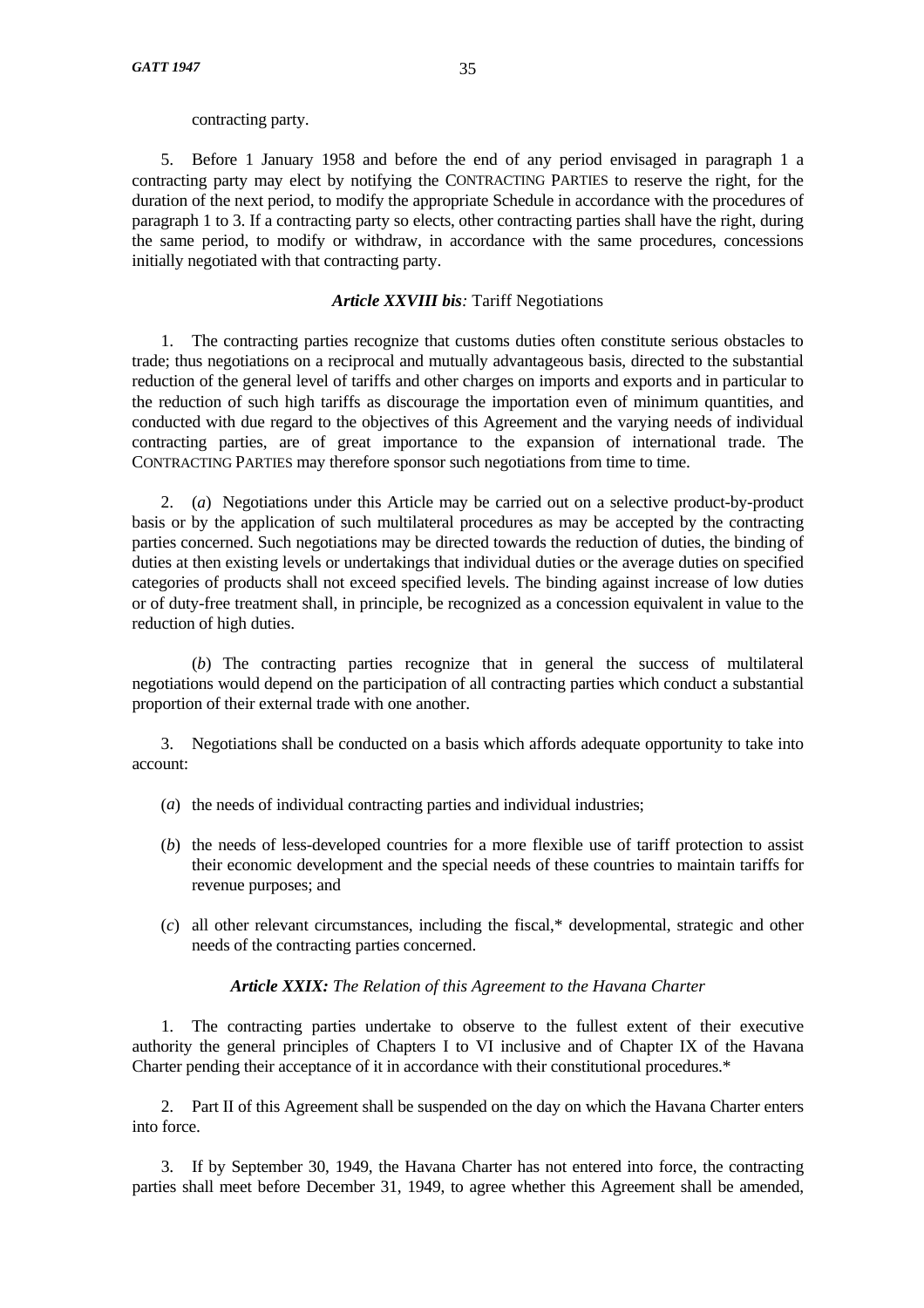contracting party.

5. Before 1 January 1958 and before the end of any period envisaged in paragraph 1 a contracting party may elect by notifying the CONTRACTING PARTIES to reserve the right, for the duration of the next period, to modify the appropriate Schedule in accordance with the procedures of paragraph 1 to 3. If a contracting party so elects, other contracting parties shall have the right, during the same period, to modify or withdraw, in accordance with the same procedures, concessions initially negotiated with that contracting party.

### *Article XXVIII bis:* Tariff Negotiations

1. The contracting parties recognize that customs duties often constitute serious obstacles to trade; thus negotiations on a reciprocal and mutually advantageous basis, directed to the substantial reduction of the general level of tariffs and other charges on imports and exports and in particular to the reduction of such high tariffs as discourage the importation even of minimum quantities, and conducted with due regard to the objectives of this Agreement and the varying needs of individual contracting parties, are of great importance to the expansion of international trade. The CONTRACTING PARTIES may therefore sponsor such negotiations from time to time.

2. (*a*) Negotiations under this Article may be carried out on a selective product-by-product basis or by the application of such multilateral procedures as may be accepted by the contracting parties concerned. Such negotiations may be directed towards the reduction of duties, the binding of duties at then existing levels or undertakings that individual duties or the average duties on specified categories of products shall not exceed specified levels. The binding against increase of low duties or of duty-free treatment shall, in principle, be recognized as a concession equivalent in value to the reduction of high duties.

(*b*) The contracting parties recognize that in general the success of multilateral negotiations would depend on the participation of all contracting parties which conduct a substantial proportion of their external trade with one another.

3. Negotiations shall be conducted on a basis which affords adequate opportunity to take into account:

(*a*) the needs of individual contracting parties and individual industries;

(*b*) the needs of less-developed countries for a more flexible use of tariff protection to assist their economic development and the special needs of these countries to maintain tariffs for revenue purposes; and

(*c*) all other relevant circumstances, including the fiscal,* developmental, strategic and other needs of the contracting parties concerned.

### *Article XXIX: The Relation of this Agreement to the Havana Charter*

1. The contracting parties undertake to observe to the fullest extent of their executive authority the general principles of Chapters I to VI inclusive and of Chapter IX of the Havana Charter pending their acceptance of it in accordance with their constitutional procedures.*

2. Part II of this Agreement shall be suspended on the day on which the Havana Charter enters into force.

3. If by September 30, 1949, the Havana Charter has not entered into force, the contracting parties shall meet before December 31, 1949, to agree whether this Agreement shall be amended,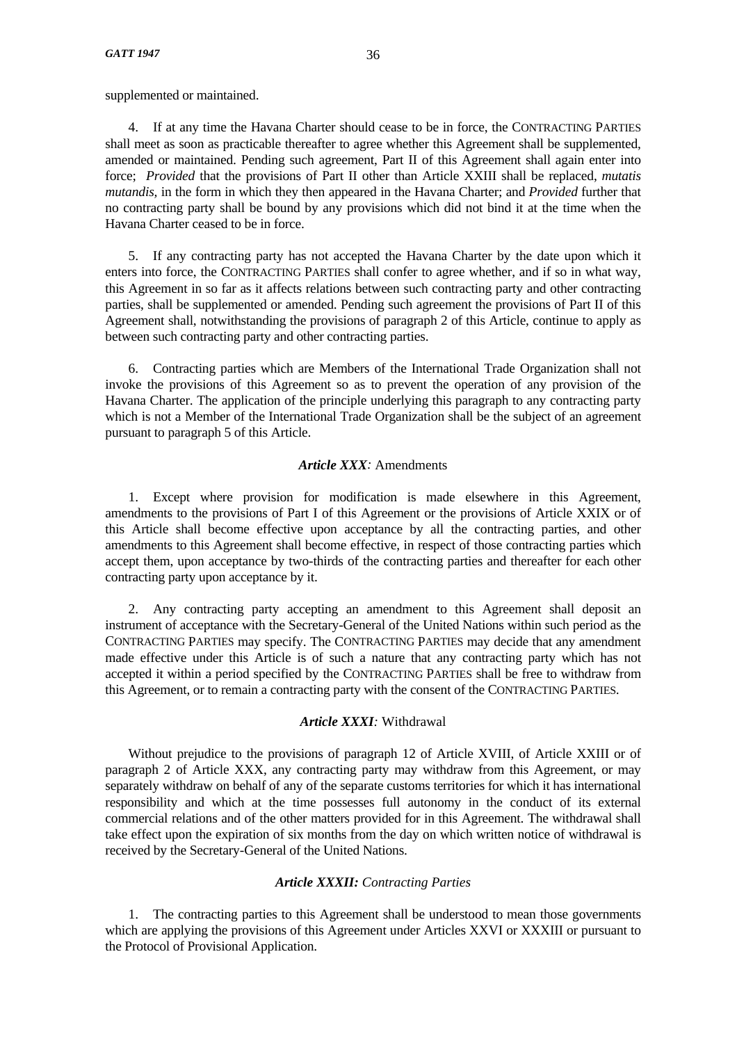supplemented or maintained.

4. If at any time the Havana Charter should cease to be in force, the CONTRACTING PARTIES shall meet as soon as practicable thereafter to agree whether this Agreement shall be supplemented, amended or maintained. Pending such agreement, Part II of this Agreement shall again enter into force; *Provided* that the provisions of Part II other than Article XXIII shall be replaced, *mutatis mutandis*, in the form in which they then appeared in the Havana Charter; and *Provided* further that no contracting party shall be bound by any provisions which did not bind it at the time when the Havana Charter ceased to be in force.

5. If any contracting party has not accepted the Havana Charter by the date upon which it enters into force, the CONTRACTING PARTIES shall confer to agree whether, and if so in what way, this Agreement in so far as it affects relations between such contracting party and other contracting parties, shall be supplemented or amended. Pending such agreement the provisions of Part II of this Agreement shall, notwithstanding the provisions of paragraph 2 of this Article, continue to apply as between such contracting party and other contracting parties.

6. Contracting parties which are Members of the International Trade Organization shall not invoke the provisions of this Agreement so as to prevent the operation of any provision of the Havana Charter. The application of the principle underlying this paragraph to any contracting party which is not a Member of the International Trade Organization shall be the subject of an agreement pursuant to paragraph 5 of this Article.

### ***Article XXX:*** Amendments

1. Except where provision for modification is made elsewhere in this Agreement, amendments to the provisions of Part I of this Agreement or the provisions of Article XXIX or of this Article shall become effective upon acceptance by all the contracting parties, and other amendments to this Agreement shall become effective, in respect of those contracting parties which accept them, upon acceptance by two-thirds of the contracting parties and thereafter for each other contracting party upon acceptance by it.

2. Any contracting party accepting an amendment to this Agreement shall deposit an instrument of acceptance with the Secretary-General of the United Nations within such period as the CONTRACTING PARTIES may specify. The CONTRACTING PARTIES may decide that any amendment made effective under this Article is of such a nature that any contracting party which has not accepted it within a period specified by the CONTRACTING PARTIES shall be free to withdraw from this Agreement, or to remain a contracting party with the consent of the CONTRACTING PARTIES.

### ***Article XXXI:*** Withdrawal

Without prejudice to the provisions of paragraph 12 of Article XVIII, of Article XXIII or of paragraph 2 of Article XXX, any contracting party may withdraw from this Agreement, or may separately withdraw on behalf of any of the separate customs territories for which it has international responsibility and which at the time possesses full autonomy in the conduct of its external commercial relations and of the other matters provided for in this Agreement. The withdrawal shall take effect upon the expiration of six months from the day on which written notice of withdrawal is received by the Secretary-General of the United Nations.

### ***Article XXXII:*** *Contracting Parties*

1. The contracting parties to this Agreement shall be understood to mean those governments which are applying the provisions of this Agreement under Articles XXVI or XXXIII or pursuant to the Protocol of Provisional Application.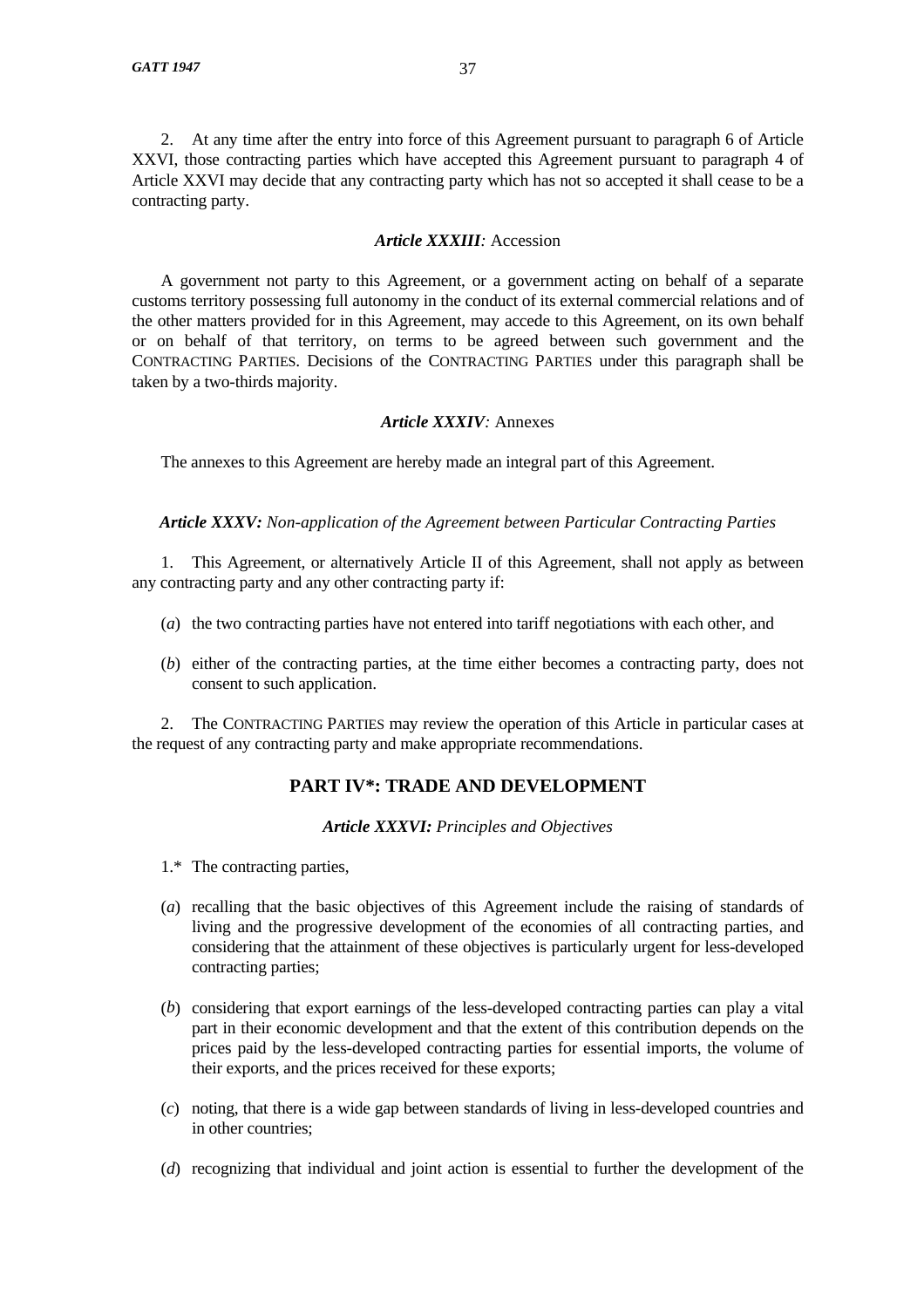2. At any time after the entry into force of this Agreement pursuant to paragraph 6 of Article XXVI, those contracting parties which have accepted this Agreement pursuant to paragraph 4 of Article XXVI may decide that any contracting party which has not so accepted it shall cease to be a contracting party.

### *Article XXXIII:* Accession

A government not party to this Agreement, or a government acting on behalf of a separate customs territory possessing full autonomy in the conduct of its external commercial relations and of the other matters provided for in this Agreement, may accede to this Agreement, on its own behalf or on behalf of that territory, on terms to be agreed between such government and the CONTRACTING PARTIES. Decisions of the CONTRACTING PARTIES under this paragraph shall be taken by a two-thirds majority.

### *Article XXXIV:* Annexes

The annexes to this Agreement are hereby made an integral part of this Agreement.

### ***Article XXXV:*** *Non-application of the Agreement between Particular Contracting Parties*

1. This Agreement, or alternatively Article II of this Agreement, shall not apply as between any contracting party and any other contracting party if:

(*a*) the two contracting parties have not entered into tariff negotiations with each other, and

(*b*) either of the contracting parties, at the time either becomes a contracting party, does not consent to such application.

2. The CONTRACTING PARTIES may review the operation of this Article in particular cases at the request of any contracting party and make appropriate recommendations.

## PART IV*: TRADE AND DEVELOPMENT

### ***Article XXXVI:*** *Principles and Objectives*

1.* The contracting parties,

(*a*) recalling that the basic objectives of this Agreement include the raising of standards of living and the progressive development of the economies of all contracting parties, and considering that the attainment of these objectives is particularly urgent for less-developed contracting parties;

(*b*) considering that export earnings of the less-developed contracting parties can play a vital part in their economic development and that the extent of this contribution depends on the prices paid by the less-developed contracting parties for essential imports, the volume of their exports, and the prices received for these exports;

(*c*) noting, that there is a wide gap between standards of living in less-developed countries and in other countries;

(*d*) recognizing that individual and joint action is essential to further the development of the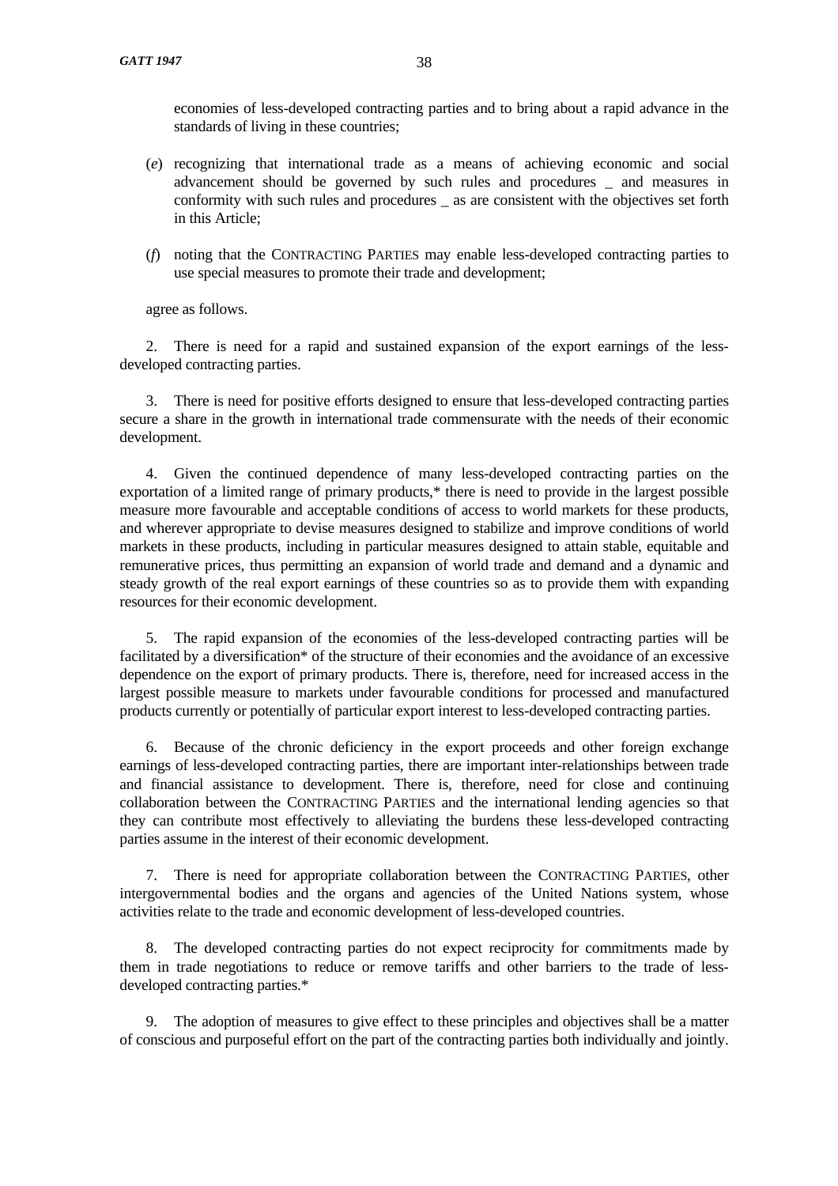economies of less-developed contracting parties and to bring about a rapid advance in the standards of living in these countries;

(*e*) recognizing that international trade as a means of achieving economic and social advancement should be governed by such rules and procedures _ and measures in conformity with such rules and procedures _ as are consistent with the objectives set forth in this Article;

(*f*) noting that the CONTRACTING PARTIES may enable less-developed contracting parties to use special measures to promote their trade and development;

agree as follows.

2. There is need for a rapid and sustained expansion of the export earnings of the less-developed contracting parties.

3. There is need for positive efforts designed to ensure that less-developed contracting parties secure a share in the growth in international trade commensurate with the needs of their economic development.

4. Given the continued dependence of many less-developed contracting parties on the exportation of a limited range of primary products,* there is need to provide in the largest possible measure more favourable and acceptable conditions of access to world markets for these products, and wherever appropriate to devise measures designed to stabilize and improve conditions of world markets in these products, including in particular measures designed to attain stable, equitable and remunerative prices, thus permitting an expansion of world trade and demand and a dynamic and steady growth of the real export earnings of these countries so as to provide them with expanding resources for their economic development.

5. The rapid expansion of the economies of the less-developed contracting parties will be facilitated by a diversification* of the structure of their economies and the avoidance of an excessive dependence on the export of primary products. There is, therefore, need for increased access in the largest possible measure to markets under favourable conditions for processed and manufactured products currently or potentially of particular export interest to less-developed contracting parties.

6. Because of the chronic deficiency in the export proceeds and other foreign exchange earnings of less-developed contracting parties, there are important inter-relationships between trade and financial assistance to development. There is, therefore, need for close and continuing collaboration between the CONTRACTING PARTIES and the international lending agencies so that they can contribute most effectively to alleviating the burdens these less-developed contracting parties assume in the interest of their economic development.

7. There is need for appropriate collaboration between the CONTRACTING PARTIES, other intergovernmental bodies and the organs and agencies of the United Nations system, whose activities relate to the trade and economic development of less-developed countries.

8. The developed contracting parties do not expect reciprocity for commitments made by them in trade negotiations to reduce or remove tariffs and other barriers to the trade of less-developed contracting parties.*

9. The adoption of measures to give effect to these principles and objectives shall be a matter of conscious and purposeful effort on the part of the contracting parties both individually and jointly.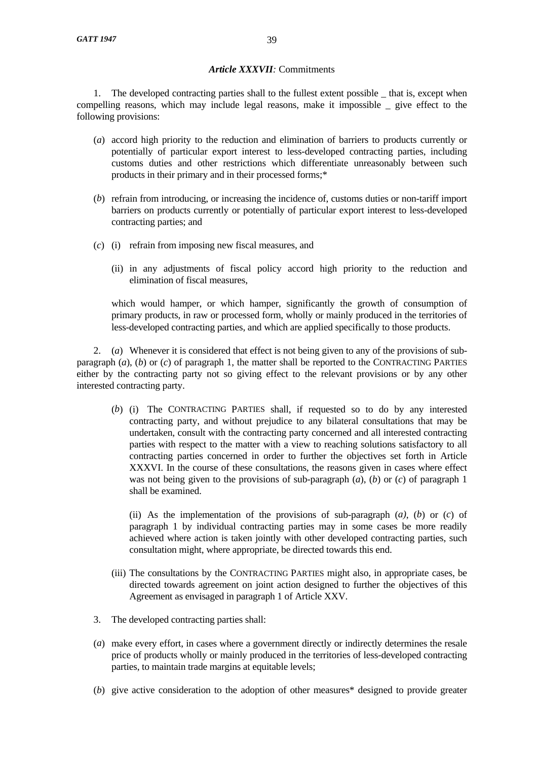### *Article XXXVII:* Commitments

1. The developed contracting parties shall to the fullest extent possible _ that is, except when compelling reasons, which may include legal reasons, make it impossible _ give effect to the following provisions:

(*a*) accord high priority to the reduction and elimination of barriers to products currently or potentially of particular export interest to less-developed contracting parties, including customs duties and other restrictions which differentiate unreasonably between such products in their primary and in their processed forms;*

(*b*) refrain from introducing, or increasing the incidence of, customs duties or non-tariff import barriers on products currently or potentially of particular export interest to less-developed contracting parties; and

(*c*) (i) refrain from imposing new fiscal measures, and

(ii) in any adjustments of fiscal policy accord high priority to the reduction and elimination of fiscal measures,

which would hamper, or which hamper, significantly the growth of consumption of primary products, in raw or processed form, wholly or mainly produced in the territories of less-developed contracting parties, and which are applied specifically to those products.

2. (*a*) Whenever it is considered that effect is not being given to any of the provisions of sub-paragraph (*a*), (*b*) or (*c*) of paragraph 1, the matter shall be reported to the CONTRACTING PARTIES either by the contracting party not so giving effect to the relevant provisions or by any other interested contracting party.

(*b*) (i) The CONTRACTING PARTIES shall, if requested so to do by any interested contracting party, and without prejudice to any bilateral consultations that may be undertaken, consult with the contracting party concerned and all interested contracting parties with respect to the matter with a view to reaching solutions satisfactory to all contracting parties concerned in order to further the objectives set forth in Article XXXVI. In the course of these consultations, the reasons given in cases where effect was not being given to the provisions of sub-paragraph (*a*), (*b*) or (*c*) of paragraph 1 shall be examined.

(ii) As the implementation of the provisions of sub-paragraph (*a)*, (*b*) or (*c*) of paragraph 1 by individual contracting parties may in some cases be more readily achieved where action is taken jointly with other developed contracting parties, such consultation might, where appropriate, be directed towards this end.

(iii) The consultations by the CONTRACTING PARTIES might also, in appropriate cases, be directed towards agreement on joint action designed to further the objectives of this Agreement as envisaged in paragraph 1 of Article XXV.

3. The developed contracting parties shall:

(*a*) make every effort, in cases where a government directly or indirectly determines the resale price of products wholly or mainly produced in the territories of less-developed contracting parties, to maintain trade margins at equitable levels;

(*b*) give active consideration to the adoption of other measures* designed to provide greater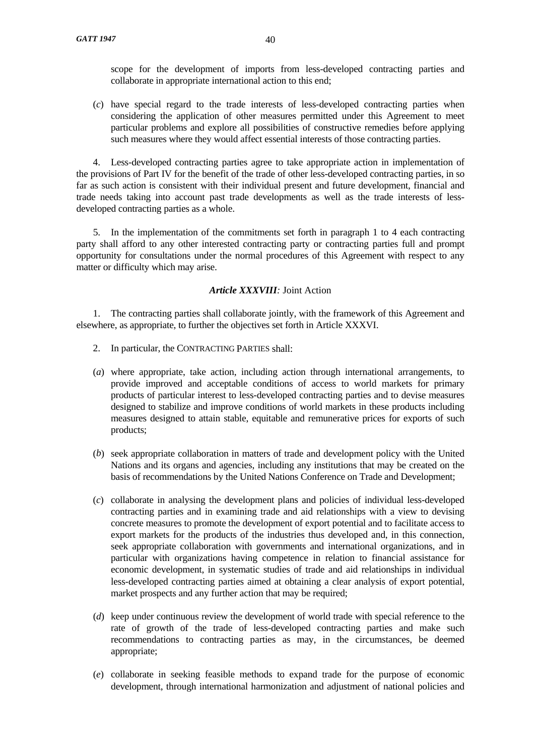scope for the development of imports from less-developed contracting parties and collaborate in appropriate international action to this end;

(*c*) have special regard to the trade interests of less-developed contracting parties when considering the application of other measures permitted under this Agreement to meet particular problems and explore all possibilities of constructive remedies before applying such measures where they would affect essential interests of those contracting parties.

4. Less-developed contracting parties agree to take appropriate action in implementation of the provisions of Part IV for the benefit of the trade of other less-developed contracting parties, in so far as such action is consistent with their individual present and future development, financial and trade needs taking into account past trade developments as well as the trade interests of less-developed contracting parties as a whole.

5. In the implementation of the commitments set forth in paragraph 1 to 4 each contracting party shall afford to any other interested contracting party or contracting parties full and prompt opportunity for consultations under the normal procedures of this Agreement with respect to any matter or difficulty which may arise.

### *Article XXXVIII:* Joint Action

1. The contracting parties shall collaborate jointly, with the framework of this Agreement and elsewhere, as appropriate, to further the objectives set forth in Article XXXVI.

2. In particular, the CONTRACTING PARTIES shall:

(*a*) where appropriate, take action, including action through international arrangements, to provide improved and acceptable conditions of access to world markets for primary products of particular interest to less-developed contracting parties and to devise measures designed to stabilize and improve conditions of world markets in these products including measures designed to attain stable, equitable and remunerative prices for exports of such products;

(*b*) seek appropriate collaboration in matters of trade and development policy with the United Nations and its organs and agencies, including any institutions that may be created on the basis of recommendations by the United Nations Conference on Trade and Development;

(*c*) collaborate in analysing the development plans and policies of individual less-developed contracting parties and in examining trade and aid relationships with a view to devising concrete measures to promote the development of export potential and to facilitate access to export markets for the products of the industries thus developed and, in this connection, seek appropriate collaboration with governments and international organizations, and in particular with organizations having competence in relation to financial assistance for economic development, in systematic studies of trade and aid relationships in individual less-developed contracting parties aimed at obtaining a clear analysis of export potential, market prospects and any further action that may be required;

(*d*) keep under continuous review the development of world trade with special reference to the rate of growth of the trade of less-developed contracting parties and make such recommendations to contracting parties as may, in the circumstances, be deemed appropriate;

(*e*) collaborate in seeking feasible methods to expand trade for the purpose of economic development, through international harmonization and adjustment of national policies and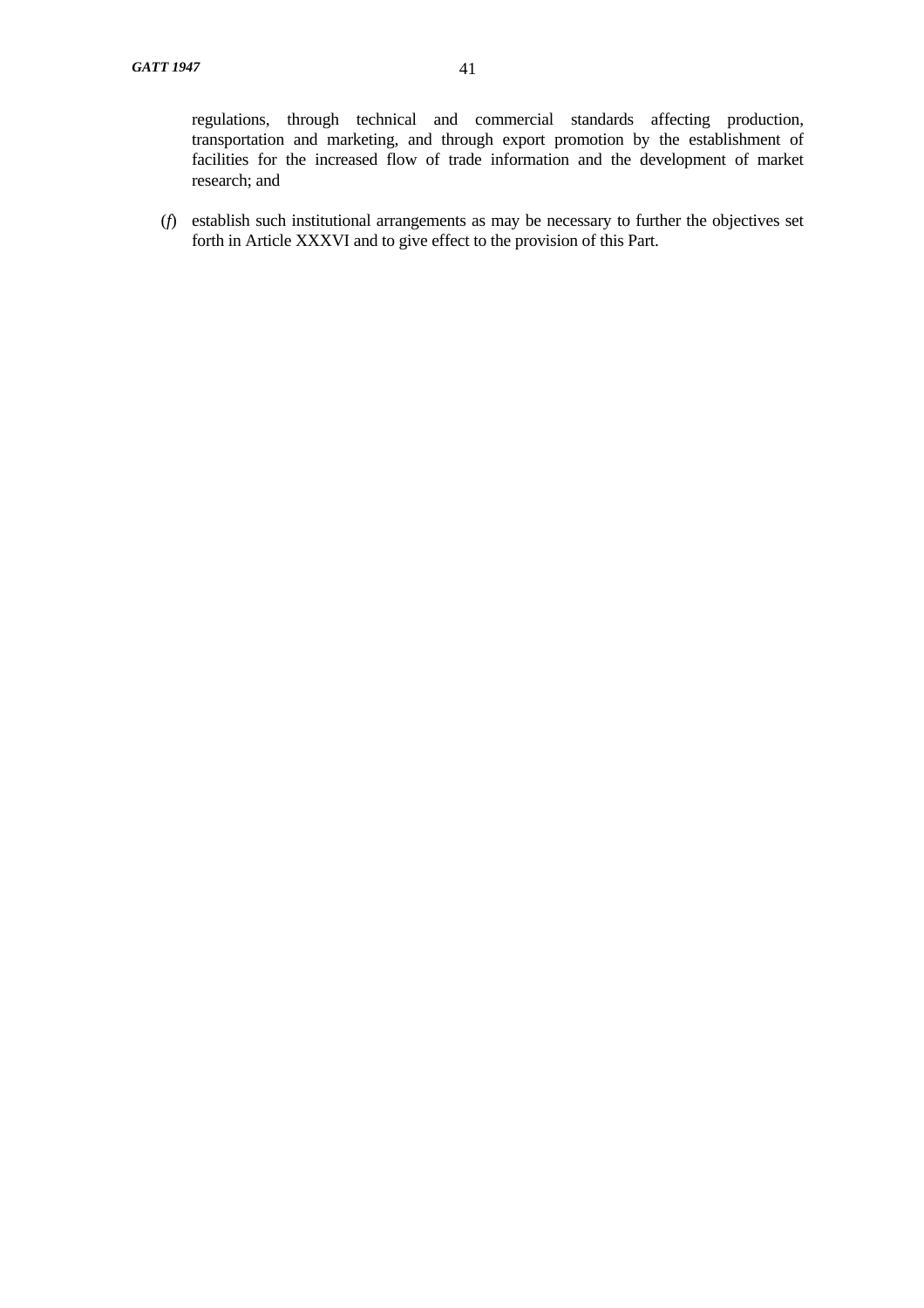regulations, through technical and commercial standards affecting production, transportation and marketing, and through export promotion by the establishment of facilities for the increased flow of trade information and the development of market research; and

(*f*) establish such institutional arrangements as may be necessary to further the objectives set forth in Article XXXVI and to give effect to the provision of this Part.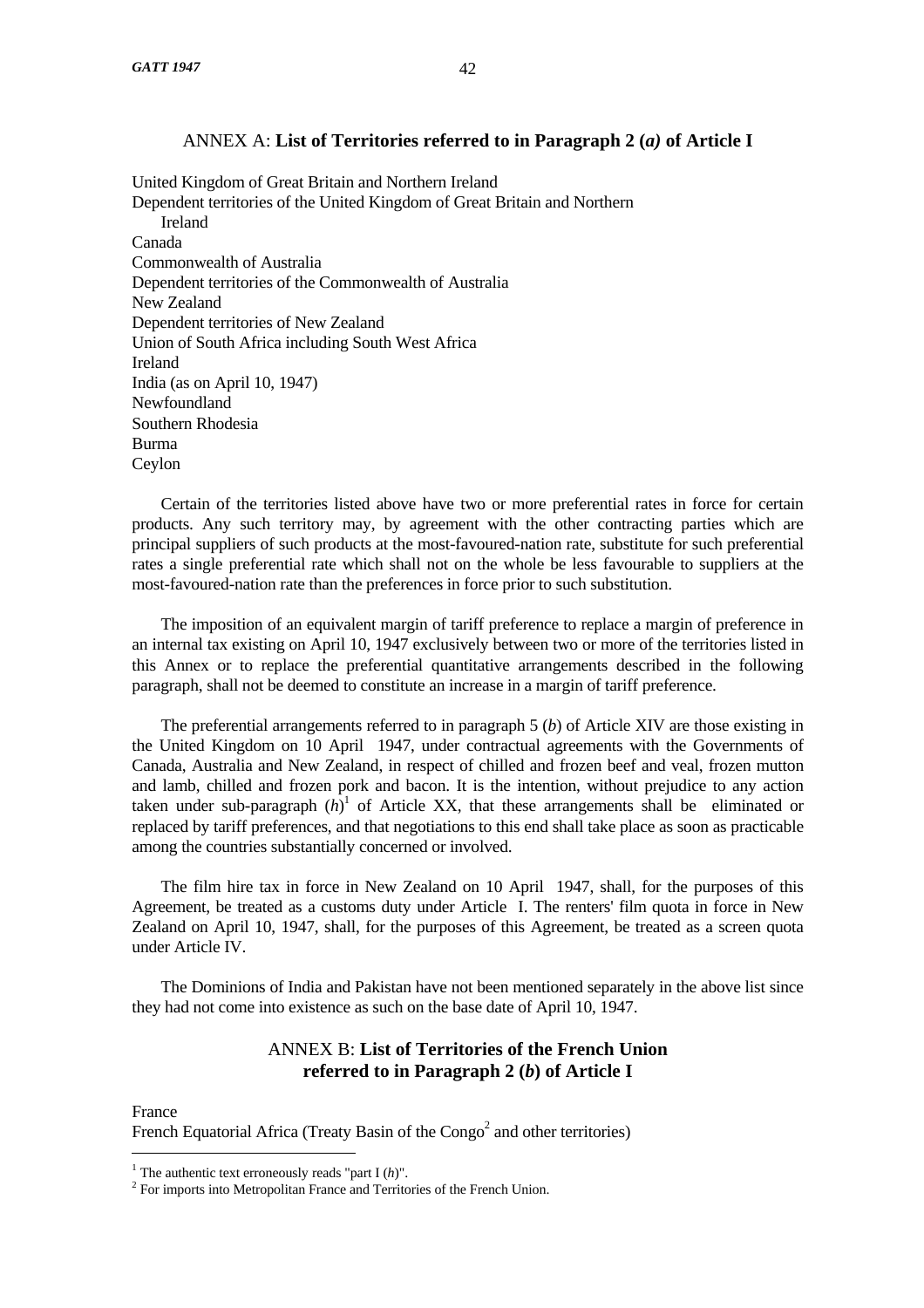## ANNEX A: **List of Territories referred to in Paragraph 2 (*a)* of Article I**

United Kingdom of Great Britain and Northern Ireland
Dependent territories of the United Kingdom of Great Britain and Northern Ireland
Canada
Commonwealth of Australia
Dependent territories of the Commonwealth of Australia
New Zealand
Dependent territories of New Zealand
Union of South Africa including South West Africa
Ireland
India (as on April 10, 1947)
Newfoundland
Southern Rhodesia
Burma
Ceylon

Certain of the territories listed above have two or more preferential rates in force for certain products. Any such territory may, by agreement with the other contracting parties which are principal suppliers of such products at the most-favoured-nation rate, substitute for such preferential rates a single preferential rate which shall not on the whole be less favourable to suppliers at the most-favoured-nation rate than the preferences in force prior to such substitution.

The imposition of an equivalent margin of tariff preference to replace a margin of preference in an internal tax existing on April 10, 1947 exclusively between two or more of the territories listed in this Annex or to replace the preferential quantitative arrangements described in the following paragraph, shall not be deemed to constitute an increase in a margin of tariff preference.

The preferential arrangements referred to in paragraph 5 (*b*) of Article XIV are those existing in the United Kingdom on 10 April 1947, under contractual agreements with the Governments of Canada, Australia and New Zealand, in respect of chilled and frozen beef and veal, frozen mutton and lamb, chilled and frozen pork and bacon. It is the intention, without prejudice to any action taken under sub-paragraph (*h*)[1] of Article XX, that these arrangements shall be eliminated or replaced by tariff preferences, and that negotiations to this end shall take place as soon as practicable among the countries substantially concerned or involved.

The film hire tax in force in New Zealand on 10 April 1947, shall, for the purposes of this Agreement, be treated as a customs duty under Article I. The renters' film quota in force in New Zealand on April 10, 1947, shall, for the purposes of this Agreement, be treated as a screen quota under Article IV.

The Dominions of India and Pakistan have not been mentioned separately in the above list since they had not come into existence as such on the base date of April 10, 1947.

## ANNEX B: **List of Territories of the French Union referred to in Paragraph 2 (*b*) of Article I**

France
French Equatorial Africa (Treaty Basin of the Congo[2] and other territories)

---

[1] The authentic text erroneously reads "part I (*h*)".
[2] For imports into Metropolitan France and Territories of the French Union.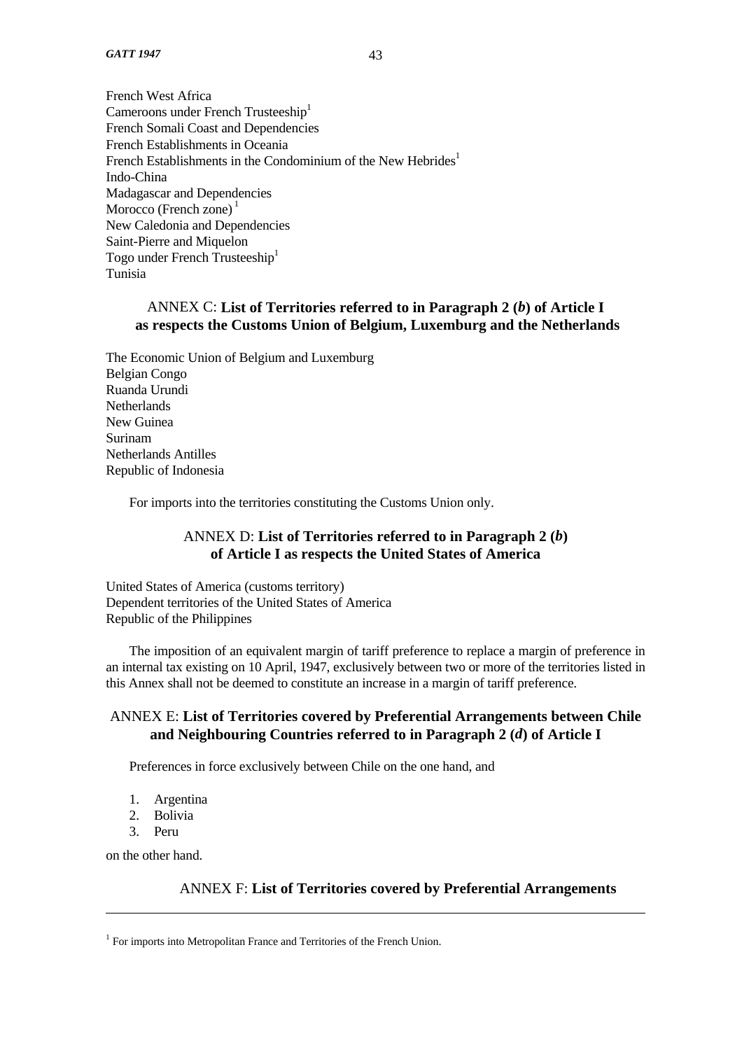French West Africa
Cameroons under French Trusteeship[1]
French Somali Coast and Dependencies
French Establishments in Oceania
French Establishments in the Condominium of the New Hebrides[1]
Indo-China
Madagascar and Dependencies
Morocco (French zone) [1]
New Caledonia and Dependencies
Saint-Pierre and Miquelon
Togo under French Trusteeship[1]
Tunisia

## ANNEX C: **List of Territories referred to in Paragraph 2 (*b*) of Article I as respects the Customs Union of Belgium, Luxemburg and the Netherlands**

The Economic Union of Belgium and Luxemburg
Belgian Congo
Ruanda Urundi
Netherlands
New Guinea
Surinam
Netherlands Antilles
Republic of Indonesia

For imports into the territories constituting the Customs Union only.

## ANNEX D: **List of Territories referred to in Paragraph 2 (*b*) of Article I as respects the United States of America**

United States of America (customs territory)
Dependent territories of the United States of America
Republic of the Philippines

The imposition of an equivalent margin of tariff preference to replace a margin of preference in an internal tax existing on 10 April, 1947, exclusively between two or more of the territories listed in this Annex shall not be deemed to constitute an increase in a margin of tariff preference.

## ANNEX E: **List of Territories covered by Preferential Arrangements between Chile and Neighbouring Countries referred to in Paragraph 2 (*d*) of Article I**

Preferences in force exclusively between Chile on the one hand, and

1. Argentina
2. Bolivia
3. Peru

on the other hand.

## ANNEX F: **List of Territories covered by Preferential Arrangements**

[1] For imports into Metropolitan France and Territories of the French Union.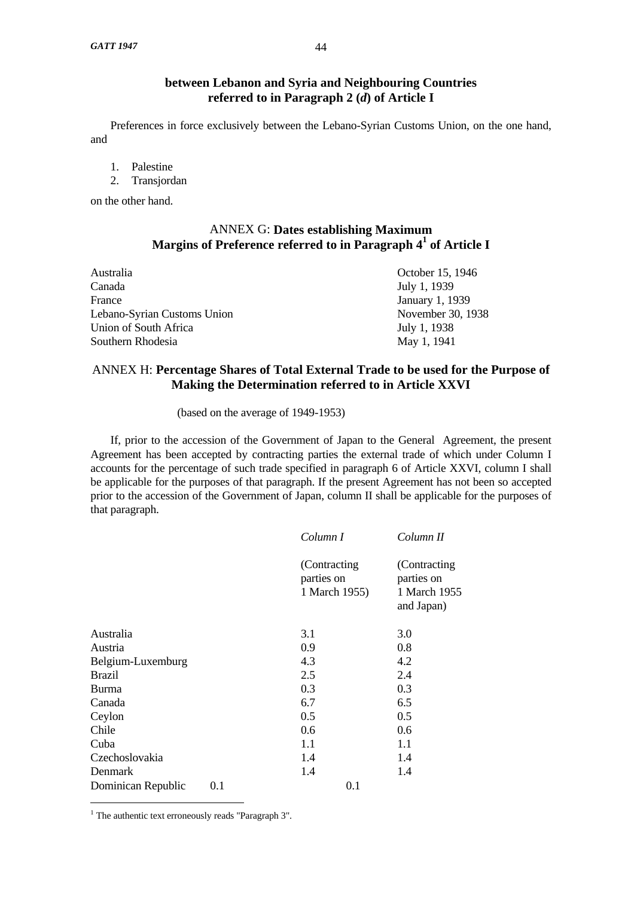### between Lebanon and Syria and Neighbouring Countries referred to in Paragraph 2 (*d*) of Article I

Preferences in force exclusively between the Lebano-Syrian Customs Union, on the one hand, and

1. Palestine
2. Transjordan

on the other hand.

## ANNEX G: **Dates establishing Maximum Margins of Preference referred to in Paragraph 4[1] of Article I**

| | |
|---|---|
| Australia | October 15, 1946 |
| Canada | July 1, 1939 |
| France | January 1, 1939 |
| Lebano-Syrian Customs Union | November 30, 1938 |
| Union of South Africa | July 1, 1938 |
| Southern Rhodesia | May 1, 1941 |

## ANNEX H: **Percentage Shares of Total External Trade to be used for the Purpose of Making the Determination referred to in Article XXVI**

(based on the average of 1949-1953)

If, prior to the accession of the Government of Japan to the General Agreement, the present Agreement has been accepted by contracting parties the external trade of which under Column I accounts for the percentage of such trade specified in paragraph 6 of Article XXVI, column I shall be applicable for the purposes of that paragraph. If the present Agreement has not been so accepted prior to the accession of the Government of Japan, column II shall be applicable for the purposes of that paragraph.

| | *Column I* | *Column II* |
|---|---|---|
| | (Contracting parties on 1 March 1955) | (Contracting parties on 1 March 1955 and Japan) |
| Australia | 3.1 | 3.0 |
| Austria | 0.9 | 0.8 |
| Belgium-Luxemburg | 4.3 | 4.2 |
| Brazil | 2.5 | 2.4 |
| Burma | 0.3 | 0.3 |
| Canada | 6.7 | 6.5 |
| Ceylon | 0.5 | 0.5 |
| Chile | 0.6 | 0.6 |
| Cuba | 1.1 | 1.1 |
| Czechoslovakia | 1.4 | 1.4 |
| Denmark | 1.4 | 1.4 |
| Dominican Republic | 0.1 | 0.1 |

[1] The authentic text erroneously reads "Paragraph 3".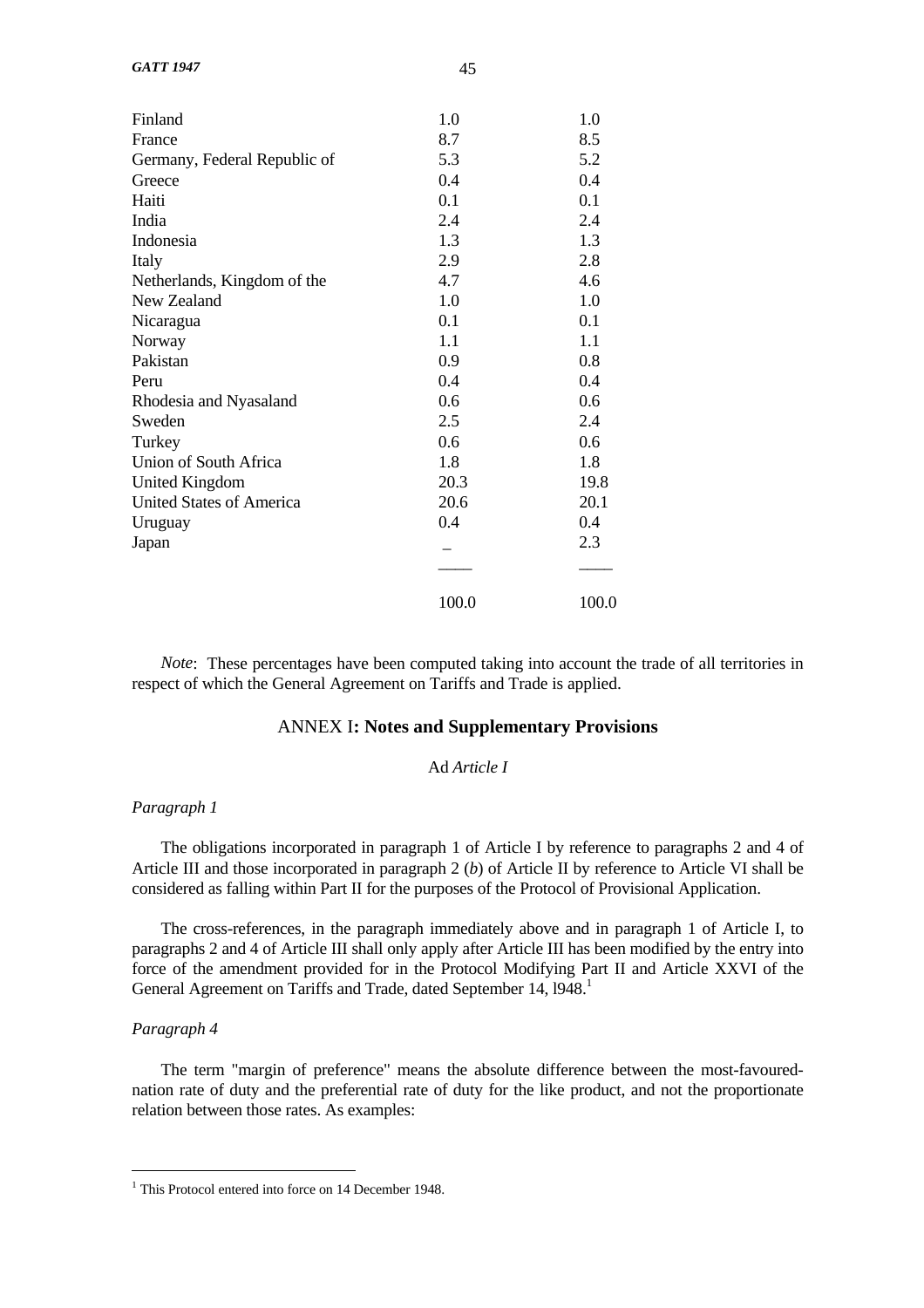| | | |
|---|---|---|
| Finland | 1.0 | 1.0 |
| France | 8.7 | 8.5 |
| Germany, Federal Republic of | 5.3 | 5.2 |
| Greece | 0.4 | 0.4 |
| Haiti | 0.1 | 0.1 |
| India | 2.4 | 2.4 |
| Indonesia | 1.3 | 1.3 |
| Italy | 2.9 | 2.8 |
| Netherlands, Kingdom of the | 4.7 | 4.6 |
| New Zealand | 1.0 | 1.0 |
| Nicaragua | 0.1 | 0.1 |
| Norway | 1.1 | 1.1 |
| Pakistan | 0.9 | 0.8 |
| Peru | 0.4 | 0.4 |
| Rhodesia and Nyasaland | 0.6 | 0.6 |
| Sweden | 2.5 | 2.4 |
| Turkey | 0.6 | 0.6 |
| Union of South Africa | 1.8 | 1.8 |
| United Kingdom | 20.3 | 19.8 |
| United States of America | 20.6 | 20.1 |
| Uruguay | 0.4 | 0.4 |
| Japan | _ | 2.3 |
| | 100.0 | 100.0 |

*Note*: These percentages have been computed taking into account the trade of all territories in respect of which the General Agreement on Tariffs and Trade is applied.

## ANNEX I: Notes and Supplementary Provisions

### Ad *Article I*

*Paragraph 1*

The obligations incorporated in paragraph 1 of Article I by reference to paragraphs 2 and 4 of Article III and those incorporated in paragraph 2 (*b*) of Article II by reference to Article VI shall be considered as falling within Part II for the purposes of the Protocol of Provisional Application.

The cross-references, in the paragraph immediately above and in paragraph 1 of Article I, to paragraphs 2 and 4 of Article III shall only apply after Article III has been modified by the entry into force of the amendment provided for in the Protocol Modifying Part II and Article XXVI of the General Agreement on Tariffs and Trade, dated September 14, l948.[1]

*Paragraph 4*

The term "margin of preference" means the absolute difference between the most-favoured-nation rate of duty and the preferential rate of duty for the like product, and not the proportionate relation between those rates. As examples:

[1] This Protocol entered into force on 14 December 1948.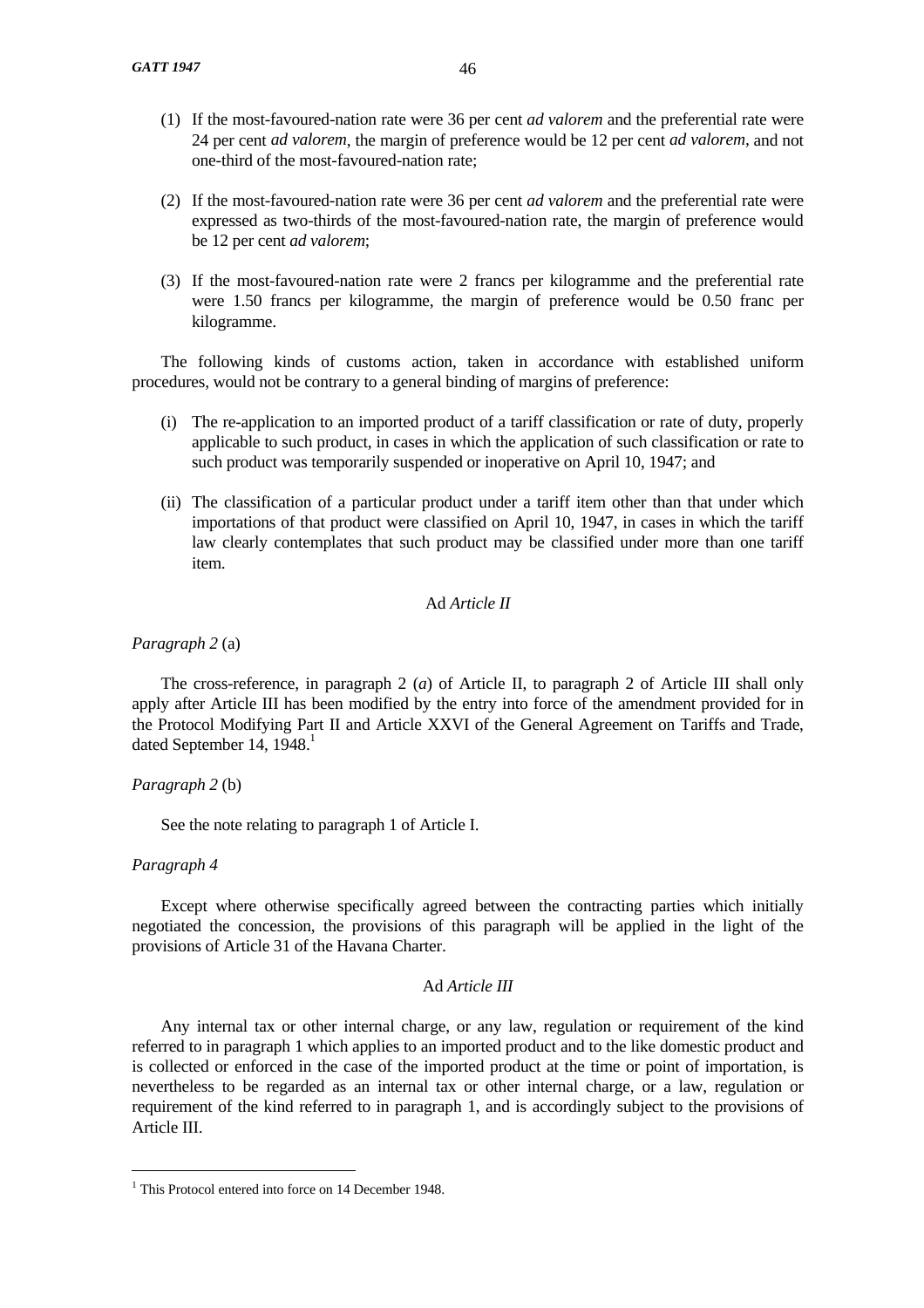(1) If the most-favoured-nation rate were 36 per cent *ad valorem* and the preferential rate were 24 per cent *ad valorem*, the margin of preference would be 12 per cent *ad valorem*, and not one-third of the most-favoured-nation rate;

(2) If the most-favoured-nation rate were 36 per cent *ad valorem* and the preferential rate were expressed as two-thirds of the most-favoured-nation rate, the margin of preference would be 12 per cent *ad valorem*;

(3) If the most-favoured-nation rate were 2 francs per kilogramme and the preferential rate were 1.50 francs per kilogramme, the margin of preference would be 0.50 franc per kilogramme.

The following kinds of customs action, taken in accordance with established uniform procedures, would not be contrary to a general binding of margins of preference:

(i) The re-application to an imported product of a tariff classification or rate of duty, properly applicable to such product, in cases in which the application of such classification or rate to such product was temporarily suspended or inoperative on April 10, 1947; and

(ii) The classification of a particular product under a tariff item other than that under which importations of that product were classified on April 10, 1947, in cases in which the tariff law clearly contemplates that such product may be classified under more than one tariff item.

### Ad *Article II*

*Paragraph 2* (a)

The cross-reference, in paragraph 2 (*a*) of Article II, to paragraph 2 of Article III shall only apply after Article III has been modified by the entry into force of the amendment provided for in the Protocol Modifying Part II and Article XXVI of the General Agreement on Tariffs and Trade, dated September 14, 1948.[1]

*Paragraph 2* (b)

See the note relating to paragraph 1 of Article I.

*Paragraph 4*

Except where otherwise specifically agreed between the contracting parties which initially negotiated the concession, the provisions of this paragraph will be applied in the light of the provisions of Article 31 of the Havana Charter.

### Ad *Article III*

Any internal tax or other internal charge, or any law, regulation or requirement of the kind referred to in paragraph 1 which applies to an imported product and to the like domestic product and is collected or enforced in the case of the imported product at the time or point of importation, is nevertheless to be regarded as an internal tax or other internal charge, or a law, regulation or requirement of the kind referred to in paragraph 1, and is accordingly subject to the provisions of Article III.

---

[1] This Protocol entered into force on 14 December 1948.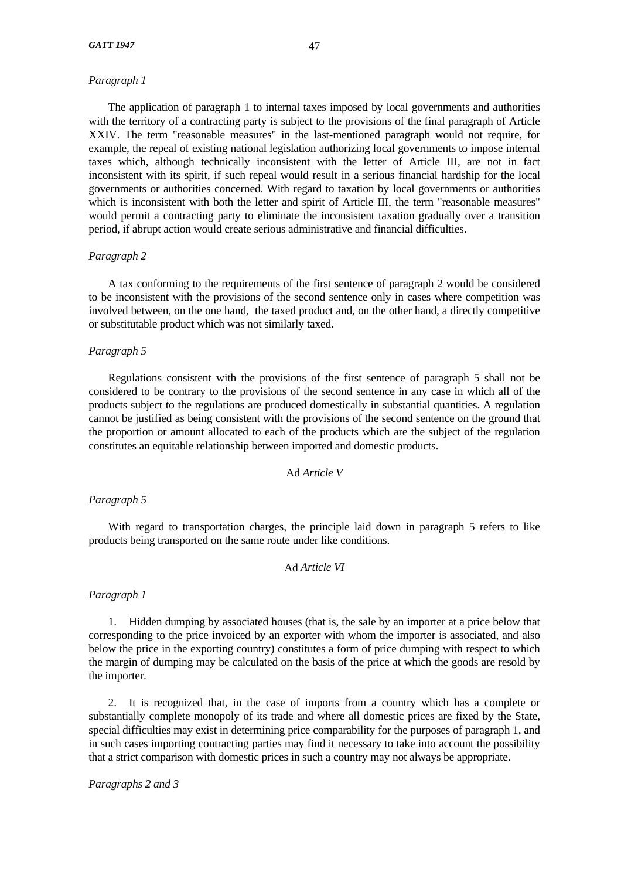*Paragraph 1*

The application of paragraph 1 to internal taxes imposed by local governments and authorities with the territory of a contracting party is subject to the provisions of the final paragraph of Article XXIV. The term "reasonable measures" in the last-mentioned paragraph would not require, for example, the repeal of existing national legislation authorizing local governments to impose internal taxes which, although technically inconsistent with the letter of Article III, are not in fact inconsistent with its spirit, if such repeal would result in a serious financial hardship for the local governments or authorities concerned. With regard to taxation by local governments or authorities which is inconsistent with both the letter and spirit of Article III, the term "reasonable measures" would permit a contracting party to eliminate the inconsistent taxation gradually over a transition period, if abrupt action would create serious administrative and financial difficulties.

*Paragraph 2*

A tax conforming to the requirements of the first sentence of paragraph 2 would be considered to be inconsistent with the provisions of the second sentence only in cases where competition was involved between, on the one hand, the taxed product and, on the other hand, a directly competitive or substitutable product which was not similarly taxed.

*Paragraph 5*

Regulations consistent with the provisions of the first sentence of paragraph 5 shall not be considered to be contrary to the provisions of the second sentence in any case in which all of the products subject to the regulations are produced domestically in substantial quantities. A regulation cannot be justified as being consistent with the provisions of the second sentence on the ground that the proportion or amount allocated to each of the products which are the subject of the regulation constitutes an equitable relationship between imported and domestic products.

Ad *Article V*

*Paragraph 5*

With regard to transportation charges, the principle laid down in paragraph 5 refers to like products being transported on the same route under like conditions.

Ad *Article VI*

*Paragraph 1*

1. Hidden dumping by associated houses (that is, the sale by an importer at a price below that corresponding to the price invoiced by an exporter with whom the importer is associated, and also below the price in the exporting country) constitutes a form of price dumping with respect to which the margin of dumping may be calculated on the basis of the price at which the goods are resold by the importer.

2. It is recognized that, in the case of imports from a country which has a complete or substantially complete monopoly of its trade and where all domestic prices are fixed by the State, special difficulties may exist in determining price comparability for the purposes of paragraph 1, and in such cases importing contracting parties may find it necessary to take into account the possibility that a strict comparison with domestic prices in such a country may not always be appropriate.

*Paragraphs 2 and 3*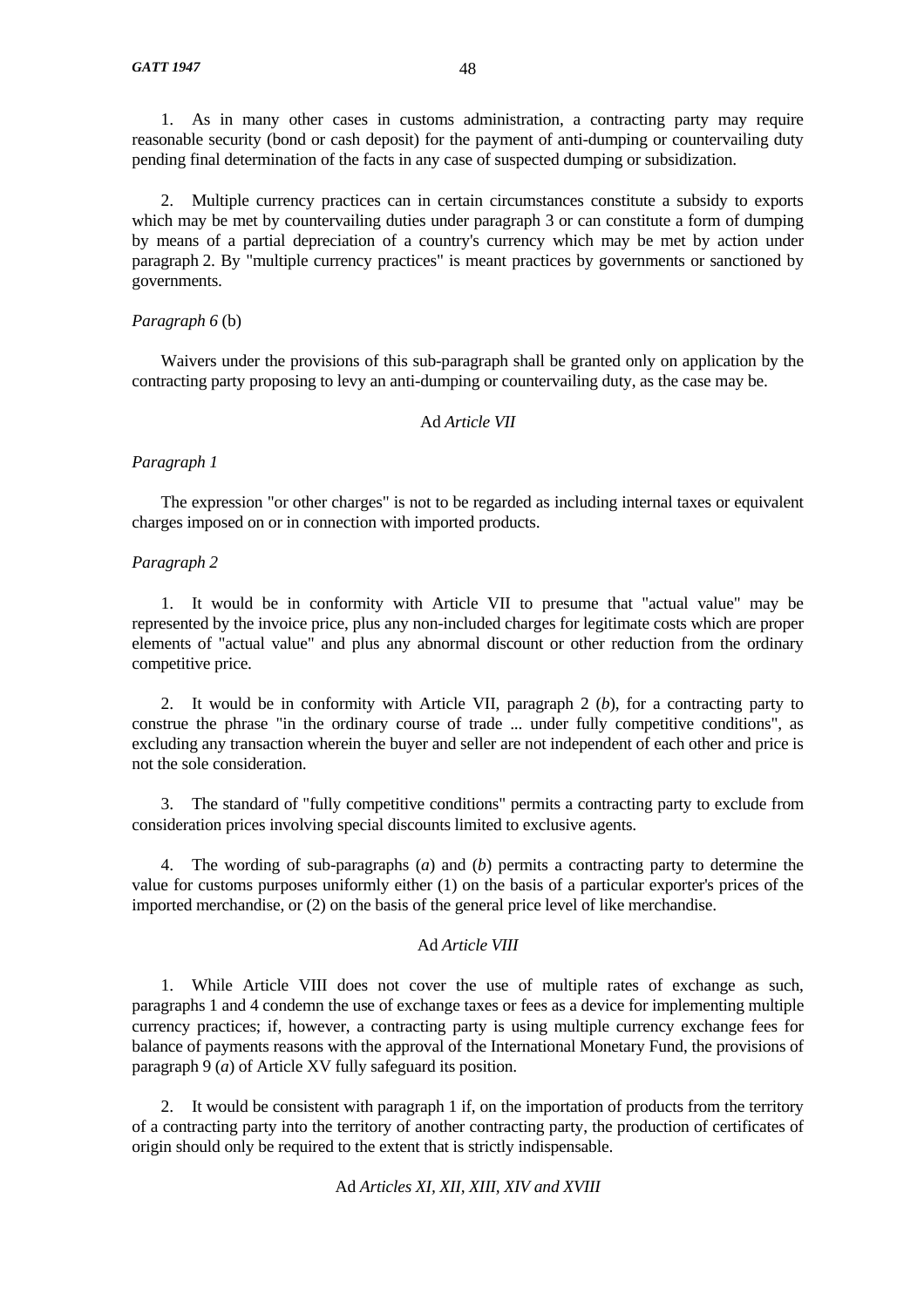1. As in many other cases in customs administration, a contracting party may require reasonable security (bond or cash deposit) for the payment of anti-dumping or countervailing duty pending final determination of the facts in any case of suspected dumping or subsidization.

2. Multiple currency practices can in certain circumstances constitute a subsidy to exports which may be met by countervailing duties under paragraph 3 or can constitute a form of dumping by means of a partial depreciation of a country's currency which may be met by action under paragraph 2. By "multiple currency practices" is meant practices by governments or sanctioned by governments.

*Paragraph 6* (b)

Waivers under the provisions of this sub-paragraph shall be granted only on application by the contracting party proposing to levy an anti-dumping or countervailing duty, as the case may be.

### Ad *Article VII*

*Paragraph 1*

The expression "or other charges" is not to be regarded as including internal taxes or equivalent charges imposed on or in connection with imported products.

*Paragraph 2*

1. It would be in conformity with Article VII to presume that "actual value" may be represented by the invoice price, plus any non-included charges for legitimate costs which are proper elements of "actual value" and plus any abnormal discount or other reduction from the ordinary competitive price.

2. It would be in conformity with Article VII, paragraph 2 (*b*), for a contracting party to construe the phrase "in the ordinary course of trade ... under fully competitive conditions", as excluding any transaction wherein the buyer and seller are not independent of each other and price is not the sole consideration.

3. The standard of "fully competitive conditions" permits a contracting party to exclude from consideration prices involving special discounts limited to exclusive agents.

4. The wording of sub-paragraphs (*a*) and (*b*) permits a contracting party to determine the value for customs purposes uniformly either (1) on the basis of a particular exporter's prices of the imported merchandise, or (2) on the basis of the general price level of like merchandise.

### Ad *Article VIII*

1. While Article VIII does not cover the use of multiple rates of exchange as such, paragraphs 1 and 4 condemn the use of exchange taxes or fees as a device for implementing multiple currency practices; if, however, a contracting party is using multiple currency exchange fees for balance of payments reasons with the approval of the International Monetary Fund, the provisions of paragraph 9 (*a*) of Article XV fully safeguard its position.

2. It would be consistent with paragraph 1 if, on the importation of products from the territory of a contracting party into the territory of another contracting party, the production of certificates of origin should only be required to the extent that is strictly indispensable.

### Ad *Articles XI, XII, XIII, XIV and XVIII*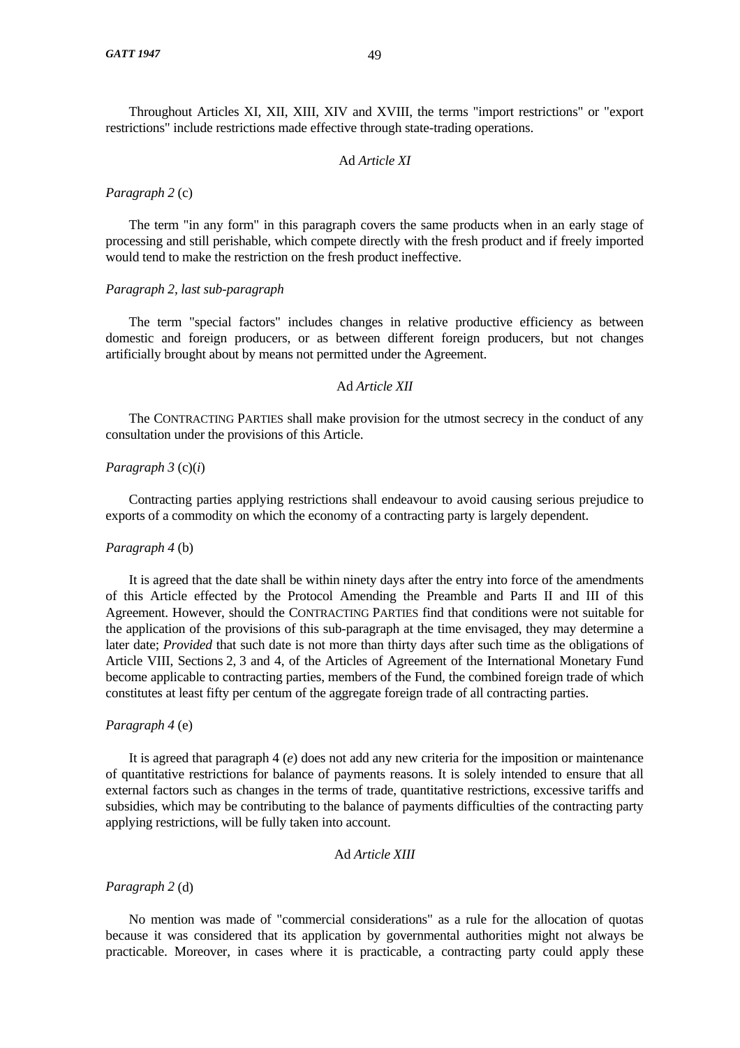Throughout Articles XI, XII, XIII, XIV and XVIII, the terms "import restrictions" or "export restrictions" include restrictions made effective through state-trading operations.

### Ad *Article XI*

*Paragraph 2* (c)

The term "in any form" in this paragraph covers the same products when in an early stage of processing and still perishable, which compete directly with the fresh product and if freely imported would tend to make the restriction on the fresh product ineffective.

*Paragraph 2, last sub-paragraph*

The term "special factors" includes changes in relative productive efficiency as between domestic and foreign producers, or as between different foreign producers, but not changes artificially brought about by means not permitted under the Agreement.

### Ad *Article XII*

The CONTRACTING PARTIES shall make provision for the utmost secrecy in the conduct of any consultation under the provisions of this Article.

*Paragraph 3* (c)(*i*)

Contracting parties applying restrictions shall endeavour to avoid causing serious prejudice to exports of a commodity on which the economy of a contracting party is largely dependent.

*Paragraph 4* (b)

It is agreed that the date shall be within ninety days after the entry into force of the amendments of this Article effected by the Protocol Amending the Preamble and Parts II and III of this Agreement. However, should the CONTRACTING PARTIES find that conditions were not suitable for the application of the provisions of this sub-paragraph at the time envisaged, they may determine a later date; *Provided* that such date is not more than thirty days after such time as the obligations of Article VIII, Sections 2, 3 and 4, of the Articles of Agreement of the International Monetary Fund become applicable to contracting parties, members of the Fund, the combined foreign trade of which constitutes at least fifty per centum of the aggregate foreign trade of all contracting parties.

*Paragraph 4* (e)

It is agreed that paragraph 4 (*e*) does not add any new criteria for the imposition or maintenance of quantitative restrictions for balance of payments reasons. It is solely intended to ensure that all external factors such as changes in the terms of trade, quantitative restrictions, excessive tariffs and subsidies, which may be contributing to the balance of payments difficulties of the contracting party applying restrictions, will be fully taken into account.

### Ad *Article XIII*

*Paragraph 2* (d)

No mention was made of "commercial considerations" as a rule for the allocation of quotas because it was considered that its application by governmental authorities might not always be practicable. Moreover, in cases where it is practicable, a contracting party could apply these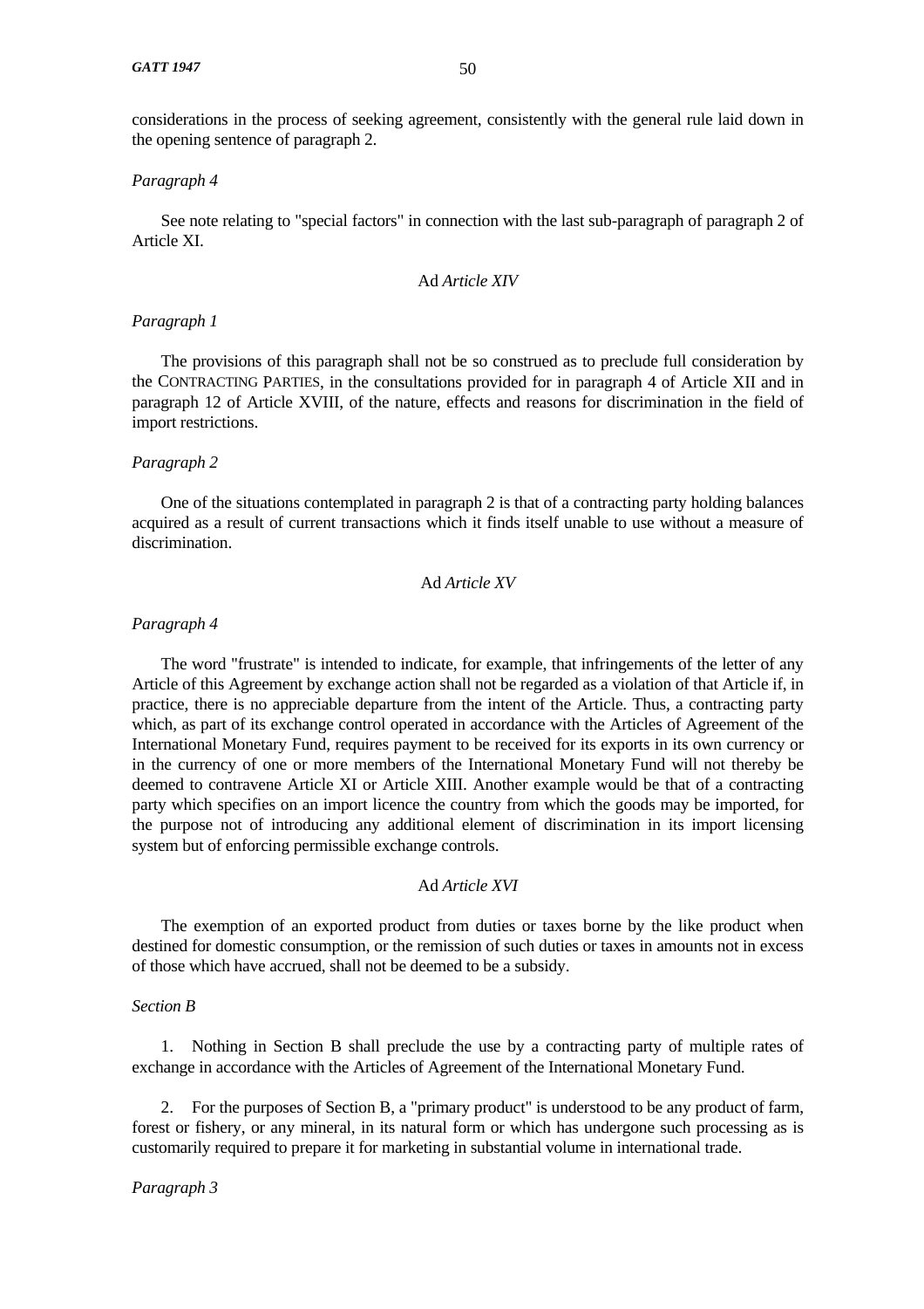considerations in the process of seeking agreement, consistently with the general rule laid down in the opening sentence of paragraph 2.

*Paragraph 4*

See note relating to "special factors" in connection with the last sub-paragraph of paragraph 2 of Article XI.

### Ad *Article XIV*

*Paragraph 1*

The provisions of this paragraph shall not be so construed as to preclude full consideration by the CONTRACTING PARTIES, in the consultations provided for in paragraph 4 of Article XII and in paragraph 12 of Article XVIII, of the nature, effects and reasons for discrimination in the field of import restrictions.

*Paragraph 2*

One of the situations contemplated in paragraph 2 is that of a contracting party holding balances acquired as a result of current transactions which it finds itself unable to use without a measure of discrimination.

### Ad *Article XV*

*Paragraph 4*

The word "frustrate" is intended to indicate, for example, that infringements of the letter of any Article of this Agreement by exchange action shall not be regarded as a violation of that Article if, in practice, there is no appreciable departure from the intent of the Article. Thus, a contracting party which, as part of its exchange control operated in accordance with the Articles of Agreement of the International Monetary Fund, requires payment to be received for its exports in its own currency or in the currency of one or more members of the International Monetary Fund will not thereby be deemed to contravene Article XI or Article XIII. Another example would be that of a contracting party which specifies on an import licence the country from which the goods may be imported, for the purpose not of introducing any additional element of discrimination in its import licensing system but of enforcing permissible exchange controls.

### Ad *Article XVI*

The exemption of an exported product from duties or taxes borne by the like product when destined for domestic consumption, or the remission of such duties or taxes in amounts not in excess of those which have accrued, shall not be deemed to be a subsidy.

*Section B*

1. Nothing in Section B shall preclude the use by a contracting party of multiple rates of exchange in accordance with the Articles of Agreement of the International Monetary Fund.

2. For the purposes of Section B, a "primary product" is understood to be any product of farm, forest or fishery, or any mineral, in its natural form or which has undergone such processing as is customarily required to prepare it for marketing in substantial volume in international trade.

*Paragraph 3*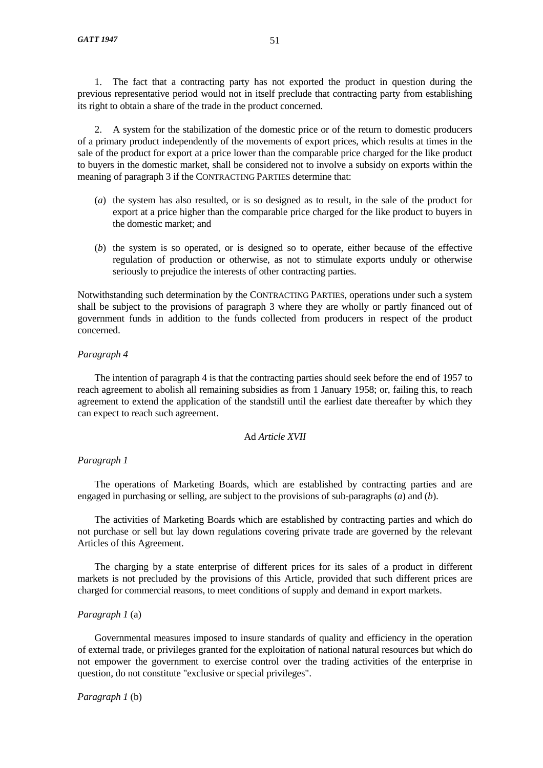1. The fact that a contracting party has not exported the product in question during the previous representative period would not in itself preclude that contracting party from establishing its right to obtain a share of the trade in the product concerned.

2. A system for the stabilization of the domestic price or of the return to domestic producers of a primary product independently of the movements of export prices, which results at times in the sale of the product for export at a price lower than the comparable price charged for the like product to buyers in the domestic market, shall be considered not to involve a subsidy on exports within the meaning of paragraph 3 if the CONTRACTING PARTIES determine that:

(*a*) the system has also resulted, or is so designed as to result, in the sale of the product for export at a price higher than the comparable price charged for the like product to buyers in the domestic market; and

(*b*) the system is so operated, or is designed so to operate, either because of the effective regulation of production or otherwise, as not to stimulate exports unduly or otherwise seriously to prejudice the interests of other contracting parties.

Notwithstanding such determination by the CONTRACTING PARTIES, operations under such a system shall be subject to the provisions of paragraph 3 where they are wholly or partly financed out of government funds in addition to the funds collected from producers in respect of the product concerned.

*Paragraph 4*

The intention of paragraph 4 is that the contracting parties should seek before the end of 1957 to reach agreement to abolish all remaining subsidies as from 1 January 1958; or, failing this, to reach agreement to extend the application of the standstill until the earliest date thereafter by which they can expect to reach such agreement.

### Ad *Article XVII*

*Paragraph 1*

The operations of Marketing Boards, which are established by contracting parties and are engaged in purchasing or selling, are subject to the provisions of sub-paragraphs (*a*) and (*b*).

The activities of Marketing Boards which are established by contracting parties and which do not purchase or sell but lay down regulations covering private trade are governed by the relevant Articles of this Agreement.

The charging by a state enterprise of different prices for its sales of a product in different markets is not precluded by the provisions of this Article, provided that such different prices are charged for commercial reasons, to meet conditions of supply and demand in export markets.

*Paragraph 1* (a)

Governmental measures imposed to insure standards of quality and efficiency in the operation of external trade, or privileges granted for the exploitation of national natural resources but which do not empower the government to exercise control over the trading activities of the enterprise in question, do not constitute "exclusive or special privileges".

*Paragraph 1* (b)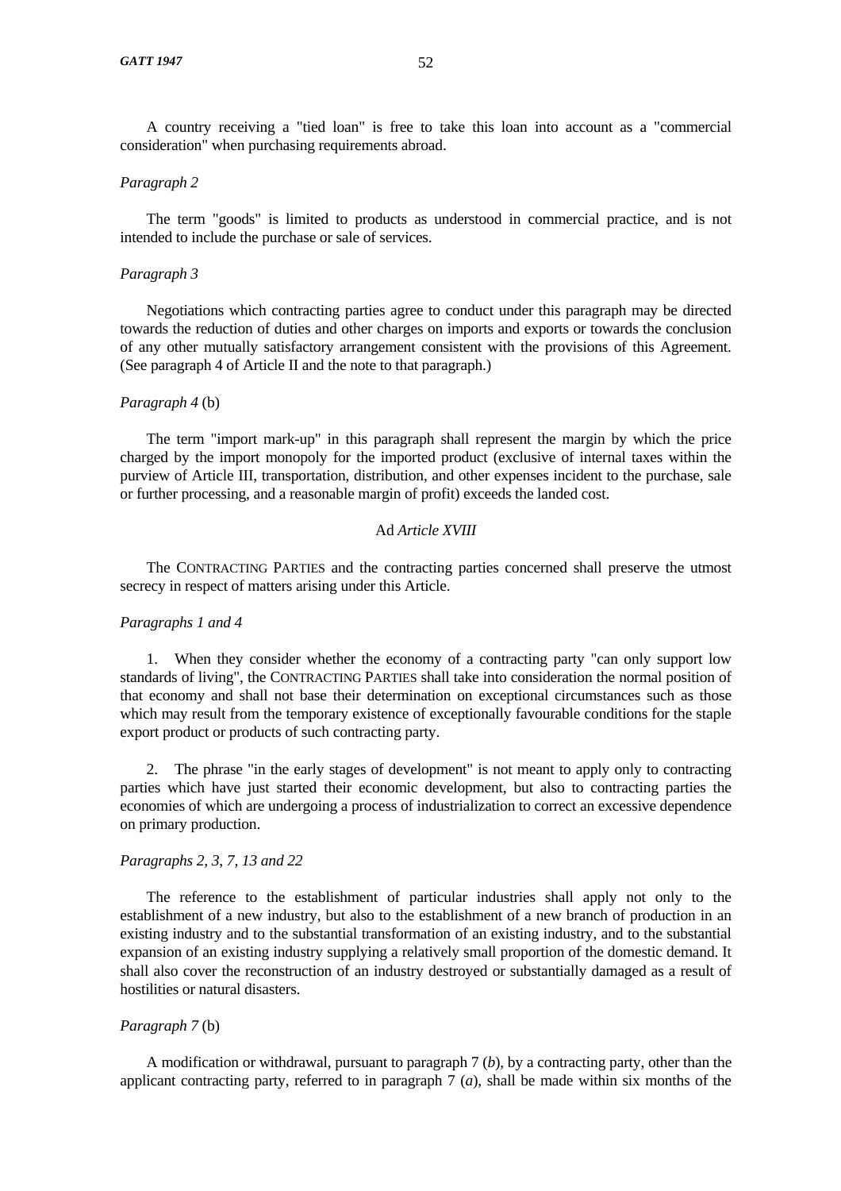A country receiving a "tied loan" is free to take this loan into account as a "commercial consideration" when purchasing requirements abroad.

*Paragraph 2*

The term "goods" is limited to products as understood in commercial practice, and is not intended to include the purchase or sale of services.

*Paragraph 3*

Negotiations which contracting parties agree to conduct under this paragraph may be directed towards the reduction of duties and other charges on imports and exports or towards the conclusion of any other mutually satisfactory arrangement consistent with the provisions of this Agreement. (See paragraph 4 of Article II and the note to that paragraph.)

*Paragraph 4* (b)

The term "import mark-up" in this paragraph shall represent the margin by which the price charged by the import monopoly for the imported product (exclusive of internal taxes within the purview of Article III, transportation, distribution, and other expenses incident to the purchase, sale or further processing, and a reasonable margin of profit) exceeds the landed cost.

### Ad *Article XVIII*

The CONTRACTING PARTIES and the contracting parties concerned shall preserve the utmost secrecy in respect of matters arising under this Article.

*Paragraphs 1 and 4*

1. When they consider whether the economy of a contracting party "can only support low standards of living", the CONTRACTING PARTIES shall take into consideration the normal position of that economy and shall not base their determination on exceptional circumstances such as those which may result from the temporary existence of exceptionally favourable conditions for the staple export product or products of such contracting party.

2. The phrase "in the early stages of development" is not meant to apply only to contracting parties which have just started their economic development, but also to contracting parties the economies of which are undergoing a process of industrialization to correct an excessive dependence on primary production.

*Paragraphs 2, 3, 7, 13 and 22*

The reference to the establishment of particular industries shall apply not only to the establishment of a new industry, but also to the establishment of a new branch of production in an existing industry and to the substantial transformation of an existing industry, and to the substantial expansion of an existing industry supplying a relatively small proportion of the domestic demand. It shall also cover the reconstruction of an industry destroyed or substantially damaged as a result of hostilities or natural disasters.

*Paragraph 7* (b)

A modification or withdrawal, pursuant to paragraph 7 (*b*), by a contracting party, other than the applicant contracting party, referred to in paragraph 7 (*a*), shall be made within six months of the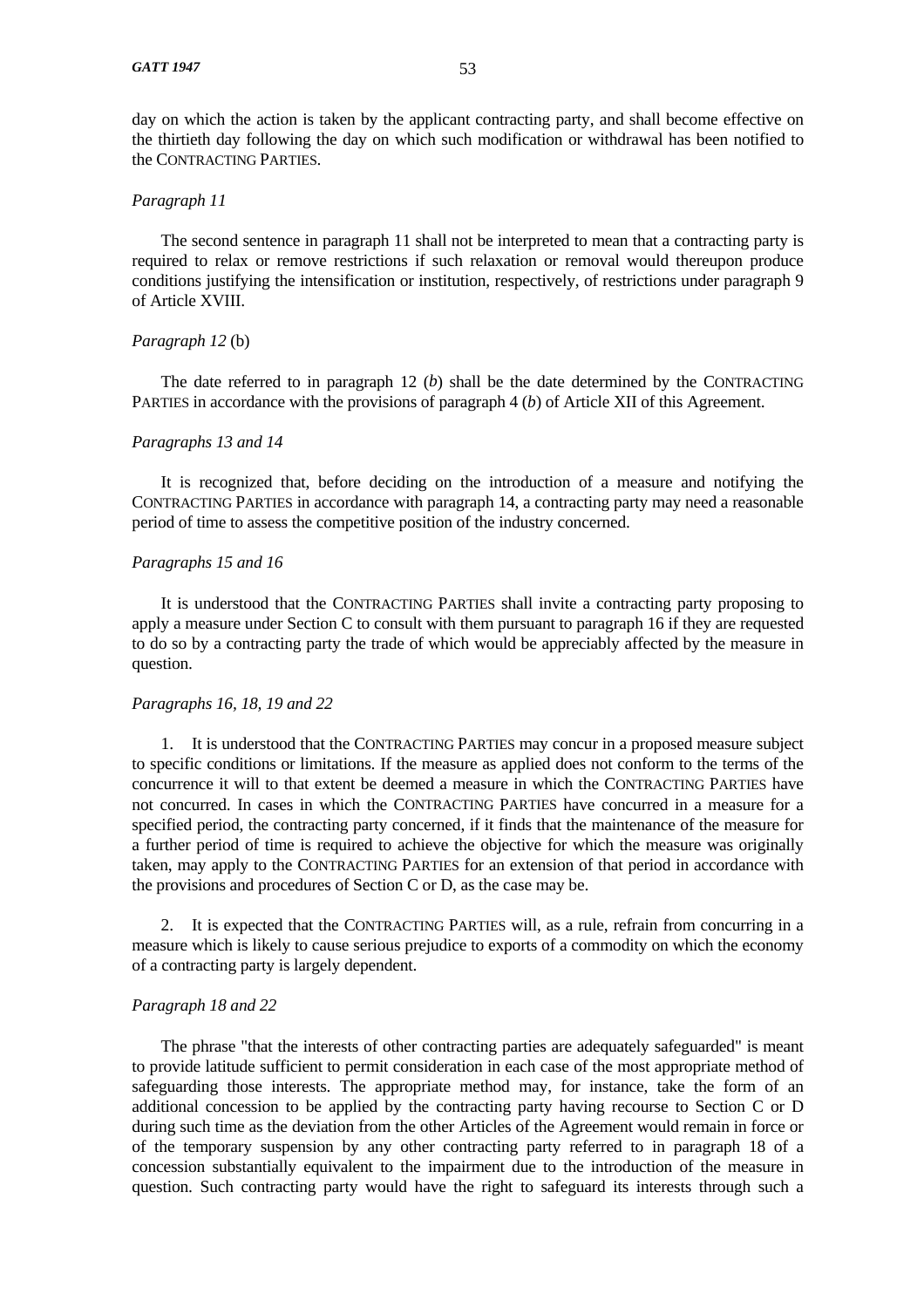day on which the action is taken by the applicant contracting party, and shall become effective on the thirtieth day following the day on which such modification or withdrawal has been notified to the CONTRACTING PARTIES.

*Paragraph 11*

The second sentence in paragraph 11 shall not be interpreted to mean that a contracting party is required to relax or remove restrictions if such relaxation or removal would thereupon produce conditions justifying the intensification or institution, respectively, of restrictions under paragraph 9 of Article XVIII.

*Paragraph 12* (b)

The date referred to in paragraph 12 (*b*) shall be the date determined by the CONTRACTING PARTIES in accordance with the provisions of paragraph 4 (*b*) of Article XII of this Agreement.

*Paragraphs 13 and 14*

It is recognized that, before deciding on the introduction of a measure and notifying the CONTRACTING PARTIES in accordance with paragraph 14, a contracting party may need a reasonable period of time to assess the competitive position of the industry concerned.

*Paragraphs 15 and 16*

It is understood that the CONTRACTING PARTIES shall invite a contracting party proposing to apply a measure under Section C to consult with them pursuant to paragraph 16 if they are requested to do so by a contracting party the trade of which would be appreciably affected by the measure in question.

*Paragraphs 16, 18, 19 and 22*

1. It is understood that the CONTRACTING PARTIES may concur in a proposed measure subject to specific conditions or limitations. If the measure as applied does not conform to the terms of the concurrence it will to that extent be deemed a measure in which the CONTRACTING PARTIES have not concurred. In cases in which the CONTRACTING PARTIES have concurred in a measure for a specified period, the contracting party concerned, if it finds that the maintenance of the measure for a further period of time is required to achieve the objective for which the measure was originally taken, may apply to the CONTRACTING PARTIES for an extension of that period in accordance with the provisions and procedures of Section C or D, as the case may be.

2. It is expected that the CONTRACTING PARTIES will, as a rule, refrain from concurring in a measure which is likely to cause serious prejudice to exports of a commodity on which the economy of a contracting party is largely dependent.

*Paragraph 18 and 22*

The phrase "that the interests of other contracting parties are adequately safeguarded" is meant to provide latitude sufficient to permit consideration in each case of the most appropriate method of safeguarding those interests. The appropriate method may, for instance, take the form of an additional concession to be applied by the contracting party having recourse to Section C or D during such time as the deviation from the other Articles of the Agreement would remain in force or of the temporary suspension by any other contracting party referred to in paragraph 18 of a concession substantially equivalent to the impairment due to the introduction of the measure in question. Such contracting party would have the right to safeguard its interests through such a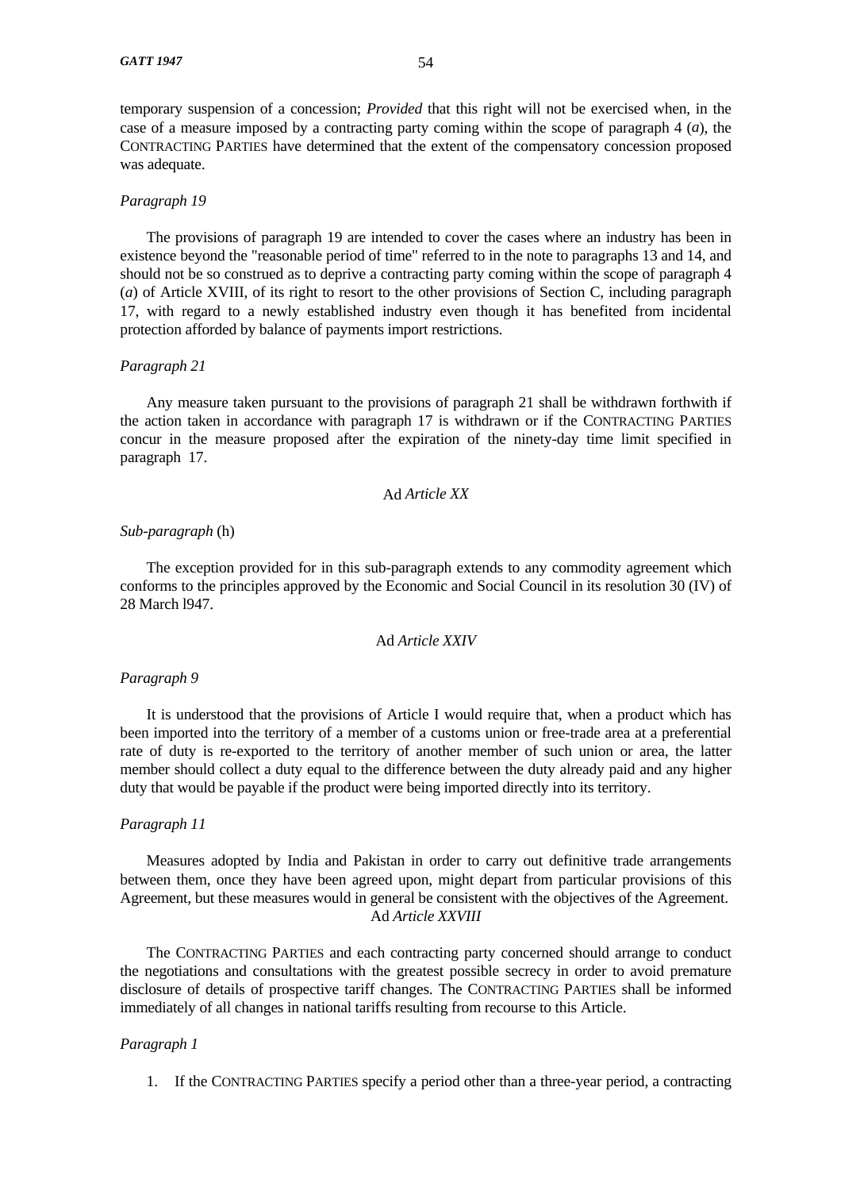temporary suspension of a concession; *Provided* that this right will not be exercised when, in the case of a measure imposed by a contracting party coming within the scope of paragraph 4 (*a*), the CONTRACTING PARTIES have determined that the extent of the compensatory concession proposed was adequate.

*Paragraph 19*

The provisions of paragraph 19 are intended to cover the cases where an industry has been in existence beyond the "reasonable period of time" referred to in the note to paragraphs 13 and 14, and should not be so construed as to deprive a contracting party coming within the scope of paragraph 4 (*a*) of Article XVIII, of its right to resort to the other provisions of Section C, including paragraph 17, with regard to a newly established industry even though it has benefited from incidental protection afforded by balance of payments import restrictions.

*Paragraph 21*

Any measure taken pursuant to the provisions of paragraph 21 shall be withdrawn forthwith if the action taken in accordance with paragraph 17 is withdrawn or if the CONTRACTING PARTIES concur in the measure proposed after the expiration of the ninety-day time limit specified in paragraph 17.

### Ad *Article XX*

*Sub-paragraph* (h)

The exception provided for in this sub-paragraph extends to any commodity agreement which conforms to the principles approved by the Economic and Social Council in its resolution 30 (IV) of 28 March l947.

### Ad *Article XXIV*

*Paragraph 9*

It is understood that the provisions of Article I would require that, when a product which has been imported into the territory of a member of a customs union or free-trade area at a preferential rate of duty is re-exported to the territory of another member of such union or area, the latter member should collect a duty equal to the difference between the duty already paid and any higher duty that would be payable if the product were being imported directly into its territory.

*Paragraph 11*

Measures adopted by India and Pakistan in order to carry out definitive trade arrangements between them, once they have been agreed upon, might depart from particular provisions of this Agreement, but these measures would in general be consistent with the objectives of the Agreement.

### Ad *Article XXVIII*

The CONTRACTING PARTIES and each contracting party concerned should arrange to conduct the negotiations and consultations with the greatest possible secrecy in order to avoid premature disclosure of details of prospective tariff changes. The CONTRACTING PARTIES shall be informed immediately of all changes in national tariffs resulting from recourse to this Article.

*Paragraph 1*

1. If the CONTRACTING PARTIES specify a period other than a three-year period, a contracting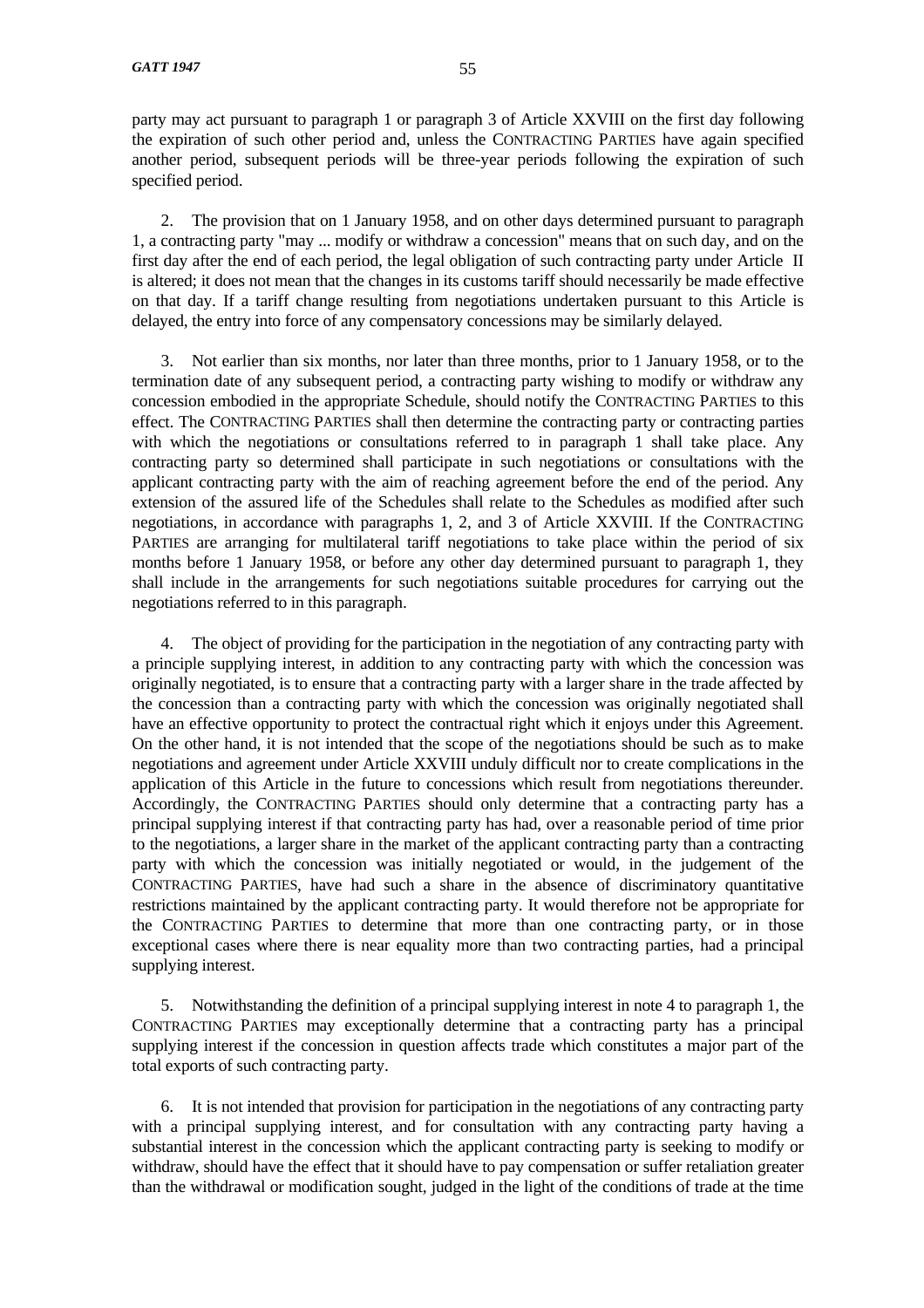party may act pursuant to paragraph 1 or paragraph 3 of Article XXVIII on the first day following the expiration of such other period and, unless the CONTRACTING PARTIES have again specified another period, subsequent periods will be three-year periods following the expiration of such specified period.

2. The provision that on 1 January 1958, and on other days determined pursuant to paragraph 1, a contracting party "may ... modify or withdraw a concession" means that on such day, and on the first day after the end of each period, the legal obligation of such contracting party under Article II is altered; it does not mean that the changes in its customs tariff should necessarily be made effective on that day. If a tariff change resulting from negotiations undertaken pursuant to this Article is delayed, the entry into force of any compensatory concessions may be similarly delayed.

3. Not earlier than six months, nor later than three months, prior to 1 January 1958, or to the termination date of any subsequent period, a contracting party wishing to modify or withdraw any concession embodied in the appropriate Schedule, should notify the CONTRACTING PARTIES to this effect. The CONTRACTING PARTIES shall then determine the contracting party or contracting parties with which the negotiations or consultations referred to in paragraph 1 shall take place. Any contracting party so determined shall participate in such negotiations or consultations with the applicant contracting party with the aim of reaching agreement before the end of the period. Any extension of the assured life of the Schedules shall relate to the Schedules as modified after such negotiations, in accordance with paragraphs 1, 2, and 3 of Article XXVIII. If the CONTRACTING PARTIES are arranging for multilateral tariff negotiations to take place within the period of six months before 1 January 1958, or before any other day determined pursuant to paragraph 1, they shall include in the arrangements for such negotiations suitable procedures for carrying out the negotiations referred to in this paragraph.

4. The object of providing for the participation in the negotiation of any contracting party with a principle supplying interest, in addition to any contracting party with which the concession was originally negotiated, is to ensure that a contracting party with a larger share in the trade affected by the concession than a contracting party with which the concession was originally negotiated shall have an effective opportunity to protect the contractual right which it enjoys under this Agreement. On the other hand, it is not intended that the scope of the negotiations should be such as to make negotiations and agreement under Article XXVIII unduly difficult nor to create complications in the application of this Article in the future to concessions which result from negotiations thereunder. Accordingly, the CONTRACTING PARTIES should only determine that a contracting party has a principal supplying interest if that contracting party has had, over a reasonable period of time prior to the negotiations, a larger share in the market of the applicant contracting party than a contracting party with which the concession was initially negotiated or would, in the judgement of the CONTRACTING PARTIES, have had such a share in the absence of discriminatory quantitative restrictions maintained by the applicant contracting party. It would therefore not be appropriate for the CONTRACTING PARTIES to determine that more than one contracting party, or in those exceptional cases where there is near equality more than two contracting parties, had a principal supplying interest.

5. Notwithstanding the definition of a principal supplying interest in note 4 to paragraph 1, the CONTRACTING PARTIES may exceptionally determine that a contracting party has a principal supplying interest if the concession in question affects trade which constitutes a major part of the total exports of such contracting party.

6. It is not intended that provision for participation in the negotiations of any contracting party with a principal supplying interest, and for consultation with any contracting party having a substantial interest in the concession which the applicant contracting party is seeking to modify or withdraw, should have the effect that it should have to pay compensation or suffer retaliation greater than the withdrawal or modification sought, judged in the light of the conditions of trade at the time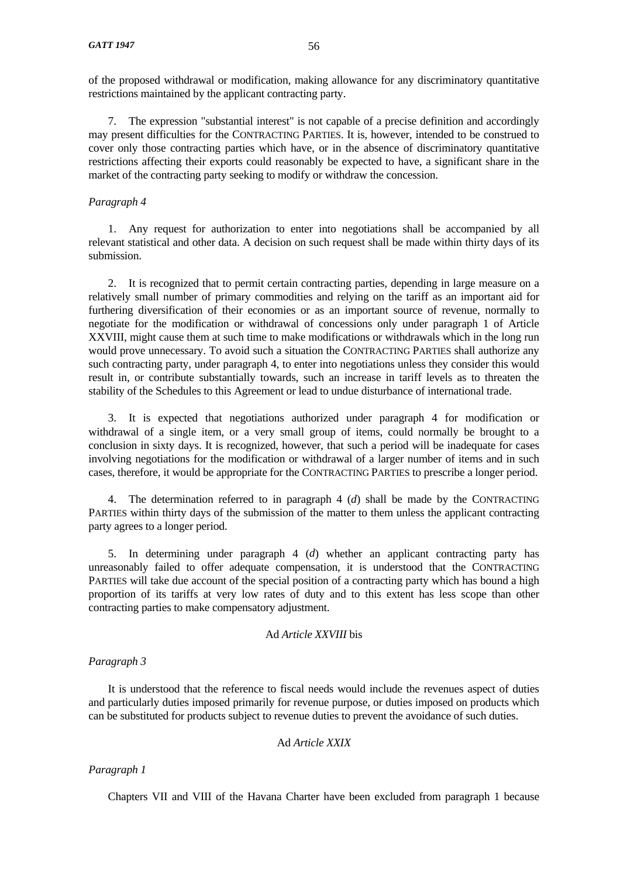of the proposed withdrawal or modification, making allowance for any discriminatory quantitative restrictions maintained by the applicant contracting party.

7. The expression "substantial interest" is not capable of a precise definition and accordingly may present difficulties for the CONTRACTING PARTIES. It is, however, intended to be construed to cover only those contracting parties which have, or in the absence of discriminatory quantitative restrictions affecting their exports could reasonably be expected to have, a significant share in the market of the contracting party seeking to modify or withdraw the concession.

*Paragraph 4*

1. Any request for authorization to enter into negotiations shall be accompanied by all relevant statistical and other data. A decision on such request shall be made within thirty days of its submission.

2. It is recognized that to permit certain contracting parties, depending in large measure on a relatively small number of primary commodities and relying on the tariff as an important aid for furthering diversification of their economies or as an important source of revenue, normally to negotiate for the modification or withdrawal of concessions only under paragraph 1 of Article XXVIII, might cause them at such time to make modifications or withdrawals which in the long run would prove unnecessary. To avoid such a situation the CONTRACTING PARTIES shall authorize any such contracting party, under paragraph 4, to enter into negotiations unless they consider this would result in, or contribute substantially towards, such an increase in tariff levels as to threaten the stability of the Schedules to this Agreement or lead to undue disturbance of international trade.

3. It is expected that negotiations authorized under paragraph 4 for modification or withdrawal of a single item, or a very small group of items, could normally be brought to a conclusion in sixty days. It is recognized, however, that such a period will be inadequate for cases involving negotiations for the modification or withdrawal of a larger number of items and in such cases, therefore, it would be appropriate for the CONTRACTING PARTIES to prescribe a longer period.

4. The determination referred to in paragraph 4 (*d*) shall be made by the CONTRACTING PARTIES within thirty days of the submission of the matter to them unless the applicant contracting party agrees to a longer period.

5. In determining under paragraph 4 (*d*) whether an applicant contracting party has unreasonably failed to offer adequate compensation, it is understood that the CONTRACTING PARTIES will take due account of the special position of a contracting party which has bound a high proportion of its tariffs at very low rates of duty and to this extent has less scope than other contracting parties to make compensatory adjustment.

### Ad *Article XXVIII* bis

*Paragraph 3*

It is understood that the reference to fiscal needs would include the revenues aspect of duties and particularly duties imposed primarily for revenue purpose, or duties imposed on products which can be substituted for products subject to revenue duties to prevent the avoidance of such duties.

### Ad *Article XXIX*

*Paragraph 1*

Chapters VII and VIII of the Havana Charter have been excluded from paragraph 1 because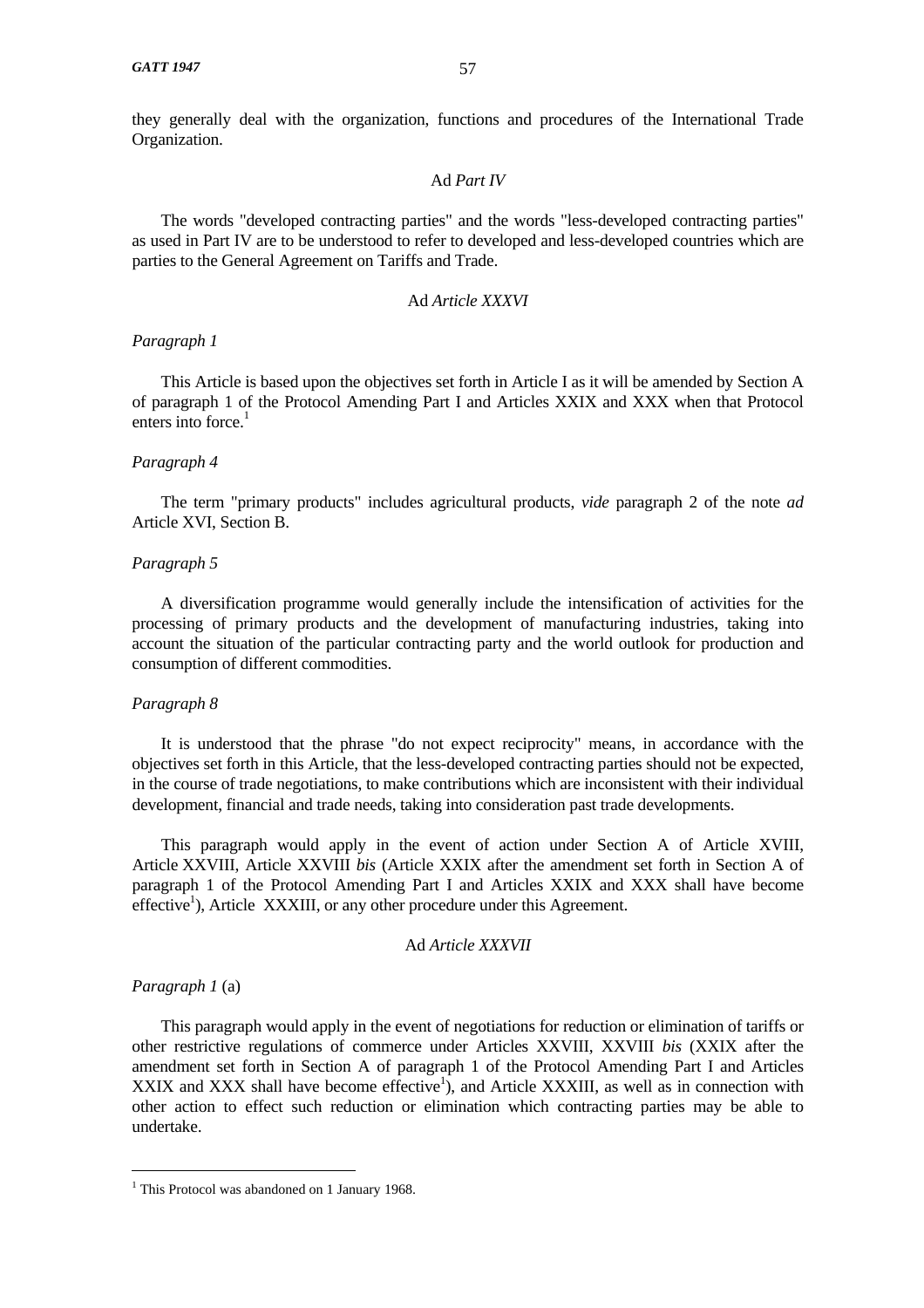they generally deal with the organization, functions and procedures of the International Trade Organization.

### Ad *Part IV*

The words "developed contracting parties" and the words "less-developed contracting parties" as used in Part IV are to be understood to refer to developed and less-developed countries which are parties to the General Agreement on Tariffs and Trade.

### Ad *Article XXXVI*

*Paragraph 1*

This Article is based upon the objectives set forth in Article I as it will be amended by Section A of paragraph 1 of the Protocol Amending Part I and Articles XXIX and XXX when that Protocol enters into force.[1]

*Paragraph 4*

The term "primary products" includes agricultural products, *vide* paragraph 2 of the note *ad* Article XVI, Section B.

*Paragraph 5*

A diversification programme would generally include the intensification of activities for the processing of primary products and the development of manufacturing industries, taking into account the situation of the particular contracting party and the world outlook for production and consumption of different commodities.

*Paragraph 8*

It is understood that the phrase "do not expect reciprocity" means, in accordance with the objectives set forth in this Article, that the less-developed contracting parties should not be expected, in the course of trade negotiations, to make contributions which are inconsistent with their individual development, financial and trade needs, taking into consideration past trade developments.

This paragraph would apply in the event of action under Section A of Article XVIII, Article XXVIII, Article XXVIII *bis* (Article XXIX after the amendment set forth in Section A of paragraph 1 of the Protocol Amending Part I and Articles XXIX and XXX shall have become effective[1]), Article XXXIII, or any other procedure under this Agreement.

### Ad *Article XXXVII*

*Paragraph 1* (a)

This paragraph would apply in the event of negotiations for reduction or elimination of tariffs or other restrictive regulations of commerce under Articles XXVIII, XXVIII *bis* (XXIX after the amendment set forth in Section A of paragraph 1 of the Protocol Amending Part I and Articles XXIX and XXX shall have become effective[1]), and Article XXXIII, as well as in connection with other action to effect such reduction or elimination which contracting parties may be able to undertake.

---

[1] This Protocol was abandoned on 1 January 1968.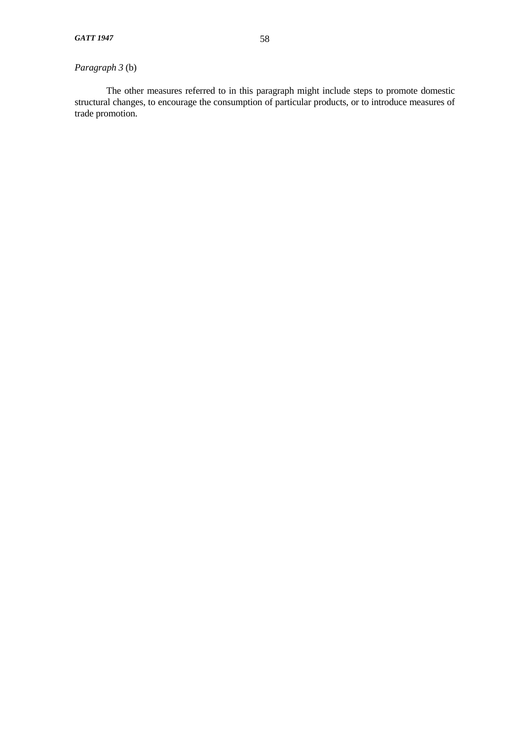*Paragraph 3* (b)

The other measures referred to in this paragraph might include steps to promote domestic structural changes, to encourage the consumption of particular products, or to introduce measures of trade promotion.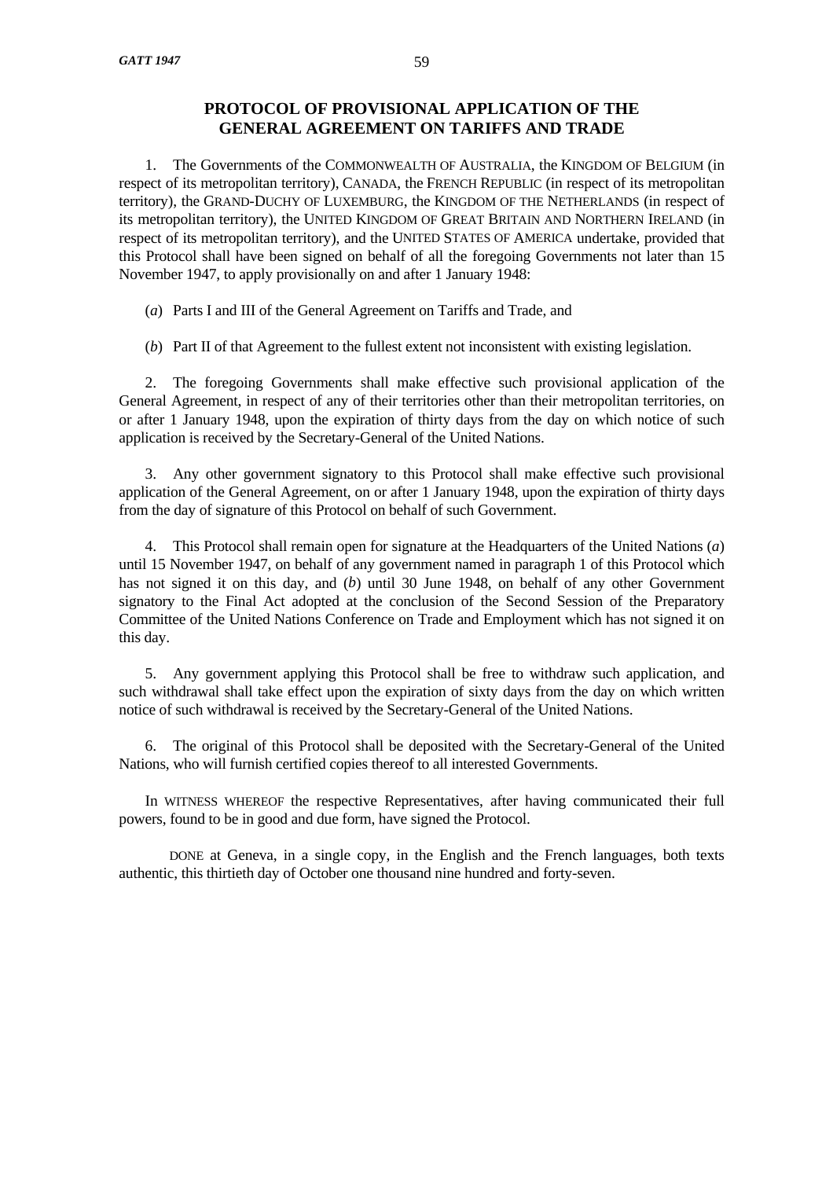# PROTOCOL OF PROVISIONAL APPLICATION OF THE GENERAL AGREEMENT ON TARIFFS AND TRADE

1. The Governments of the COMMONWEALTH OF AUSTRALIA, the KINGDOM OF BELGIUM (in respect of its metropolitan territory), CANADA, the FRENCH REPUBLIC (in respect of its metropolitan territory), the GRAND-DUCHY OF LUXEMBURG, the KINGDOM OF THE NETHERLANDS (in respect of its metropolitan territory), the UNITED KINGDOM OF GREAT BRITAIN AND NORTHERN IRELAND (in respect of its metropolitan territory), and the UNITED STATES OF AMERICA undertake, provided that this Protocol shall have been signed on behalf of all the foregoing Governments not later than 15 November 1947, to apply provisionally on and after 1 January 1948:

(*a*) Parts I and III of the General Agreement on Tariffs and Trade, and

(*b*) Part II of that Agreement to the fullest extent not inconsistent with existing legislation.

2. The foregoing Governments shall make effective such provisional application of the General Agreement, in respect of any of their territories other than their metropolitan territories, on or after 1 January 1948, upon the expiration of thirty days from the day on which notice of such application is received by the Secretary-General of the United Nations.

3. Any other government signatory to this Protocol shall make effective such provisional application of the General Agreement, on or after 1 January 1948, upon the expiration of thirty days from the day of signature of this Protocol on behalf of such Government.

4. This Protocol shall remain open for signature at the Headquarters of the United Nations (*a*) until 15 November 1947, on behalf of any government named in paragraph 1 of this Protocol which has not signed it on this day, and (*b*) until 30 June 1948, on behalf of any other Government signatory to the Final Act adopted at the conclusion of the Second Session of the Preparatory Committee of the United Nations Conference on Trade and Employment which has not signed it on this day.

5. Any government applying this Protocol shall be free to withdraw such application, and such withdrawal shall take effect upon the expiration of sixty days from the day on which written notice of such withdrawal is received by the Secretary-General of the United Nations.

6. The original of this Protocol shall be deposited with the Secretary-General of the United Nations, who will furnish certified copies thereof to all interested Governments.

In WITNESS WHEREOF the respective Representatives, after having communicated their full powers, found to be in good and due form, have signed the Protocol.

DONE at Geneva, in a single copy, in the English and the French languages, both texts authentic, this thirtieth day of October one thousand nine hundred and forty-seven.